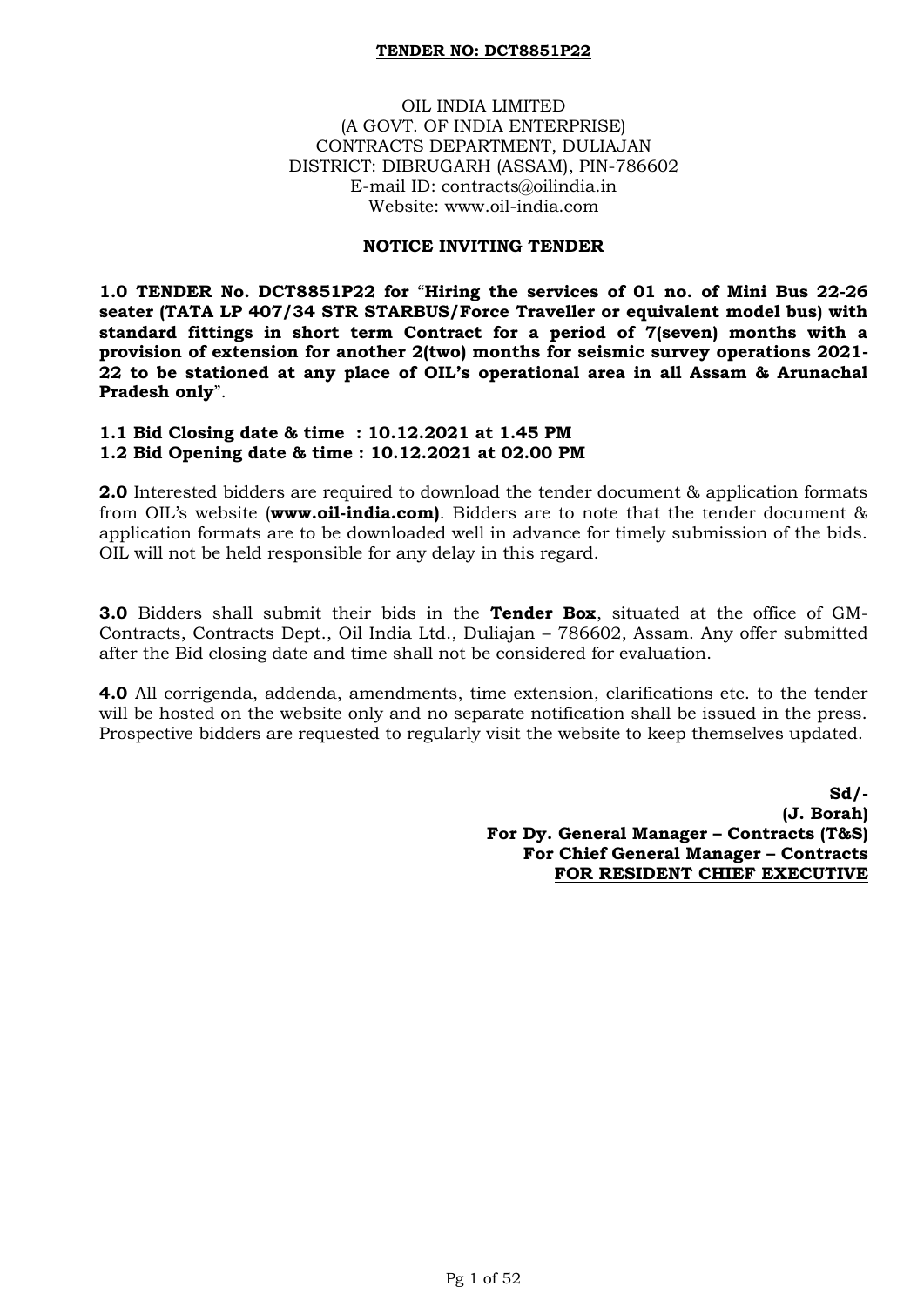**TENDER NO: DCT8851P22**

OIL INDIA LIMITED
(A GOVT. OF INDIA ENTERPRISE)
CONTRACTS DEPARTMENT, DULIAJAN
DISTRICT: DIBRUGARH (ASSAM), PIN-786602
E-mail ID: contracts@oilindia.in
Website: www.oil-india.com

## NOTICE INVITING TENDER

**1.0 TENDER No. DCT8851P22 for** "**Hiring the services of 01 no. of Mini Bus 22-26 seater (TATA LP 407/34 STR STARBUS/Force Traveller or equivalent model bus) with standard fittings in short term Contract for a period of 7(seven) months with a provision of extension for another 2(two) months for seismic survey operations 2021-22 to be stationed at any place of OIL's operational area in all Assam & Arunachal Pradesh only**".

**1.1 Bid Closing date & time : 10.12.2021 at 1.45 PM**
**1.2 Bid Opening date & time : 10.12.2021 at 02.00 PM**

**2.0** Interested bidders are required to download the tender document & application formats from OIL's website (**www.oil-india.com)**. Bidders are to note that the tender document & application formats are to be downloaded well in advance for timely submission of the bids. OIL will not be held responsible for any delay in this regard.

**3.0** Bidders shall submit their bids in the **Tender Box**, situated at the office of GM-Contracts, Contracts Dept., Oil India Ltd., Duliajan – 786602, Assam. Any offer submitted after the Bid closing date and time shall not be considered for evaluation.

**4.0** All corrigenda, addenda, amendments, time extension, clarifications etc. to the tender will be hosted on the website only and no separate notification shall be issued in the press. Prospective bidders are requested to regularly visit the website to keep themselves updated.

**Sd/-**
**(J. Borah)**
**For Dy. General Manager – Contracts (T&S)**
**For Chief General Manager – Contracts**
**FOR RESIDENT CHIEF EXECUTIVE**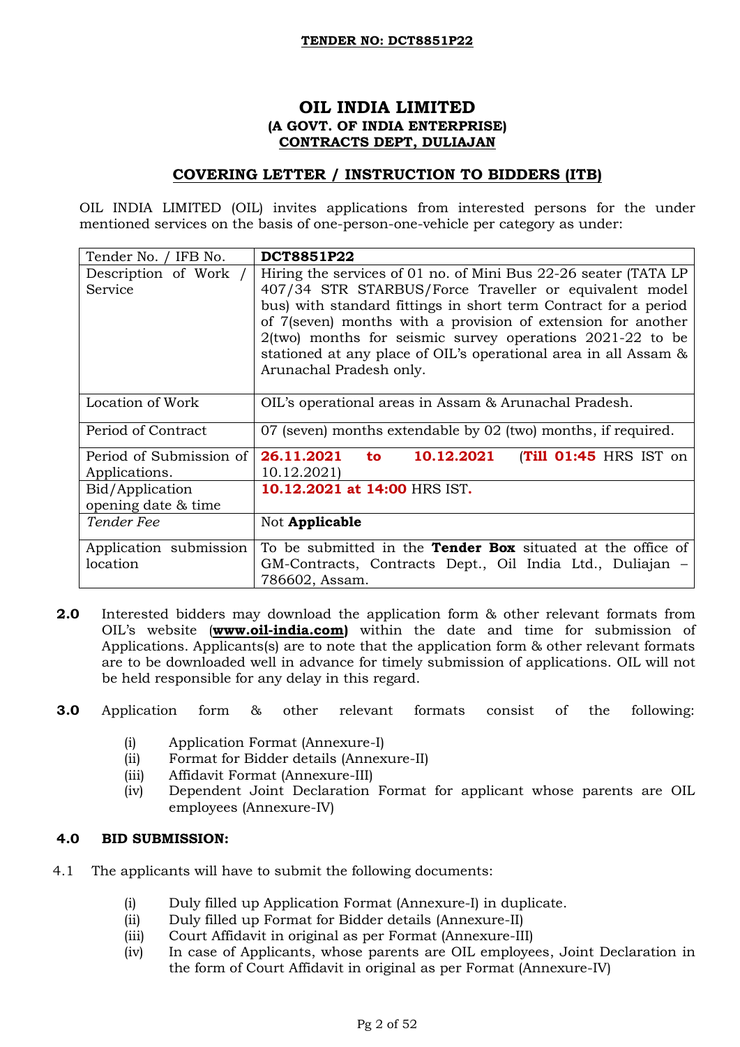**TENDER NO: DCT8851P22**

# OIL INDIA LIMITED

**(A GOVT. OF INDIA ENTERPRISE)**

**CONTRACTS DEPT, DULIAJAN**

## COVERING LETTER / INSTRUCTION TO BIDDERS (ITB)

OIL INDIA LIMITED (OIL) invites applications from interested persons for the under mentioned services on the basis of one-person-one-vehicle per category as under:

| Tender No. / IFB No. | **DCT8851P22** |
|---|---|
| Description of Work / Service | Hiring the services of 01 no. of Mini Bus 22-26 seater (TATA LP 407/34 STR STARBUS/Force Traveller or equivalent model bus) with standard fittings in short term Contract for a period of 7(seven) months with a provision of extension for another 2(two) months for seismic survey operations 2021-22 to be stationed at any place of OIL's operational area in all Assam & Arunachal Pradesh only. |
| Location of Work | OIL's operational areas in Assam & Arunachal Pradesh. |
| Period of Contract | 07 (seven) months extendable by 02 (two) months, if required. |
| Period of Submission of Applications. | **26.11.2021 to 10.12.2021** (**Till 01:45** HRS IST on 10.12.2021) |
| Bid/Application opening date & time | **10.12.2021 at 14:00** HRS IST. |
| *Tender Fee* | Not **Applicable** |
| Application submission location | To be submitted in the **Tender Box** situated at the office of GM-Contracts, Contracts Dept., Oil India Ltd., Duliajan – 786602, Assam. |

**2.0** Interested bidders may download the application form & other relevant formats from OIL's website (**www.oil-india.com)** within the date and time for submission of Applications. Applicants(s) are to note that the application form & other relevant formats are to be downloaded well in advance for timely submission of applications. OIL will not be held responsible for any delay in this regard.

**3.0** Application form & other relevant formats consist of the following:

(i) Application Format (Annexure-I)
(ii) Format for Bidder details (Annexure-II)
(iii) Affidavit Format (Annexure-III)
(iv) Dependent Joint Declaration Format for applicant whose parents are OIL employees (Annexure-IV)

**4.0 BID SUBMISSION:**

4.1 The applicants will have to submit the following documents:

(i) Duly filled up Application Format (Annexure-I) in duplicate.
(ii) Duly filled up Format for Bidder details (Annexure-II)
(iii) Court Affidavit in original as per Format (Annexure-III)
(iv) In case of Applicants, whose parents are OIL employees, Joint Declaration in the form of Court Affidavit in original as per Format (Annexure-IV)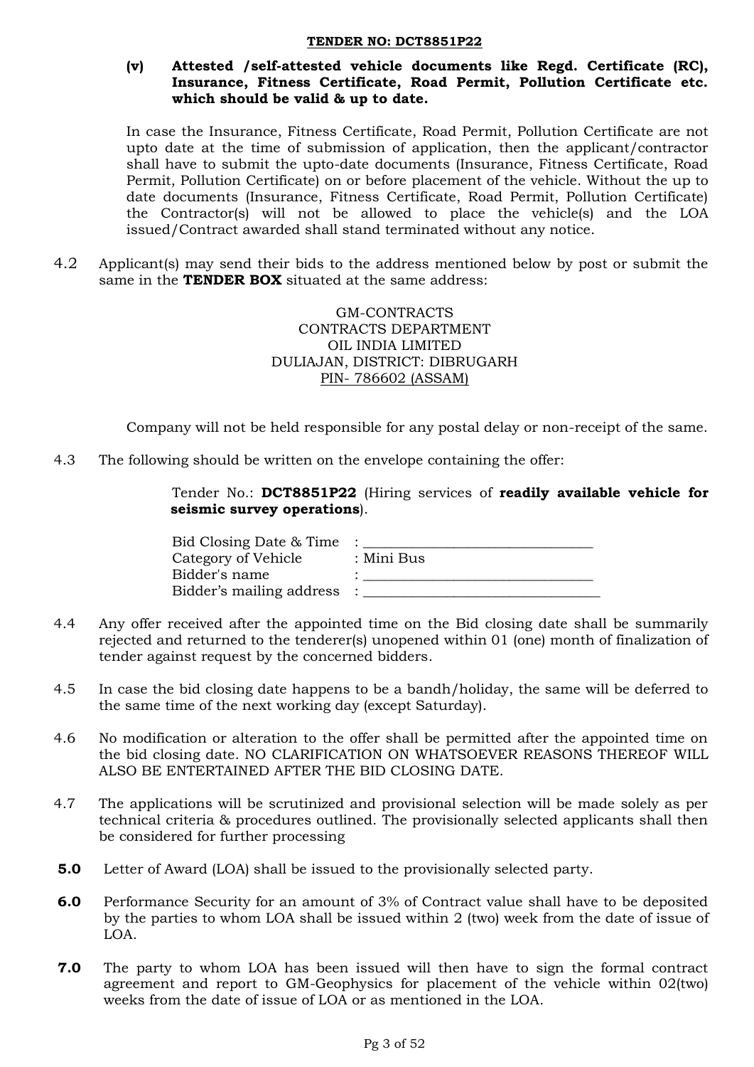**(v) Attested /self-attested vehicle documents like Regd. Certificate (RC), Insurance, Fitness Certificate, Road Permit, Pollution Certificate etc. which should be valid & up to date.**

In case the Insurance, Fitness Certificate, Road Permit, Pollution Certificate are not upto date at the time of submission of application, then the applicant/contractor shall have to submit the upto-date documents (Insurance, Fitness Certificate, Road Permit, Pollution Certificate) on or before placement of the vehicle. Without the up to date documents (Insurance, Fitness Certificate, Road Permit, Pollution Certificate) the Contractor(s) will not be allowed to place the vehicle(s) and the LOA issued/Contract awarded shall stand terminated without any notice.

4.2 Applicant(s) may send their bids to the address mentioned below by post or submit the same in the **TENDER BOX** situated at the same address:

GM-CONTRACTS
CONTRACTS DEPARTMENT
OIL INDIA LIMITED
DULIAJAN, DISTRICT: DIBRUGARH
PIN- 786602 (ASSAM)

Company will not be held responsible for any postal delay or non-receipt of the same.

4.3 The following should be written on the envelope containing the offer:

Tender No.: **DCT8851P22** (Hiring services of **readily available vehicle for seismic survey operations**).

Bid Closing Date & Time : ______________________________
Category of Vehicle : Mini Bus
Bidder's name : ______________________________
Bidder's mailing address : ______________________________

4.4 Any offer received after the appointed time on the Bid closing date shall be summarily rejected and returned to the tenderer(s) unopened within 01 (one) month of finalization of tender against request by the concerned bidders.

4.5 In case the bid closing date happens to be a bandh/holiday, the same will be deferred to the same time of the next working day (except Saturday).

4.6 No modification or alteration to the offer shall be permitted after the appointed time on the bid closing date. NO CLARIFICATION ON WHATSOEVER REASONS THEREOF WILL ALSO BE ENTERTAINED AFTER THE BID CLOSING DATE.

4.7 The applications will be scrutinized and provisional selection will be made solely as per technical criteria & procedures outlined. The provisionally selected applicants shall then be considered for further processing

**5.0** Letter of Award (LOA) shall be issued to the provisionally selected party.

**6.0** Performance Security for an amount of 3% of Contract value shall have to be deposited by the parties to whom LOA shall be issued within 2 (two) week from the date of issue of LOA.

**7.0** The party to whom LOA has been issued will then have to sign the formal contract agreement and report to GM-Geophysics for placement of the vehicle within 02(two) weeks from the date of issue of LOA or as mentioned in the LOA.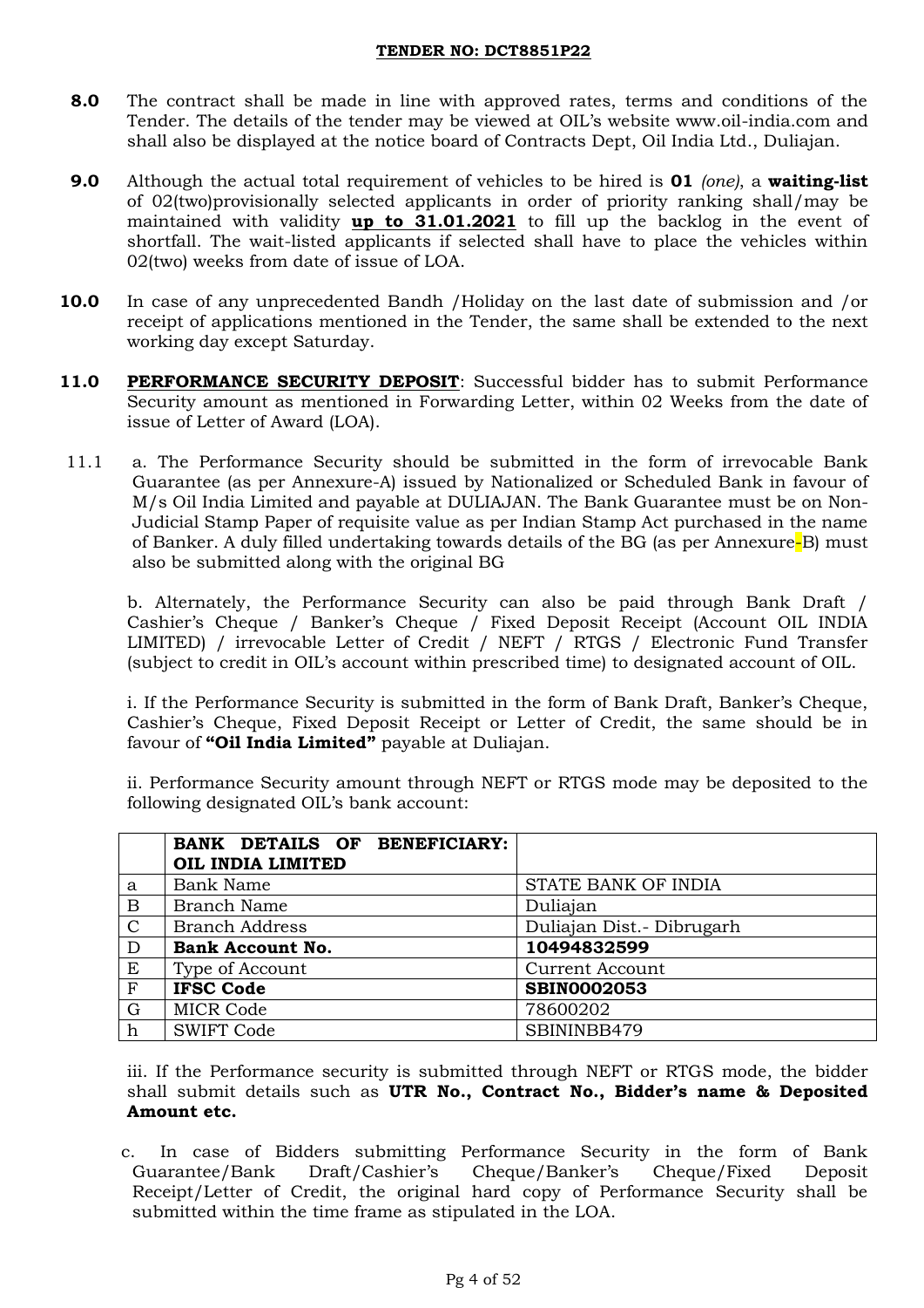**8.0** The contract shall be made in line with approved rates, terms and conditions of the Tender. The details of the tender may be viewed at OIL's website www.oil-india.com and shall also be displayed at the notice board of Contracts Dept, Oil India Ltd., Duliajan.

**9.0** Although the actual total requirement of vehicles to be hired is **01** *(one)*, a **waiting-list** of 02(two)provisionally selected applicants in order of priority ranking shall/may be maintained with validity **up to 31.01.2021** to fill up the backlog in the event of shortfall. The wait-listed applicants if selected shall have to place the vehicles within 02(two) weeks from date of issue of LOA.

**10.0** In case of any unprecedented Bandh /Holiday on the last date of submission and /or receipt of applications mentioned in the Tender, the same shall be extended to the next working day except Saturday.

**11.0** **PERFORMANCE SECURITY DEPOSIT**: Successful bidder has to submit Performance Security amount as mentioned in Forwarding Letter, within 02 Weeks from the date of issue of Letter of Award (LOA).

11.1 a. The Performance Security should be submitted in the form of irrevocable Bank Guarantee (as per Annexure-A) issued by Nationalized or Scheduled Bank in favour of M/s Oil India Limited and payable at DULIAJAN. The Bank Guarantee must be on Non-Judicial Stamp Paper of requisite value as per Indian Stamp Act purchased in the name of Banker. A duly filled undertaking towards details of the BG (as per Annexure-B) must also be submitted along with the original BG

b. Alternately, the Performance Security can also be paid through Bank Draft / Cashier's Cheque / Banker's Cheque / Fixed Deposit Receipt (Account OIL INDIA LIMITED) / irrevocable Letter of Credit / NEFT / RTGS / Electronic Fund Transfer (subject to credit in OIL's account within prescribed time) to designated account of OIL.

i. If the Performance Security is submitted in the form of Bank Draft, Banker's Cheque, Cashier's Cheque, Fixed Deposit Receipt or Letter of Credit, the same should be in favour of **"Oil India Limited"** payable at Duliajan.

ii. Performance Security amount through NEFT or RTGS mode may be deposited to the following designated OIL's bank account:

| | **BANK DETAILS OF BENEFICIARY: OIL INDIA LIMITED** | |
|---|---|---|
| a | Bank Name | STATE BANK OF INDIA |
| B | Branch Name | Duliajan |
| C | Branch Address | Duliajan Dist.- Dibrugarh |
| D | **Bank Account No.** | **10494832599** |
| E | Type of Account | Current Account |
| F | **IFSC Code** | **SBIN0002053** |
| G | MICR Code | 78600202 |
| h | SWIFT Code | SBININBB479 |

iii. If the Performance security is submitted through NEFT or RTGS mode, the bidder shall submit details such as **UTR No., Contract No., Bidder's name & Deposited Amount etc.**

c. In case of Bidders submitting Performance Security in the form of Bank Guarantee/Bank Draft/Cashier's Cheque/Banker's Cheque/Fixed Deposit Receipt/Letter of Credit, the original hard copy of Performance Security shall be submitted within the time frame as stipulated in the LOA.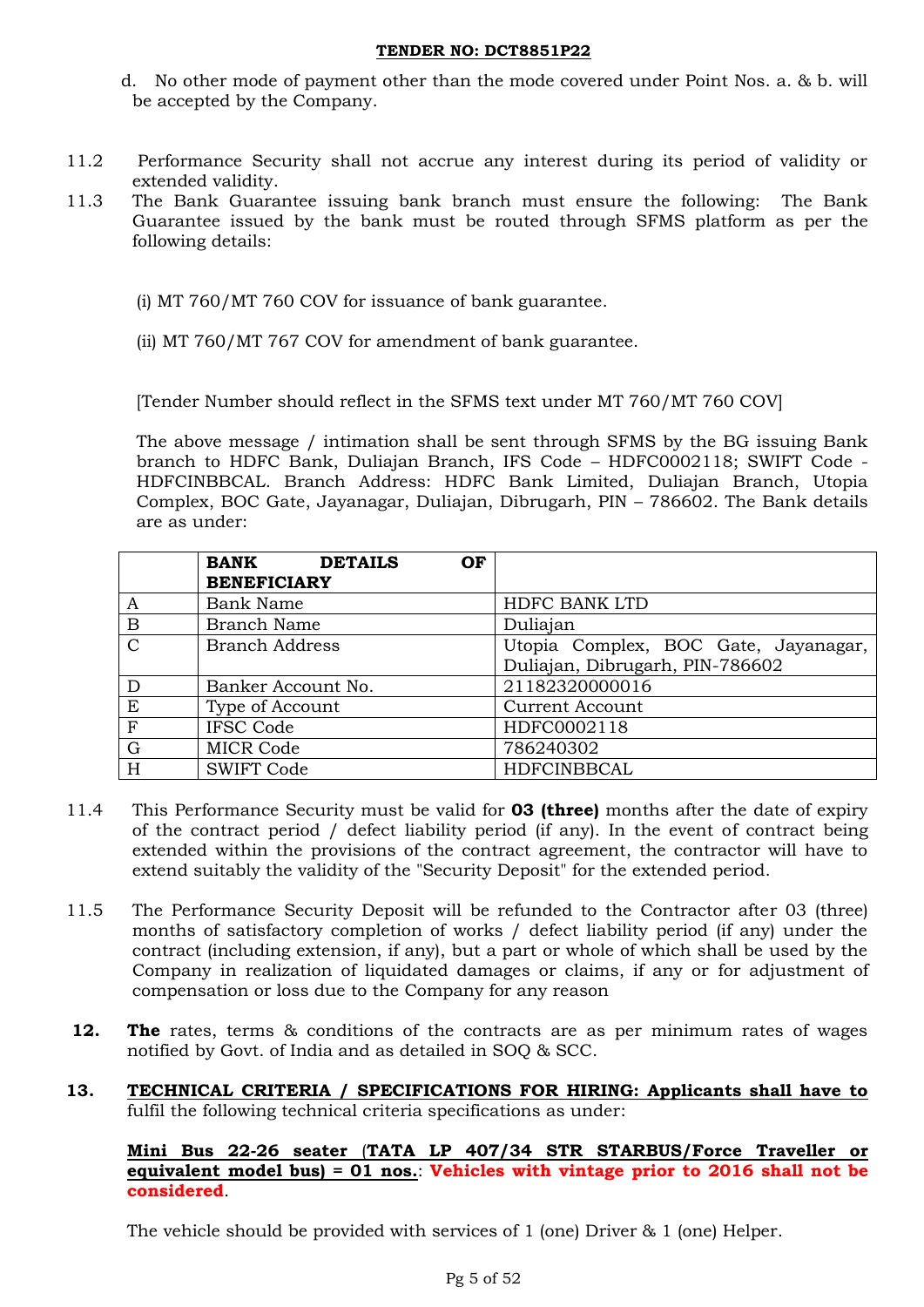d. No other mode of payment other than the mode covered under Point Nos. a. & b. will be accepted by the Company.

11.2 Performance Security shall not accrue any interest during its period of validity or extended validity.

11.3 The Bank Guarantee issuing bank branch must ensure the following: The Bank Guarantee issued by the bank must be routed through SFMS platform as per the following details:

(i) MT 760/MT 760 COV for issuance of bank guarantee.

(ii) MT 760/MT 767 COV for amendment of bank guarantee.

[Tender Number should reflect in the SFMS text under MT 760/MT 760 COV]

The above message / intimation shall be sent through SFMS by the BG issuing Bank branch to HDFC Bank, Duliajan Branch, IFS Code – HDFC0002118; SWIFT Code - HDFCINBBCAL. Branch Address: HDFC Bank Limited, Duliajan Branch, Utopia Complex, BOC Gate, Jayanagar, Duliajan, Dibrugarh, PIN – 786602. The Bank details are as under:

| | **BANK DETAILS OF BENEFICIARY** | |
|---|---|---|
| A | Bank Name | HDFC BANK LTD |
| B | Branch Name | Duliajan |
| C | Branch Address | Utopia Complex, BOC Gate, Jayanagar, Duliajan, Dibrugarh, PIN-786602 |
| D | Banker Account No. | 21182320000016 |
| E | Type of Account | Current Account |
| F | IFSC Code | HDFC0002118 |
| G | MICR Code | 786240302 |
| H | SWIFT Code | HDFCINBBCAL |

11.4 This Performance Security must be valid for **03 (three)** months after the date of expiry of the contract period / defect liability period (if any). In the event of contract being extended within the provisions of the contract agreement, the contractor will have to extend suitably the validity of the "Security Deposit" for the extended period.

11.5 The Performance Security Deposit will be refunded to the Contractor after 03 (three) months of satisfactory completion of works / defect liability period (if any) under the contract (including extension, if any), but a part or whole of which shall be used by the Company in realization of liquidated damages or claims, if any or for adjustment of compensation or loss due to the Company for any reason

**12.** **The** rates, terms & conditions of the contracts are as per minimum rates of wages notified by Govt. of India and as detailed in SOQ & SCC.

**13.** **TECHNICAL CRITERIA / SPECIFICATIONS FOR HIRING: Applicants shall have to** fulfil the following technical criteria specifications as under:

**Mini Bus 22-26 seater (TATA LP 407/34 STR STARBUS/Force Traveller or equivalent model bus) = 01 nos.**: **Vehicles with vintage prior to 2016 shall not be considered**.

The vehicle should be provided with services of 1 (one) Driver & 1 (one) Helper.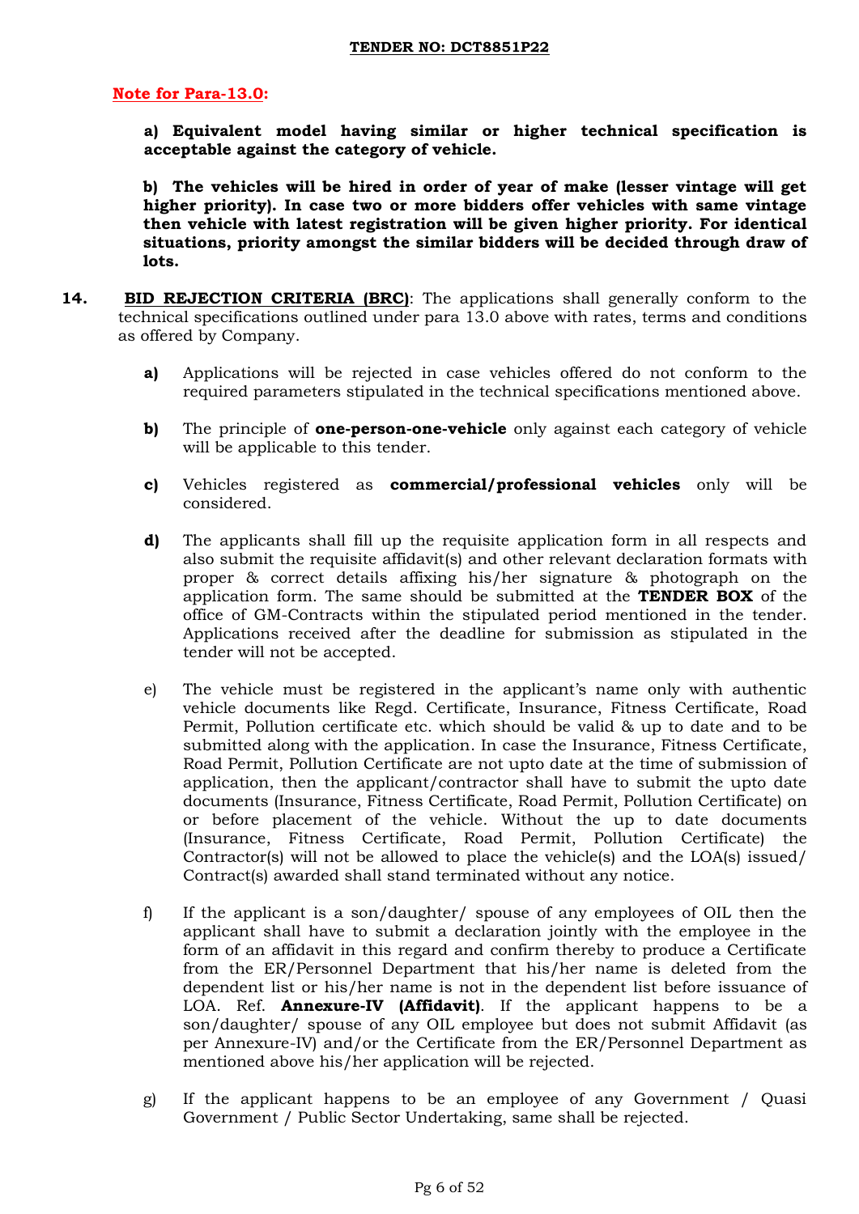**Note for Para-13.0:**

**a) Equivalent model having similar or higher technical specification is acceptable against the category of vehicle.**

**b) The vehicles will be hired in order of year of make (lesser vintage will get higher priority). In case two or more bidders offer vehicles with same vintage then vehicle with latest registration will be given higher priority. For identical situations, priority amongst the similar bidders will be decided through draw of lots.**

**14. BID REJECTION CRITERIA (BRC)**: The applications shall generally conform to the technical specifications outlined under para 13.0 above with rates, terms and conditions as offered by Company.

**a)** Applications will be rejected in case vehicles offered do not conform to the required parameters stipulated in the technical specifications mentioned above.

**b)** The principle of **one-person-one-vehicle** only against each category of vehicle will be applicable to this tender.

**c)** Vehicles registered as **commercial/professional vehicles** only will be considered.

**d)** The applicants shall fill up the requisite application form in all respects and also submit the requisite affidavit(s) and other relevant declaration formats with proper & correct details affixing his/her signature & photograph on the application form. The same should be submitted at the **TENDER BOX** of the office of GM-Contracts within the stipulated period mentioned in the tender. Applications received after the deadline for submission as stipulated in the tender will not be accepted.

e) The vehicle must be registered in the applicant's name only with authentic vehicle documents like Regd. Certificate, Insurance, Fitness Certificate, Road Permit, Pollution certificate etc. which should be valid & up to date and to be submitted along with the application. In case the Insurance, Fitness Certificate, Road Permit, Pollution Certificate are not upto date at the time of submission of application, then the applicant/contractor shall have to submit the upto date documents (Insurance, Fitness Certificate, Road Permit, Pollution Certificate) on or before placement of the vehicle. Without the up to date documents (Insurance, Fitness Certificate, Road Permit, Pollution Certificate) the Contractor(s) will not be allowed to place the vehicle(s) and the LOA(s) issued/ Contract(s) awarded shall stand terminated without any notice.

f) If the applicant is a son/daughter/ spouse of any employees of OIL then the applicant shall have to submit a declaration jointly with the employee in the form of an affidavit in this regard and confirm thereby to produce a Certificate from the ER/Personnel Department that his/her name is deleted from the dependent list or his/her name is not in the dependent list before issuance of LOA. Ref. **Annexure-IV (Affidavit)**. If the applicant happens to be a son/daughter/ spouse of any OIL employee but does not submit Affidavit (as per Annexure-IV) and/or the Certificate from the ER/Personnel Department as mentioned above his/her application will be rejected.

g) If the applicant happens to be an employee of any Government / Quasi Government / Public Sector Undertaking, same shall be rejected.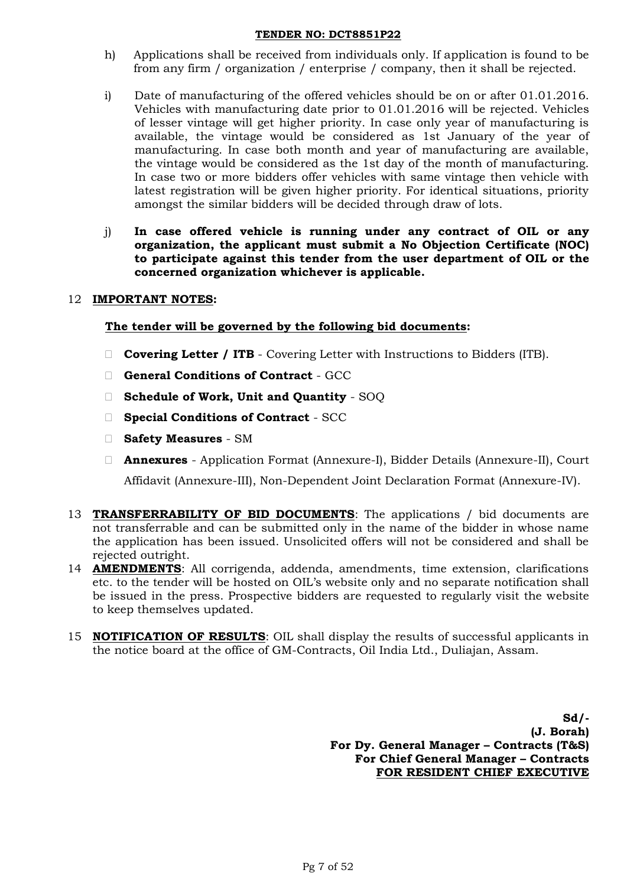h) Applications shall be received from individuals only. If application is found to be from any firm / organization / enterprise / company, then it shall be rejected.

i) Date of manufacturing of the offered vehicles should be on or after 01.01.2016. Vehicles with manufacturing date prior to 01.01.2016 will be rejected. Vehicles of lesser vintage will get higher priority. In case only year of manufacturing is available, the vintage would be considered as 1st January of the year of manufacturing. In case both month and year of manufacturing are available, the vintage would be considered as the 1st day of the month of manufacturing. In case two or more bidders offer vehicles with same vintage then vehicle with latest registration will be given higher priority. For identical situations, priority amongst the similar bidders will be decided through draw of lots.

j) **In case offered vehicle is running under any contract of OIL or any organization, the applicant must submit a No Objection Certificate (NOC) to participate against this tender from the user department of OIL or the concerned organization whichever is applicable.**

12 **IMPORTANT NOTES:**

**The tender will be governed by the following bid documents:**

- **Covering Letter / ITB** - Covering Letter with Instructions to Bidders (ITB).
- **General Conditions of Contract** - GCC
- **Schedule of Work, Unit and Quantity** - SOQ
- **Special Conditions of Contract** - SCC
- **Safety Measures** - SM
- **Annexures** - Application Format (Annexure-I), Bidder Details (Annexure-II), Court Affidavit (Annexure-III), Non-Dependent Joint Declaration Format (Annexure-IV).

13 **TRANSFERRABILITY OF BID DOCUMENTS**: The applications / bid documents are not transferrable and can be submitted only in the name of the bidder in whose name the application has been issued. Unsolicited offers will not be considered and shall be rejected outright.

14 **AMENDMENTS**: All corrigenda, addenda, amendments, time extension, clarifications etc. to the tender will be hosted on OIL's website only and no separate notification shall be issued in the press. Prospective bidders are requested to regularly visit the website to keep themselves updated.

15 **NOTIFICATION OF RESULTS**: OIL shall display the results of successful applicants in the notice board at the office of GM-Contracts, Oil India Ltd., Duliajan, Assam.

**Sd/-**
**(J. Borah)**
**For Dy. General Manager – Contracts (T&S)**
**For Chief General Manager – Contracts**
**FOR RESIDENT CHIEF EXECUTIVE**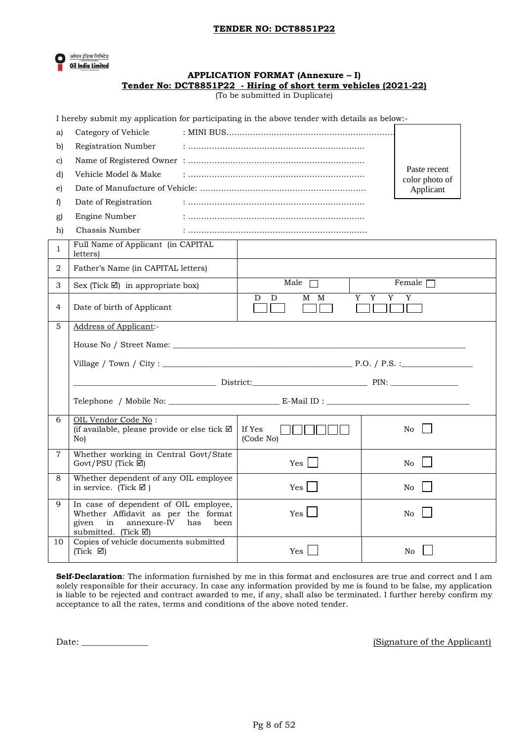**TENDER NO: DCT8851P22**

ऑयल इंडिया लिमिटेड
Oil India Limited

## APPLICATION FORMAT (Annexure – I)

**Tender No: DCT8851P22 - Hiring of short term vehicles (2021-22)**

(To be submitted in Duplicate)

I hereby submit my application for participating in the above tender with details as below:-

a) Category of Vehicle : MINI BUS...............................................................

b) Registration Number : ..................................................................

c) Name of Registered Owner : ..................................................................

d) Vehicle Model & Make : ..................................................................

e) Date of Manufacture of Vehicle: ..............................................................

f) Date of Registration : ..................................................................

g) Engine Number : ..................................................................

h) Chassis Number : ...................................................................

Paste recent color photo of Applicant

| | | | |
|---|---|---|---|
| 1 | Full Name of Applicant (in CAPITAL letters) | | |
| 2 | Father's Name (in CAPITAL letters) | | |
| 3 | Sex (Tick ☑) in appropriate box) | Male ☐ | Female ☐ |
| 4 | Date of birth of Applicant | D D ☐☐ M M ☐☐ Y Y Y Y ☐☐☐☐ | |
| 5 | Address of Applicant:-<br>House No / Street Name: ______<br>Village / Town / City : ______ P.O. / P.S. :______<br>______ District:______ PIN: ______<br>Telephone / Mobile No: ______ E-Mail ID : ______ | | |
| 6 | OIL Vendor Code No :<br>(if available, please provide or else tick ☑ No) | If Yes (Code No) ☐☐☐☐☐☐ | No ☐ |
| 7 | Whether working in Central Govt/State Govt/PSU (Tick ☑) | Yes ☐ | No ☐ |
| 8 | Whether dependent of any OIL employee in service. (Tick ☑ ) | Yes ☐ | No ☐ |
| 9 | In case of dependent of OIL employee, Whether Affidavit as per the format given in annexure-IV has been submitted. (Tick ☑) | Yes ☐ | No ☐ |
| 10 | Copies of vehicle documents submitted (Tick ☑) | Yes ☐ | No ☐ |

**Self-Declaration**: The information furnished by me in this format and enclosures are true and correct and I am solely responsible for their accuracy. In case any information provided by me is found to be false, my application is liable to be rejected and contract awarded to me, if any, shall also be terminated. I further hereby confirm my acceptance to all the rates, terms and conditions of the above noted tender.

Date: ______________ (Signature of the Applicant)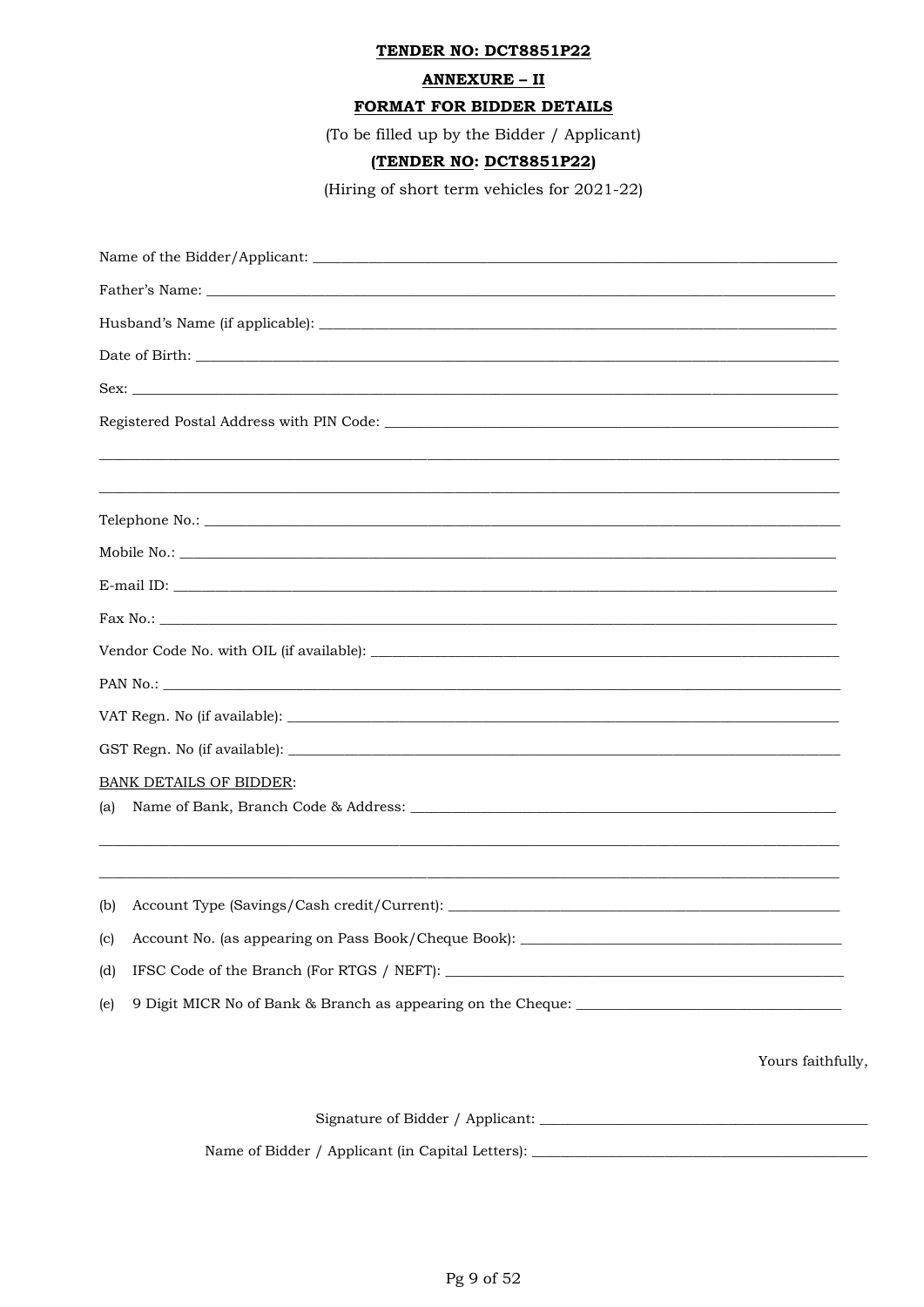**TENDER NO: DCT8851P22**

**ANNEXURE – II**

**FORMAT FOR BIDDER DETAILS**

(To be filled up by the Bidder / Applicant)

**(TENDER NO: DCT8851P22)**

(Hiring of short term vehicles for 2021-22)

Name of the Bidder/Applicant: ____________________

Father's Name: ____________________

Husband's Name (if applicable): ____________________

Date of Birth: ____________________

Sex: ____________________

Registered Postal Address with PIN Code: ____________________

____________________

____________________

Telephone No.: ____________________

Mobile No.: ____________________

E-mail ID: ____________________

Fax No.: ____________________

Vendor Code No. with OIL (if available): ____________________

PAN No.: ____________________

VAT Regn. No (if available): ____________________

GST Regn. No (if available): ____________________

BANK DETAILS OF BIDDER:

(a) Name of Bank, Branch Code & Address: ____________________

____________________

____________________

(b) Account Type (Savings/Cash credit/Current): ____________________

(c) Account No. (as appearing on Pass Book/Cheque Book): ____________________

(d) IFSC Code of the Branch (For RTGS / NEFT): ____________________

(e) 9 Digit MICR No of Bank & Branch as appearing on the Cheque: ____________________

Yours faithfully,

Signature of Bidder / Applicant: ____________________

Name of Bidder / Applicant (in Capital Letters): ____________________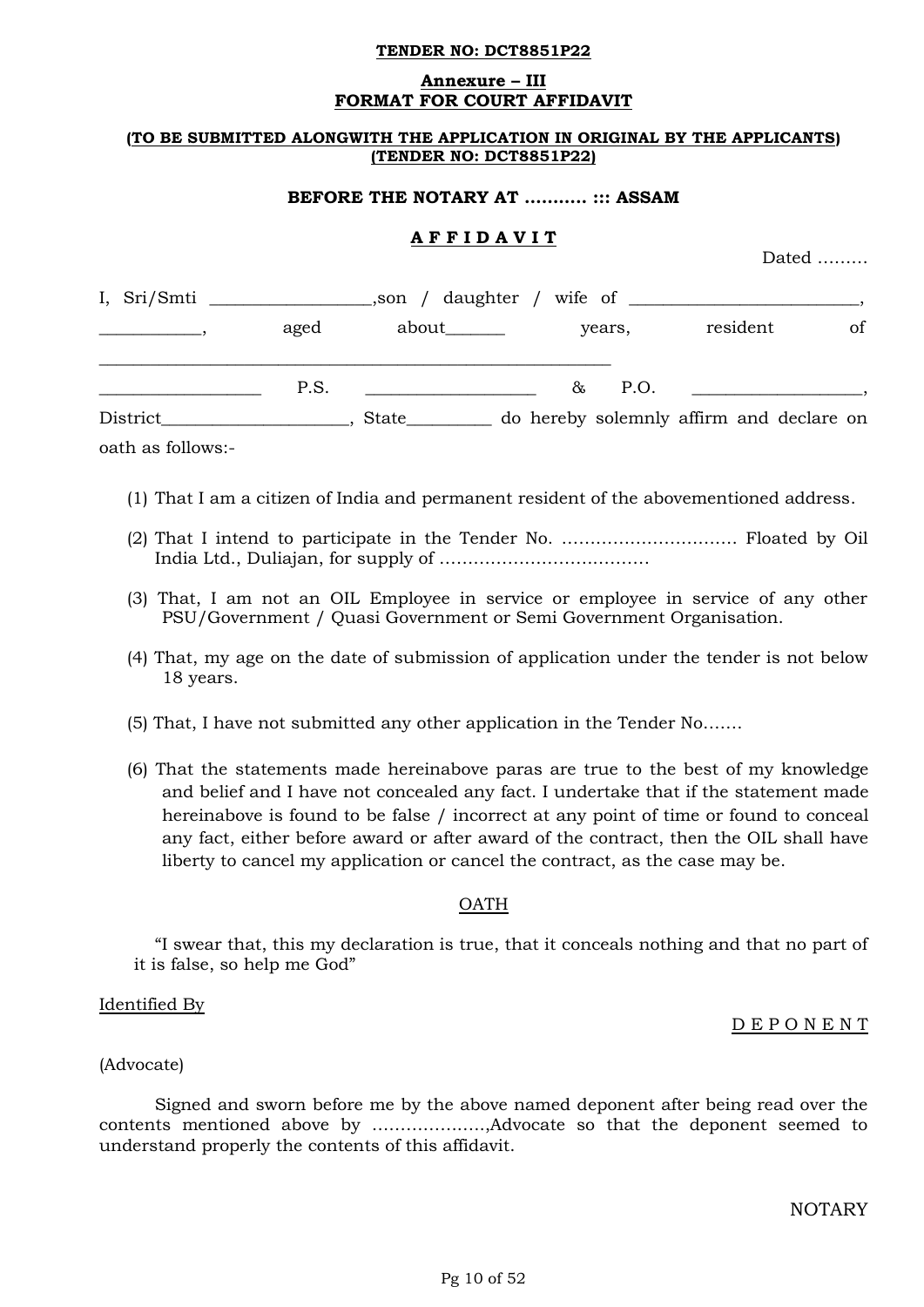**TENDER NO: DCT8851P22**

**Annexure – III**
**FORMAT FOR COURT AFFIDAVIT**

**(TO BE SUBMITTED ALONGWITH THE APPLICATION IN ORIGINAL BY THE APPLICANTS)**
**(TENDER NO: DCT8851P22)**

**BEFORE THE NOTARY AT ……….. ::: ASSAM**

**A F F I D A V I T**

Dated ………

I, Sri/Smti __________________,son / daughter / wife of __________________________, ___________, aged about_______ years, resident of ____________________________________________________________ __________________ P.S. ___________________ & P.O. ___________________, District_____________________, State_________ do hereby solemnly affirm and declare on oath as follows:-

(1) That I am a citizen of India and permanent resident of the abovementioned address.

(2) That I intend to participate in the Tender No. ………………………… Floated by Oil India Ltd., Duliajan, for supply of ………………………………

(3) That, I am not an OIL Employee in service or employee in service of any other PSU/Government / Quasi Government or Semi Government Organisation.

(4) That, my age on the date of submission of application under the tender is not below 18 years.

(5) That, I have not submitted any other application in the Tender No…….

(6) That the statements made hereinabove paras are true to the best of my knowledge and belief and I have not concealed any fact. I undertake that if the statement made hereinabove is found to be false / incorrect at any point of time or found to conceal any fact, either before award or after award of the contract, then the OIL shall have liberty to cancel my application or cancel the contract, as the case may be.

OATH

"I swear that, this my declaration is true, that it conceals nothing and that no part of it is false, so help me God"

Identified By

D E P O N E N T

(Advocate)

Signed and sworn before me by the above named deponent after being read over the contents mentioned above by ………………..,Advocate so that the deponent seemed to understand properly the contents of this affidavit.

NOTARY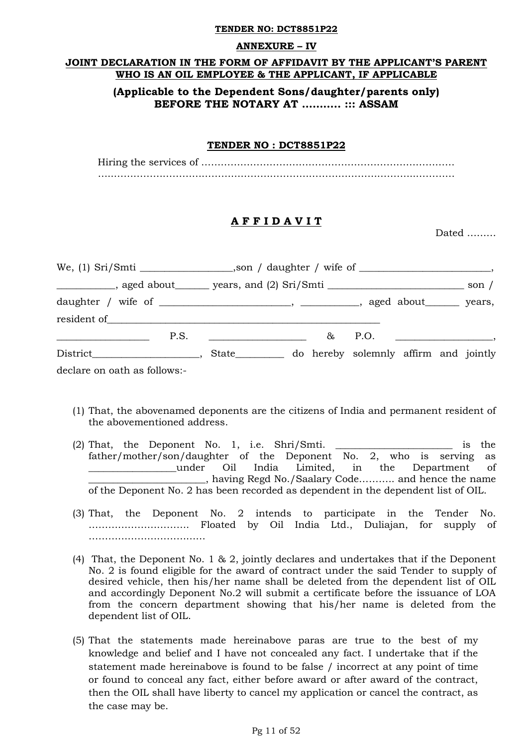**TENDER NO: DCT8851P22**

**ANNEXURE – IV**

**JOINT DECLARATION IN THE FORM OF AFFIDAVIT BY THE APPLICANT'S PARENT WHO IS AN OIL EMPLOYEE & THE APPLICANT, IF APPLICABLE**

**(Applicable to the Dependent Sons/daughter/parents only)**
**BEFORE THE NOTARY AT ……….. ::: ASSAM**

**TENDER NO : DCT8851P22**

Hiring the services of ………………………………………………………………………
……………………………………………………………………………………………………

**A F F I D A V I T**

Dated ………

We, (1) Sri/Smti __________________,son / daughter / wife of _________________________, ___________, aged about______ years, and (2) Sri/Smti ___________________________ son / daughter / wife of _________________________, ___________, aged about______ years, resident of_____________________________________________________
__________________ P.S. ___________________ & P.O. ___________________, District_____________________, State_________ do hereby solemnly affirm and jointly declare on oath as follows:-

(1) That, the abovenamed deponents are the citizens of India and permanent resident of the abovementioned address.

(2) That, the Deponent No. 1, i.e. Shri/Smti. ________________________ is the father/mother/son/daughter of the Deponent No. 2, who is serving as _________________under Oil India Limited, in the Department of _______________________, having Regd No./Saalary Code……….. and hence the name of the Deponent No. 2 has been recorded as dependent in the dependent list of OIL.

(3) That, the Deponent No. 2 intends to participate in the Tender No. ………………………….. Floated by Oil India Ltd., Duliajan, for supply of ……………………………….

(4) That, the Deponent No. 1 & 2, jointly declares and undertakes that if the Deponent No. 2 is found eligible for the award of contract under the said Tender to supply of desired vehicle, then his/her name shall be deleted from the dependent list of OIL and accordingly Deponent No.2 will submit a certificate before the issuance of LOA from the concern department showing that his/her name is deleted from the dependent list of OIL.

(5) That the statements made hereinabove paras are true to the best of my knowledge and belief and I have not concealed any fact. I undertake that if the statement made hereinabove is found to be false / incorrect at any point of time or found to conceal any fact, either before award or after award of the contract, then the OIL shall have liberty to cancel my application or cancel the contract, as the case may be.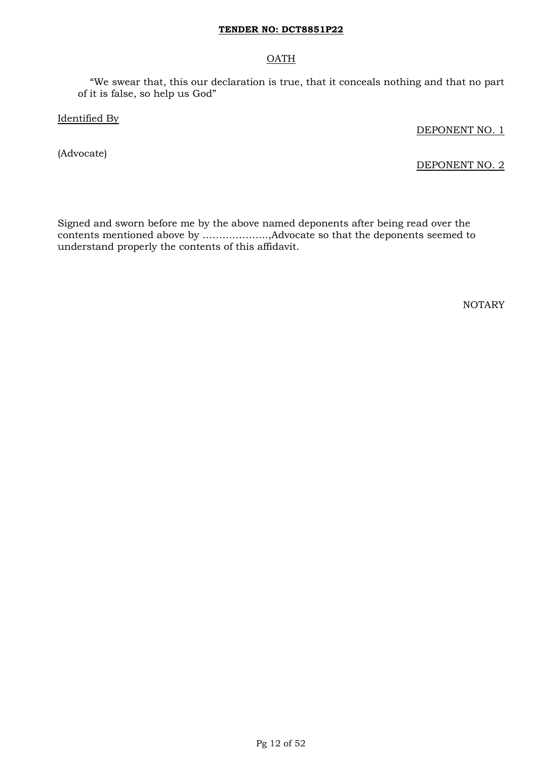## OATH

"We swear that, this our declaration is true, that it conceals nothing and that no part of it is false, so help us God"

Identified By

DEPONENT NO. 1

(Advocate)

DEPONENT NO. 2

Signed and sworn before me by the above named deponents after being read over the contents mentioned above by ……………….,Advocate so that the deponents seemed to understand properly the contents of this affidavit.

NOTARY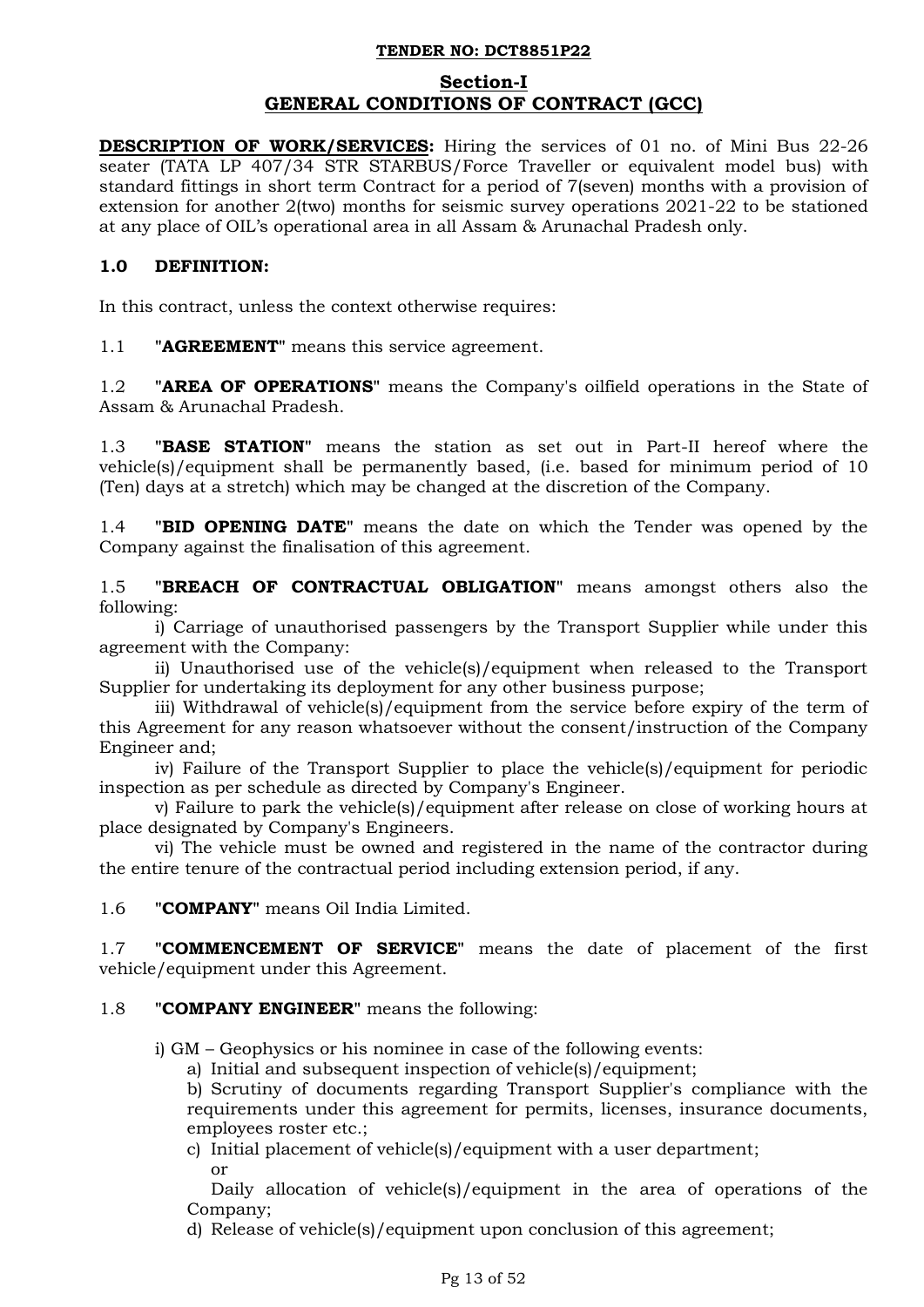**TENDER NO: DCT8851P22**

## Section-I
## GENERAL CONDITIONS OF CONTRACT (GCC)

**DESCRIPTION OF WORK/SERVICES:** Hiring the services of 01 no. of Mini Bus 22-26 seater (TATA LP 407/34 STR STARBUS/Force Traveller or equivalent model bus) with standard fittings in short term Contract for a period of 7(seven) months with a provision of extension for another 2(two) months for seismic survey operations 2021-22 to be stationed at any place of OIL's operational area in all Assam & Arunachal Pradesh only.

### 1.0 DEFINITION:

In this contract, unless the context otherwise requires:

1.1 "**AGREEMENT**" means this service agreement.

1.2 "**AREA OF OPERATIONS**" means the Company's oilfield operations in the State of Assam & Arunachal Pradesh.

1.3 "**BASE STATION**" means the station as set out in Part-II hereof where the vehicle(s)/equipment shall be permanently based, (i.e. based for minimum period of 10 (Ten) days at a stretch) which may be changed at the discretion of the Company.

1.4 "**BID OPENING DATE**" means the date on which the Tender was opened by the Company against the finalisation of this agreement.

1.5 "**BREACH OF CONTRACTUAL OBLIGATION**" means amongst others also the following:

i) Carriage of unauthorised passengers by the Transport Supplier while under this agreement with the Company:

ii) Unauthorised use of the vehicle(s)/equipment when released to the Transport Supplier for undertaking its deployment for any other business purpose;

iii) Withdrawal of vehicle(s)/equipment from the service before expiry of the term of this Agreement for any reason whatsoever without the consent/instruction of the Company Engineer and;

iv) Failure of the Transport Supplier to place the vehicle(s)/equipment for periodic inspection as per schedule as directed by Company's Engineer.

v) Failure to park the vehicle(s)/equipment after release on close of working hours at place designated by Company's Engineers.

vi) The vehicle must be owned and registered in the name of the contractor during the entire tenure of the contractual period including extension period, if any.

1.6 "**COMPANY**" means Oil India Limited.

1.7 "**COMMENCEMENT OF SERVICE**" means the date of placement of the first vehicle/equipment under this Agreement.

1.8 "**COMPANY ENGINEER**" means the following:

i) GM – Geophysics or his nominee in case of the following events:

a) Initial and subsequent inspection of vehicle(s)/equipment;

b) Scrutiny of documents regarding Transport Supplier's compliance with the requirements under this agreement for permits, licenses, insurance documents, employees roster etc.;

c) Initial placement of vehicle(s)/equipment with a user department;
or
Daily allocation of vehicle(s)/equipment in the area of operations of the Company;

d) Release of vehicle(s)/equipment upon conclusion of this agreement;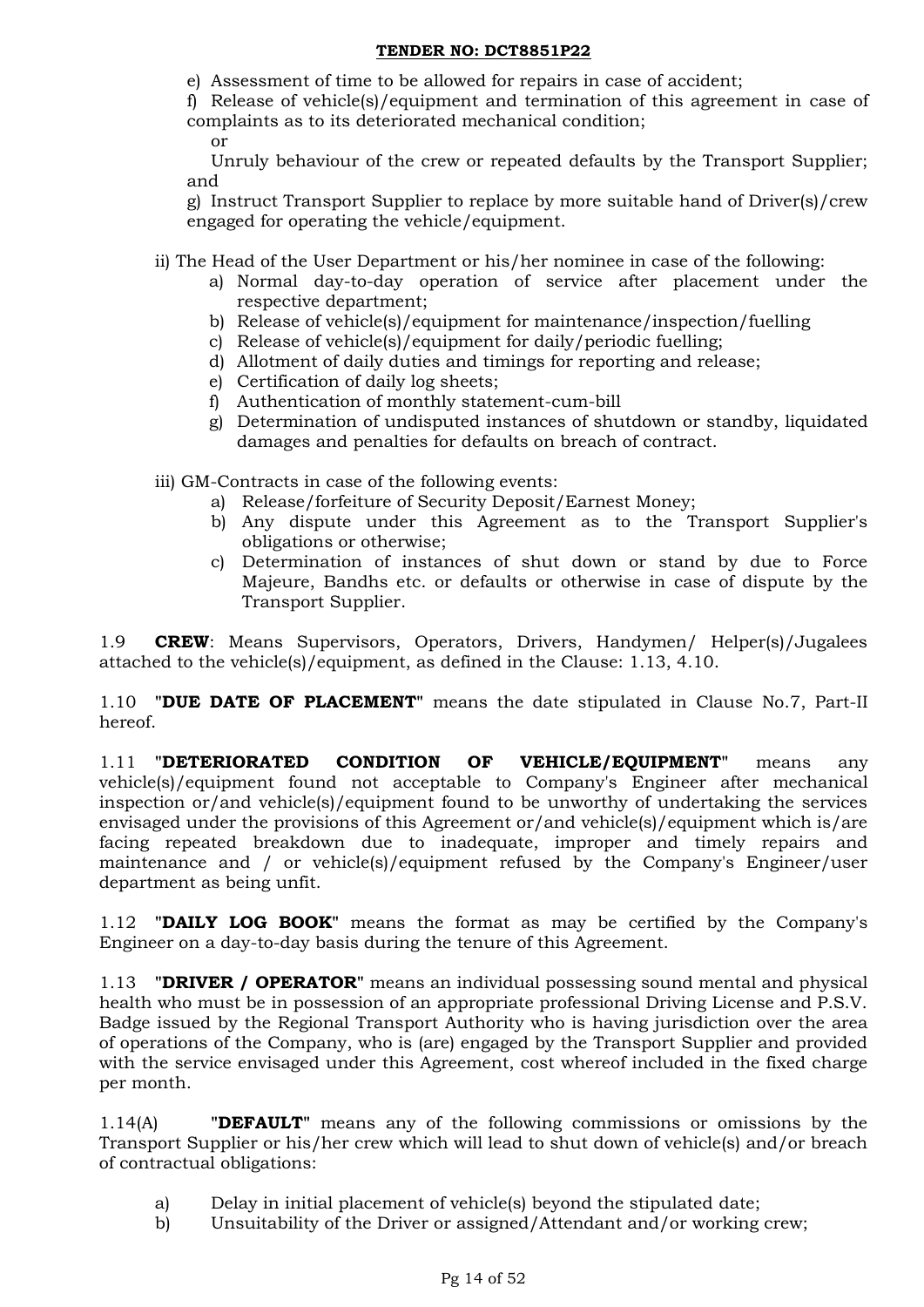e) Assessment of time to be allowed for repairs in case of accident;

f) Release of vehicle(s)/equipment and termination of this agreement in case of complaints as to its deteriorated mechanical condition;

or

Unruly behaviour of the crew or repeated defaults by the Transport Supplier; and

g) Instruct Transport Supplier to replace by more suitable hand of Driver(s)/crew engaged for operating the vehicle/equipment.

ii) The Head of the User Department or his/her nominee in case of the following:

a) Normal day-to-day operation of service after placement under the respective department;
b) Release of vehicle(s)/equipment for maintenance/inspection/fuelling
c) Release of vehicle(s)/equipment for daily/periodic fuelling;
d) Allotment of daily duties and timings for reporting and release;
e) Certification of daily log sheets;
f) Authentication of monthly statement-cum-bill
g) Determination of undisputed instances of shutdown or standby, liquidated damages and penalties for defaults on breach of contract.

iii) GM-Contracts in case of the following events:

a) Release/forfeiture of Security Deposit/Earnest Money;
b) Any dispute under this Agreement as to the Transport Supplier's obligations or otherwise;
c) Determination of instances of shut down or stand by due to Force Majeure, Bandhs etc. or defaults or otherwise in case of dispute by the Transport Supplier.

1.9 **CREW**: Means Supervisors, Operators, Drivers, Handymen/ Helper(s)/Jugalees attached to the vehicle(s)/equipment, as defined in the Clause: 1.13, 4.10.

1.10 **"DUE DATE OF PLACEMENT"** means the date stipulated in Clause No.7, Part-II hereof.

1.11 **"DETERIORATED CONDITION OF VEHICLE/EQUIPMENT"** means any vehicle(s)/equipment found not acceptable to Company's Engineer after mechanical inspection or/and vehicle(s)/equipment found to be unworthy of undertaking the services envisaged under the provisions of this Agreement or/and vehicle(s)/equipment which is/are facing repeated breakdown due to inadequate, improper and timely repairs and maintenance and / or vehicle(s)/equipment refused by the Company's Engineer/user department as being unfit.

1.12 **"DAILY LOG BOOK"** means the format as may be certified by the Company's Engineer on a day-to-day basis during the tenure of this Agreement.

1.13 **"DRIVER / OPERATOR"** means an individual possessing sound mental and physical health who must be in possession of an appropriate professional Driving License and P.S.V. Badge issued by the Regional Transport Authority who is having jurisdiction over the area of operations of the Company, who is (are) engaged by the Transport Supplier and provided with the service envisaged under this Agreement, cost whereof included in the fixed charge per month.

1.14(A) **"DEFAULT"** means any of the following commissions or omissions by the Transport Supplier or his/her crew which will lead to shut down of vehicle(s) and/or breach of contractual obligations:

a) Delay in initial placement of vehicle(s) beyond the stipulated date;
b) Unsuitability of the Driver or assigned/Attendant and/or working crew;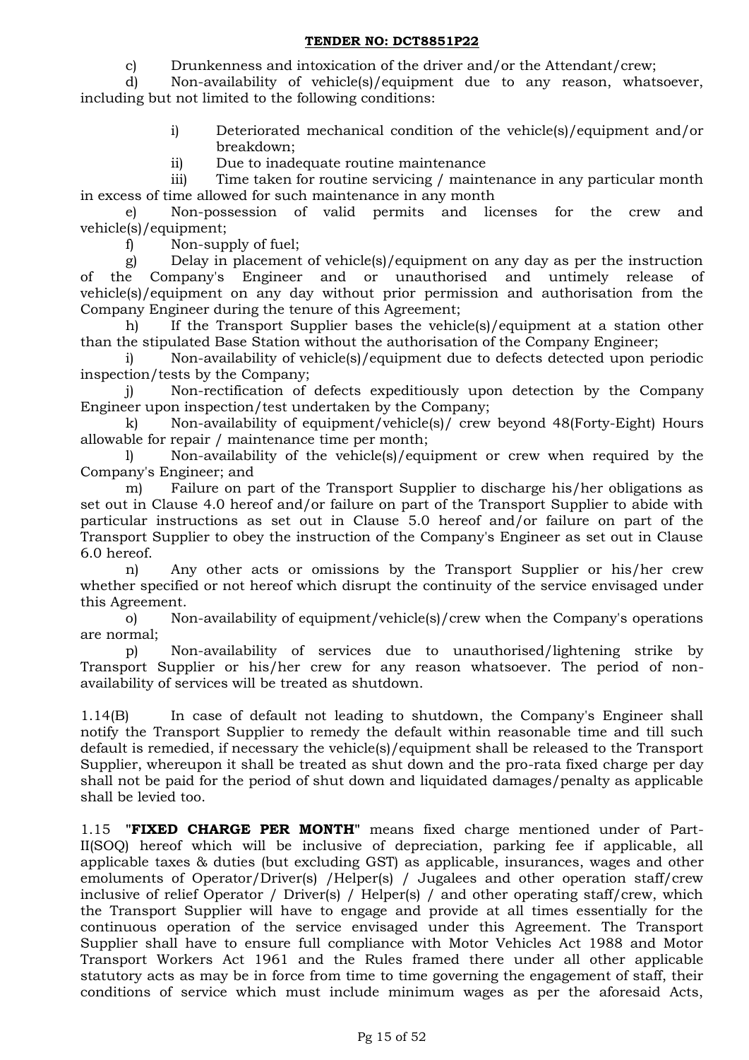c) Drunkenness and intoxication of the driver and/or the Attendant/crew;

d) Non-availability of vehicle(s)/equipment due to any reason, whatsoever, including but not limited to the following conditions:

i) Deteriorated mechanical condition of the vehicle(s)/equipment and/or breakdown;

ii) Due to inadequate routine maintenance

iii) Time taken for routine servicing / maintenance in any particular month in excess of time allowed for such maintenance in any month

e) Non-possession of valid permits and licenses for the crew and vehicle(s)/equipment;

f) Non-supply of fuel;

g) Delay in placement of vehicle(s)/equipment on any day as per the instruction of the Company's Engineer and or unauthorised and untimely release of vehicle(s)/equipment on any day without prior permission and authorisation from the Company Engineer during the tenure of this Agreement;

h) If the Transport Supplier bases the vehicle(s)/equipment at a station other than the stipulated Base Station without the authorisation of the Company Engineer;

i) Non-availability of vehicle(s)/equipment due to defects detected upon periodic inspection/tests by the Company;

j) Non-rectification of defects expeditiously upon detection by the Company Engineer upon inspection/test undertaken by the Company;

k) Non-availability of equipment/vehicle(s)/ crew beyond 48(Forty-Eight) Hours allowable for repair / maintenance time per month;

l) Non-availability of the vehicle(s)/equipment or crew when required by the Company's Engineer; and

m) Failure on part of the Transport Supplier to discharge his/her obligations as set out in Clause 4.0 hereof and/or failure on part of the Transport Supplier to abide with particular instructions as set out in Clause 5.0 hereof and/or failure on part of the Transport Supplier to obey the instruction of the Company's Engineer as set out in Clause 6.0 hereof.

n) Any other acts or omissions by the Transport Supplier or his/her crew whether specified or not hereof which disrupt the continuity of the service envisaged under this Agreement.

o) Non-availability of equipment/vehicle(s)/crew when the Company's operations are normal;

p) Non-availability of services due to unauthorised/lightening strike by Transport Supplier or his/her crew for any reason whatsoever. The period of non-availability of services will be treated as shutdown.

1.14(B) In case of default not leading to shutdown, the Company's Engineer shall notify the Transport Supplier to remedy the default within reasonable time and till such default is remedied, if necessary the vehicle(s)/equipment shall be released to the Transport Supplier, whereupon it shall be treated as shut down and the pro-rata fixed charge per day shall not be paid for the period of shut down and liquidated damages/penalty as applicable shall be levied too.

1.15 "**FIXED CHARGE PER MONTH**" means fixed charge mentioned under of Part-II(SOQ) hereof which will be inclusive of depreciation, parking fee if applicable, all applicable taxes & duties (but excluding GST) as applicable, insurances, wages and other emoluments of Operator/Driver(s) /Helper(s) / Jugalees and other operation staff/crew inclusive of relief Operator / Driver(s) / Helper(s) / and other operating staff/crew, which the Transport Supplier will have to engage and provide at all times essentially for the continuous operation of the service envisaged under this Agreement. The Transport Supplier shall have to ensure full compliance with Motor Vehicles Act 1988 and Motor Transport Workers Act 1961 and the Rules framed there under all other applicable statutory acts as may be in force from time to time governing the engagement of staff, their conditions of service which must include minimum wages as per the aforesaid Acts,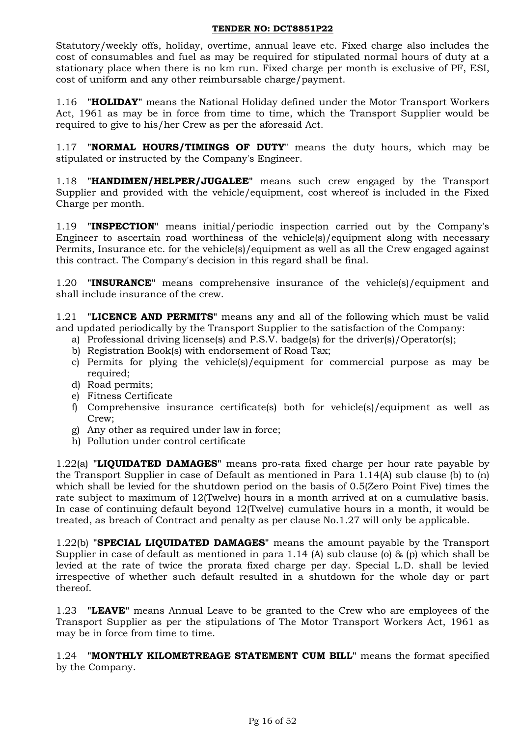Statutory/weekly offs, holiday, overtime, annual leave etc. Fixed charge also includes the cost of consumables and fuel as may be required for stipulated normal hours of duty at a stationary place when there is no km run. Fixed charge per month is exclusive of PF, ESI, cost of uniform and any other reimbursable charge/payment.

1.16 "**HOLIDAY**" means the National Holiday defined under the Motor Transport Workers Act, 1961 as may be in force from time to time, which the Transport Supplier would be required to give to his/her Crew as per the aforesaid Act.

1.17 "**NORMAL HOURS/TIMINGS OF DUTY**" means the duty hours, which may be stipulated or instructed by the Company's Engineer.

1.18 "**HANDIMEN/HELPER/JUGALEE**" means such crew engaged by the Transport Supplier and provided with the vehicle/equipment, cost whereof is included in the Fixed Charge per month.

1.19 "**INSPECTION**" means initial/periodic inspection carried out by the Company's Engineer to ascertain road worthiness of the vehicle(s)/equipment along with necessary Permits, Insurance etc. for the vehicle(s)/equipment as well as all the Crew engaged against this contract. The Company's decision in this regard shall be final.

1.20 "**INSURANCE**" means comprehensive insurance of the vehicle(s)/equipment and shall include insurance of the crew.

1.21 "**LICENCE AND PERMITS**" means any and all of the following which must be valid and updated periodically by the Transport Supplier to the satisfaction of the Company:

a) Professional driving license(s) and P.S.V. badge(s) for the driver(s)/Operator(s);
b) Registration Book(s) with endorsement of Road Tax;
c) Permits for plying the vehicle(s)/equipment for commercial purpose as may be required;
d) Road permits;
e) Fitness Certificate
f) Comprehensive insurance certificate(s) both for vehicle(s)/equipment as well as Crew;
g) Any other as required under law in force;
h) Pollution under control certificate

1.22(a) "**LIQUIDATED DAMAGES**" means pro-rata fixed charge per hour rate payable by the Transport Supplier in case of Default as mentioned in Para 1.14(A) sub clause (b) to (n) which shall be levied for the shutdown period on the basis of 0.5(Zero Point Five) times the rate subject to maximum of 12(Twelve) hours in a month arrived at on a cumulative basis. In case of continuing default beyond 12(Twelve) cumulative hours in a month, it would be treated, as breach of Contract and penalty as per clause No.1.27 will only be applicable.

1.22(b) "**SPECIAL LIQUIDATED DAMAGES**" means the amount payable by the Transport Supplier in case of default as mentioned in para 1.14 (A) sub clause (o) & (p) which shall be levied at the rate of twice the prorata fixed charge per day. Special L.D. shall be levied irrespective of whether such default resulted in a shutdown for the whole day or part thereof.

1.23 "**LEAVE**" means Annual Leave to be granted to the Crew who are employees of the Transport Supplier as per the stipulations of The Motor Transport Workers Act, 1961 as may be in force from time to time.

1.24 "**MONTHLY KILOMETREAGE STATEMENT CUM BILL**" means the format specified by the Company.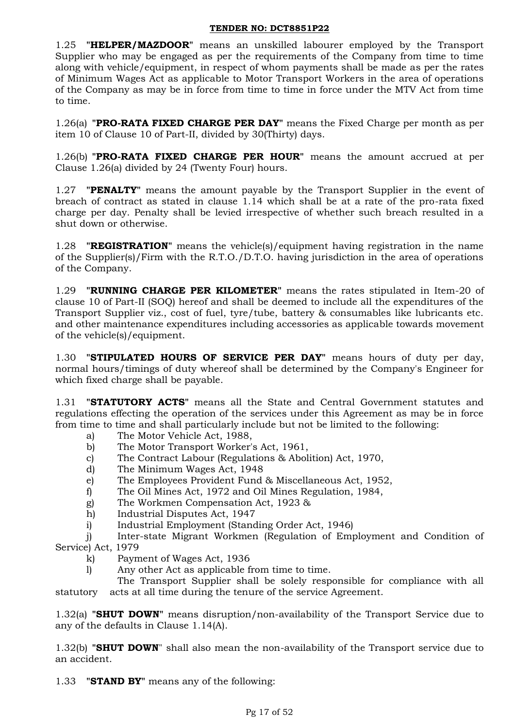1.25 "**HELPER/MAZDOOR**" means an unskilled labourer employed by the Transport Supplier who may be engaged as per the requirements of the Company from time to time along with vehicle/equipment, in respect of whom payments shall be made as per the rates of Minimum Wages Act as applicable to Motor Transport Workers in the area of operations of the Company as may be in force from time to time in force under the MTV Act from time to time.

1.26(a) "**PRO-RATA FIXED CHARGE PER DAY**" means the Fixed Charge per month as per item 10 of Clause 10 of Part-II, divided by 30(Thirty) days.

1.26(b) "**PRO-RATA FIXED CHARGE PER HOUR**" means the amount accrued at per Clause 1.26(a) divided by 24 (Twenty Four) hours.

1.27 "**PENALTY**" means the amount payable by the Transport Supplier in the event of breach of contract as stated in clause 1.14 which shall be at a rate of the pro-rata fixed charge per day. Penalty shall be levied irrespective of whether such breach resulted in a shut down or otherwise.

1.28 "**REGISTRATION**" means the vehicle(s)/equipment having registration in the name of the Supplier(s)/Firm with the R.T.O./D.T.O. having jurisdiction in the area of operations of the Company.

1.29 "**RUNNING CHARGE PER KILOMETER**" means the rates stipulated in Item-20 of clause 10 of Part-II (SOQ) hereof and shall be deemed to include all the expenditures of the Transport Supplier viz., cost of fuel, tyre/tube, battery & consumables like lubricants etc. and other maintenance expenditures including accessories as applicable towards movement of the vehicle(s)/equipment.

1.30 "**STIPULATED HOURS OF SERVICE PER DAY**" means hours of duty per day, normal hours/timings of duty whereof shall be determined by the Company's Engineer for which fixed charge shall be payable.

1.31 "**STATUTORY ACTS**" means all the State and Central Government statutes and regulations effecting the operation of the services under this Agreement as may be in force from time to time and shall particularly include but not be limited to the following:

a) The Motor Vehicle Act, 1988,
b) The Motor Transport Worker's Act, 1961,
c) The Contract Labour (Regulations & Abolition) Act, 1970,
d) The Minimum Wages Act, 1948
e) The Employees Provident Fund & Miscellaneous Act, 1952,
f) The Oil Mines Act, 1972 and Oil Mines Regulation, 1984,
g) The Workmen Compensation Act, 1923 &
h) Industrial Disputes Act, 1947
i) Industrial Employment (Standing Order Act, 1946)
j) Inter-state Migrant Workmen (Regulation of Employment and Condition of Service) Act, 1979
k) Payment of Wages Act, 1936
l) Any other Act as applicable from time to time.

The Transport Supplier shall be solely responsible for compliance with all statutory acts at all time during the tenure of the service Agreement.

1.32(a) "**SHUT DOWN**" means disruption/non-availability of the Transport Service due to any of the defaults in Clause 1.14(A).

1.32(b) "**SHUT DOWN**" shall also mean the non-availability of the Transport service due to an accident.

1.33 "**STAND BY**" means any of the following: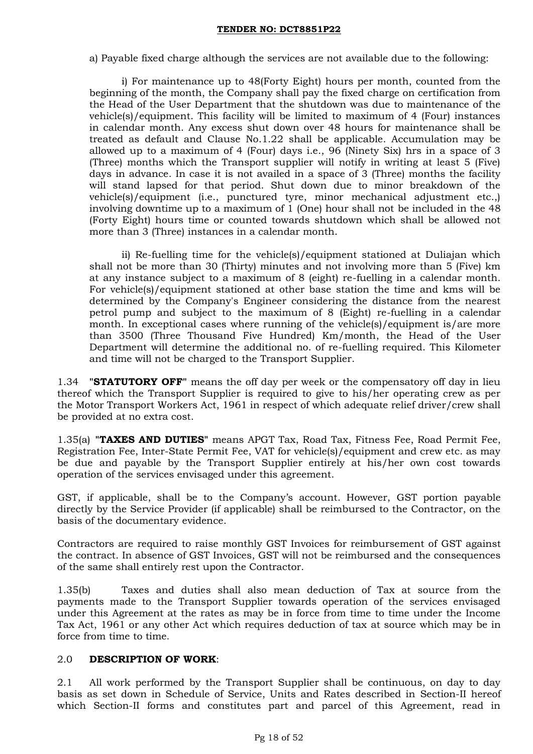a) Payable fixed charge although the services are not available due to the following:

i) For maintenance up to 48(Forty Eight) hours per month, counted from the beginning of the month, the Company shall pay the fixed charge on certification from the Head of the User Department that the shutdown was due to maintenance of the vehicle(s)/equipment. This facility will be limited to maximum of 4 (Four) instances in calendar month. Any excess shut down over 48 hours for maintenance shall be treated as default and Clause No.1.22 shall be applicable. Accumulation may be allowed up to a maximum of 4 (Four) days i.e., 96 (Ninety Six) hrs in a space of 3 (Three) months which the Transport supplier will notify in writing at least 5 (Five) days in advance. In case it is not availed in a space of 3 (Three) months the facility will stand lapsed for that period. Shut down due to minor breakdown of the vehicle(s)/equipment (i.e., punctured tyre, minor mechanical adjustment etc.,) involving downtime up to a maximum of 1 (One) hour shall not be included in the 48 (Forty Eight) hours time or counted towards shutdown which shall be allowed not more than 3 (Three) instances in a calendar month.

ii) Re-fuelling time for the vehicle(s)/equipment stationed at Duliajan which shall not be more than 30 (Thirty) minutes and not involving more than 5 (Five) km at any instance subject to a maximum of 8 (eight) re-fuelling in a calendar month. For vehicle(s)/equipment stationed at other base station the time and kms will be determined by the Company's Engineer considering the distance from the nearest petrol pump and subject to the maximum of 8 (Eight) re-fuelling in a calendar month. In exceptional cases where running of the vehicle(s)/equipment is/are more than 3500 (Three Thousand Five Hundred) Km/month, the Head of the User Department will determine the additional no. of re-fuelling required. This Kilometer and time will not be charged to the Transport Supplier.

1.34 "**STATUTORY OFF**" means the off day per week or the compensatory off day in lieu thereof which the Transport Supplier is required to give to his/her operating crew as per the Motor Transport Workers Act, 1961 in respect of which adequate relief driver/crew shall be provided at no extra cost.

1.35(a) "**TAXES AND DUTIES**" means APGT Tax, Road Tax, Fitness Fee, Road Permit Fee, Registration Fee, Inter-State Permit Fee, VAT for vehicle(s)/equipment and crew etc. as may be due and payable by the Transport Supplier entirely at his/her own cost towards operation of the services envisaged under this agreement.

GST, if applicable, shall be to the Company's account. However, GST portion payable directly by the Service Provider (if applicable) shall be reimbursed to the Contractor, on the basis of the documentary evidence.

Contractors are required to raise monthly GST Invoices for reimbursement of GST against the contract. In absence of GST Invoices, GST will not be reimbursed and the consequences of the same shall entirely rest upon the Contractor.

1.35(b) Taxes and duties shall also mean deduction of Tax at source from the payments made to the Transport Supplier towards operation of the services envisaged under this Agreement at the rates as may be in force from time to time under the Income Tax Act, 1961 or any other Act which requires deduction of tax at source which may be in force from time to time.

## 2.0 **DESCRIPTION OF WORK**:

2.1 All work performed by the Transport Supplier shall be continuous, on day to day basis as set down in Schedule of Service, Units and Rates described in Section-II hereof which Section-II forms and constitutes part and parcel of this Agreement, read in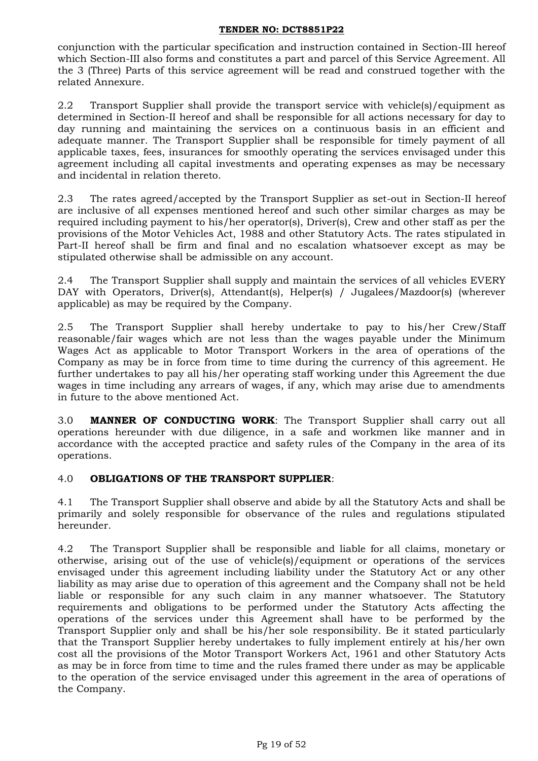conjunction with the particular specification and instruction contained in Section-III hereof which Section-III also forms and constitutes a part and parcel of this Service Agreement. All the 3 (Three) Parts of this service agreement will be read and construed together with the related Annexure.

2.2 Transport Supplier shall provide the transport service with vehicle(s)/equipment as determined in Section-II hereof and shall be responsible for all actions necessary for day to day running and maintaining the services on a continuous basis in an efficient and adequate manner. The Transport Supplier shall be responsible for timely payment of all applicable taxes, fees, insurances for smoothly operating the services envisaged under this agreement including all capital investments and operating expenses as may be necessary and incidental in relation thereto.

2.3 The rates agreed/accepted by the Transport Supplier as set-out in Section-II hereof are inclusive of all expenses mentioned hereof and such other similar charges as may be required including payment to his/her operator(s), Driver(s), Crew and other staff as per the provisions of the Motor Vehicles Act, 1988 and other Statutory Acts. The rates stipulated in Part-II hereof shall be firm and final and no escalation whatsoever except as may be stipulated otherwise shall be admissible on any account.

2.4 The Transport Supplier shall supply and maintain the services of all vehicles EVERY DAY with Operators, Driver(s), Attendant(s), Helper(s) / Jugalees/Mazdoor(s) (wherever applicable) as may be required by the Company.

2.5 The Transport Supplier shall hereby undertake to pay to his/her Crew/Staff reasonable/fair wages which are not less than the wages payable under the Minimum Wages Act as applicable to Motor Transport Workers in the area of operations of the Company as may be in force from time to time during the currency of this agreement. He further undertakes to pay all his/her operating staff working under this Agreement the due wages in time including any arrears of wages, if any, which may arise due to amendments in future to the above mentioned Act.

3.0 **MANNER OF CONDUCTING WORK**: The Transport Supplier shall carry out all operations hereunder with due diligence, in a safe and workmen like manner and in accordance with the accepted practice and safety rules of the Company in the area of its operations.

4.0 **OBLIGATIONS OF THE TRANSPORT SUPPLIER**:

4.1 The Transport Supplier shall observe and abide by all the Statutory Acts and shall be primarily and solely responsible for observance of the rules and regulations stipulated hereunder.

4.2 The Transport Supplier shall be responsible and liable for all claims, monetary or otherwise, arising out of the use of vehicle(s)/equipment or operations of the services envisaged under this agreement including liability under the Statutory Act or any other liability as may arise due to operation of this agreement and the Company shall not be held liable or responsible for any such claim in any manner whatsoever. The Statutory requirements and obligations to be performed under the Statutory Acts affecting the operations of the services under this Agreement shall have to be performed by the Transport Supplier only and shall be his/her sole responsibility. Be it stated particularly that the Transport Supplier hereby undertakes to fully implement entirely at his/her own cost all the provisions of the Motor Transport Workers Act, 1961 and other Statutory Acts as may be in force from time to time and the rules framed there under as may be applicable to the operation of the service envisaged under this agreement in the area of operations of the Company.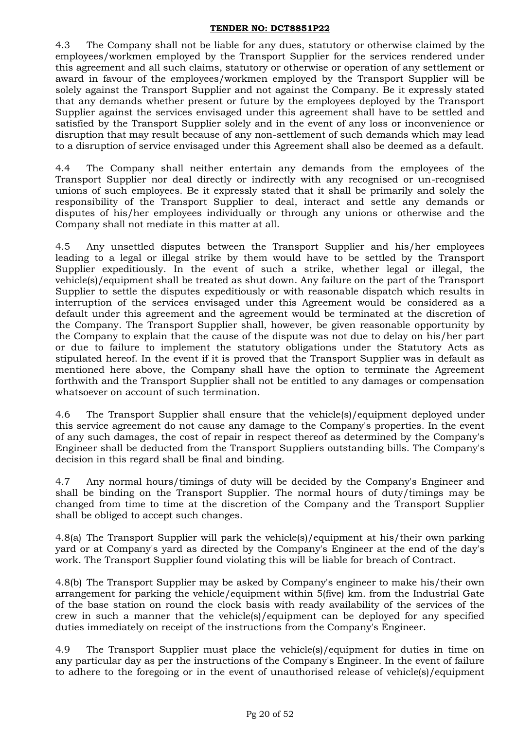4.3 The Company shall not be liable for any dues, statutory or otherwise claimed by the employees/workmen employed by the Transport Supplier for the services rendered under this agreement and all such claims, statutory or otherwise or operation of any settlement or award in favour of the employees/workmen employed by the Transport Supplier will be solely against the Transport Supplier and not against the Company. Be it expressly stated that any demands whether present or future by the employees deployed by the Transport Supplier against the services envisaged under this agreement shall have to be settled and satisfied by the Transport Supplier solely and in the event of any loss or inconvenience or disruption that may result because of any non-settlement of such demands which may lead to a disruption of service envisaged under this Agreement shall also be deemed as a default.

4.4 The Company shall neither entertain any demands from the employees of the Transport Supplier nor deal directly or indirectly with any recognised or un-recognised unions of such employees. Be it expressly stated that it shall be primarily and solely the responsibility of the Transport Supplier to deal, interact and settle any demands or disputes of his/her employees individually or through any unions or otherwise and the Company shall not mediate in this matter at all.

4.5 Any unsettled disputes between the Transport Supplier and his/her employees leading to a legal or illegal strike by them would have to be settled by the Transport Supplier expeditiously. In the event of such a strike, whether legal or illegal, the vehicle(s)/equipment shall be treated as shut down. Any failure on the part of the Transport Supplier to settle the disputes expeditiously or with reasonable dispatch which results in interruption of the services envisaged under this Agreement would be considered as a default under this agreement and the agreement would be terminated at the discretion of the Company. The Transport Supplier shall, however, be given reasonable opportunity by the Company to explain that the cause of the dispute was not due to delay on his/her part or due to failure to implement the statutory obligations under the Statutory Acts as stipulated hereof. In the event if it is proved that the Transport Supplier was in default as mentioned here above, the Company shall have the option to terminate the Agreement forthwith and the Transport Supplier shall not be entitled to any damages or compensation whatsoever on account of such termination.

4.6 The Transport Supplier shall ensure that the vehicle(s)/equipment deployed under this service agreement do not cause any damage to the Company's properties. In the event of any such damages, the cost of repair in respect thereof as determined by the Company's Engineer shall be deducted from the Transport Suppliers outstanding bills. The Company's decision in this regard shall be final and binding.

4.7 Any normal hours/timings of duty will be decided by the Company's Engineer and shall be binding on the Transport Supplier. The normal hours of duty/timings may be changed from time to time at the discretion of the Company and the Transport Supplier shall be obliged to accept such changes.

4.8(a) The Transport Supplier will park the vehicle(s)/equipment at his/their own parking yard or at Company's yard as directed by the Company's Engineer at the end of the day's work. The Transport Supplier found violating this will be liable for breach of Contract.

4.8(b) The Transport Supplier may be asked by Company's engineer to make his/their own arrangement for parking the vehicle/equipment within 5(five) km. from the Industrial Gate of the base station on round the clock basis with ready availability of the services of the crew in such a manner that the vehicle(s)/equipment can be deployed for any specified duties immediately on receipt of the instructions from the Company's Engineer.

4.9 The Transport Supplier must place the vehicle(s)/equipment for duties in time on any particular day as per the instructions of the Company's Engineer. In the event of failure to adhere to the foregoing or in the event of unauthorised release of vehicle(s)/equipment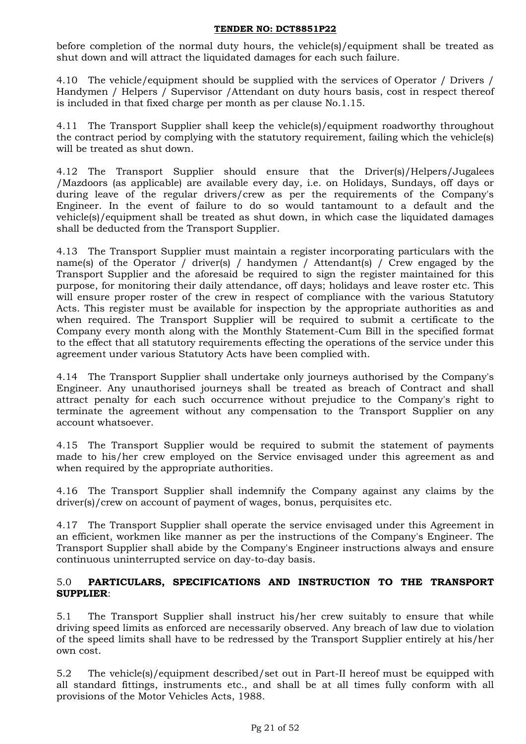before completion of the normal duty hours, the vehicle(s)/equipment shall be treated as shut down and will attract the liquidated damages for each such failure.

4.10 The vehicle/equipment should be supplied with the services of Operator / Drivers / Handymen / Helpers / Supervisor /Attendant on duty hours basis, cost in respect thereof is included in that fixed charge per month as per clause No.1.15.

4.11 The Transport Supplier shall keep the vehicle(s)/equipment roadworthy throughout the contract period by complying with the statutory requirement, failing which the vehicle(s) will be treated as shut down.

4.12 The Transport Supplier should ensure that the Driver(s)/Helpers/Jugalees /Mazdoors (as applicable) are available every day, i.e. on Holidays, Sundays, off days or during leave of the regular drivers/crew as per the requirements of the Company's Engineer. In the event of failure to do so would tantamount to a default and the vehicle(s)/equipment shall be treated as shut down, in which case the liquidated damages shall be deducted from the Transport Supplier.

4.13 The Transport Supplier must maintain a register incorporating particulars with the name(s) of the Operator / driver(s) / handymen / Attendant(s) / Crew engaged by the Transport Supplier and the aforesaid be required to sign the register maintained for this purpose, for monitoring their daily attendance, off days; holidays and leave roster etc. This will ensure proper roster of the crew in respect of compliance with the various Statutory Acts. This register must be available for inspection by the appropriate authorities as and when required. The Transport Supplier will be required to submit a certificate to the Company every month along with the Monthly Statement-Cum Bill in the specified format to the effect that all statutory requirements effecting the operations of the service under this agreement under various Statutory Acts have been complied with.

4.14 The Transport Supplier shall undertake only journeys authorised by the Company's Engineer. Any unauthorised journeys shall be treated as breach of Contract and shall attract penalty for each such occurrence without prejudice to the Company's right to terminate the agreement without any compensation to the Transport Supplier on any account whatsoever.

4.15 The Transport Supplier would be required to submit the statement of payments made to his/her crew employed on the Service envisaged under this agreement as and when required by the appropriate authorities.

4.16 The Transport Supplier shall indemnify the Company against any claims by the driver(s)/crew on account of payment of wages, bonus, perquisites etc.

4.17 The Transport Supplier shall operate the service envisaged under this Agreement in an efficient, workmen like manner as per the instructions of the Company's Engineer. The Transport Supplier shall abide by the Company's Engineer instructions always and ensure continuous uninterrupted service on day-to-day basis.

## 5.0 **PARTICULARS, SPECIFICATIONS AND INSTRUCTION TO THE TRANSPORT SUPPLIER**:

5.1 The Transport Supplier shall instruct his/her crew suitably to ensure that while driving speed limits as enforced are necessarily observed. Any breach of law due to violation of the speed limits shall have to be redressed by the Transport Supplier entirely at his/her own cost.

5.2 The vehicle(s)/equipment described/set out in Part-II hereof must be equipped with all standard fittings, instruments etc., and shall be at all times fully conform with all provisions of the Motor Vehicles Acts, 1988.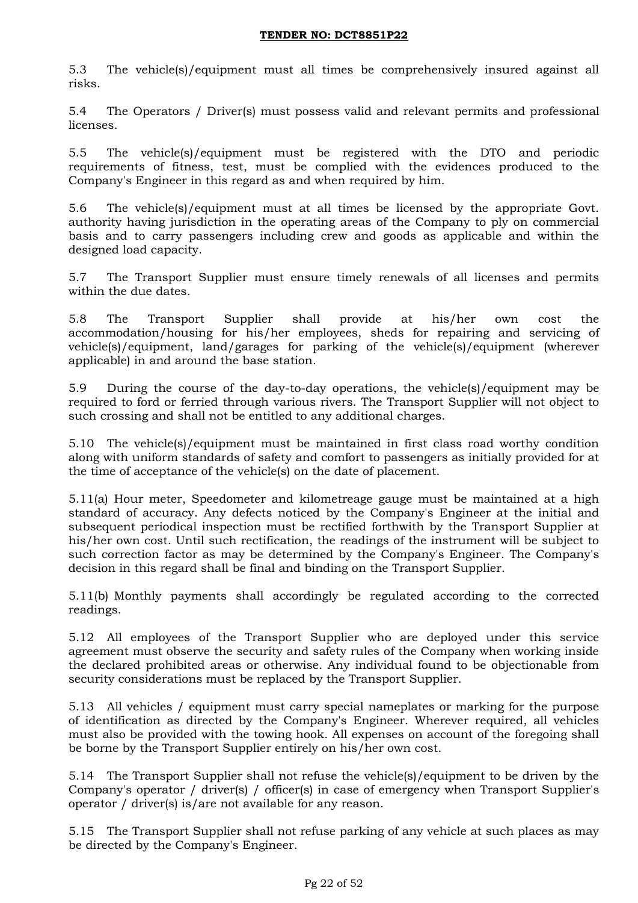5.3 The vehicle(s)/equipment must all times be comprehensively insured against all risks.

5.4 The Operators / Driver(s) must possess valid and relevant permits and professional licenses.

5.5 The vehicle(s)/equipment must be registered with the DTO and periodic requirements of fitness, test, must be complied with the evidences produced to the Company's Engineer in this regard as and when required by him.

5.6 The vehicle(s)/equipment must at all times be licensed by the appropriate Govt. authority having jurisdiction in the operating areas of the Company to ply on commercial basis and to carry passengers including crew and goods as applicable and within the designed load capacity.

5.7 The Transport Supplier must ensure timely renewals of all licenses and permits within the due dates.

5.8 The Transport Supplier shall provide at his/her own cost the accommodation/housing for his/her employees, sheds for repairing and servicing of vehicle(s)/equipment, land/garages for parking of the vehicle(s)/equipment (wherever applicable) in and around the base station.

5.9 During the course of the day-to-day operations, the vehicle(s)/equipment may be required to ford or ferried through various rivers. The Transport Supplier will not object to such crossing and shall not be entitled to any additional charges.

5.10 The vehicle(s)/equipment must be maintained in first class road worthy condition along with uniform standards of safety and comfort to passengers as initially provided for at the time of acceptance of the vehicle(s) on the date of placement.

5.11(a) Hour meter, Speedometer and kilometreage gauge must be maintained at a high standard of accuracy. Any defects noticed by the Company's Engineer at the initial and subsequent periodical inspection must be rectified forthwith by the Transport Supplier at his/her own cost. Until such rectification, the readings of the instrument will be subject to such correction factor as may be determined by the Company's Engineer. The Company's decision in this regard shall be final and binding on the Transport Supplier.

5.11(b) Monthly payments shall accordingly be regulated according to the corrected readings.

5.12 All employees of the Transport Supplier who are deployed under this service agreement must observe the security and safety rules of the Company when working inside the declared prohibited areas or otherwise. Any individual found to be objectionable from security considerations must be replaced by the Transport Supplier.

5.13 All vehicles / equipment must carry special nameplates or marking for the purpose of identification as directed by the Company's Engineer. Wherever required, all vehicles must also be provided with the towing hook. All expenses on account of the foregoing shall be borne by the Transport Supplier entirely on his/her own cost.

5.14 The Transport Supplier shall not refuse the vehicle(s)/equipment to be driven by the Company's operator / driver(s) / officer(s) in case of emergency when Transport Supplier's operator / driver(s) is/are not available for any reason.

5.15 The Transport Supplier shall not refuse parking of any vehicle at such places as may be directed by the Company's Engineer.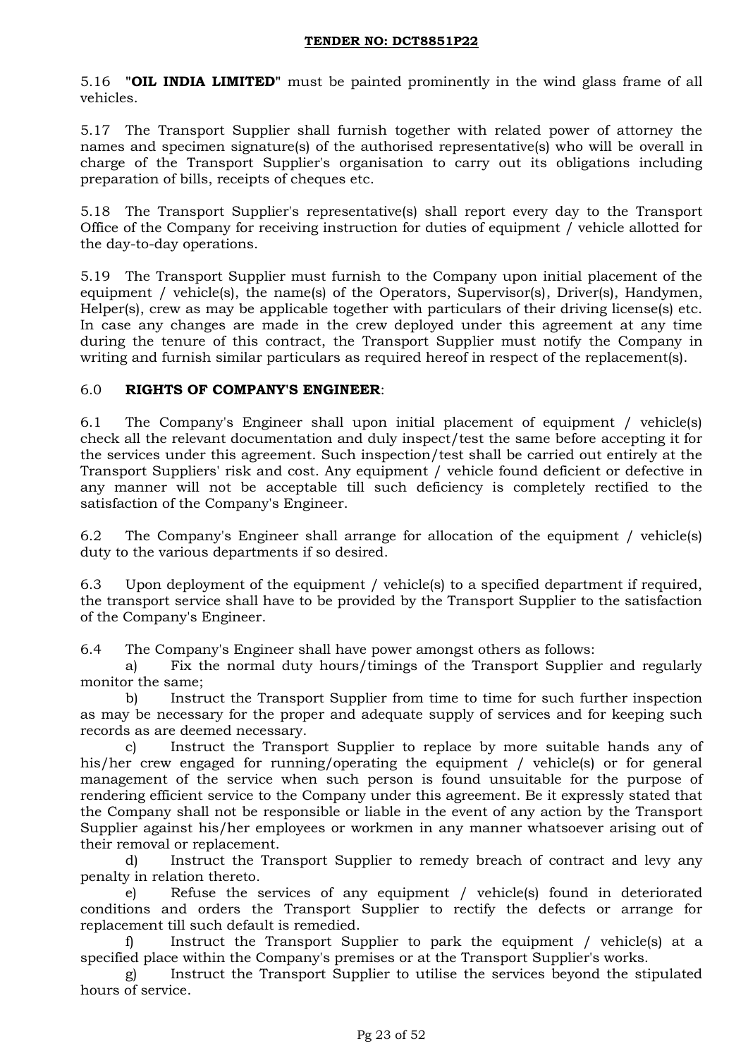5.16 **"OIL INDIA LIMITED"** must be painted prominently in the wind glass frame of all vehicles.

5.17 The Transport Supplier shall furnish together with related power of attorney the names and specimen signature(s) of the authorised representative(s) who will be overall in charge of the Transport Supplier's organisation to carry out its obligations including preparation of bills, receipts of cheques etc.

5.18 The Transport Supplier's representative(s) shall report every day to the Transport Office of the Company for receiving instruction for duties of equipment / vehicle allotted for the day-to-day operations.

5.19 The Transport Supplier must furnish to the Company upon initial placement of the equipment / vehicle(s), the name(s) of the Operators, Supervisor(s), Driver(s), Handymen, Helper(s), crew as may be applicable together with particulars of their driving license(s) etc. In case any changes are made in the crew deployed under this agreement at any time during the tenure of this contract, the Transport Supplier must notify the Company in writing and furnish similar particulars as required hereof in respect of the replacement(s).

## 6.0 **RIGHTS OF COMPANY'S ENGINEER**:

6.1 The Company's Engineer shall upon initial placement of equipment / vehicle(s) check all the relevant documentation and duly inspect/test the same before accepting it for the services under this agreement. Such inspection/test shall be carried out entirely at the Transport Suppliers' risk and cost. Any equipment / vehicle found deficient or defective in any manner will not be acceptable till such deficiency is completely rectified to the satisfaction of the Company's Engineer.

6.2 The Company's Engineer shall arrange for allocation of the equipment / vehicle(s) duty to the various departments if so desired.

6.3 Upon deployment of the equipment / vehicle(s) to a specified department if required, the transport service shall have to be provided by the Transport Supplier to the satisfaction of the Company's Engineer.

6.4 The Company's Engineer shall have power amongst others as follows:

a) Fix the normal duty hours/timings of the Transport Supplier and regularly monitor the same;

b) Instruct the Transport Supplier from time to time for such further inspection as may be necessary for the proper and adequate supply of services and for keeping such records as are deemed necessary.

c) Instruct the Transport Supplier to replace by more suitable hands any of his/her crew engaged for running/operating the equipment / vehicle(s) or for general management of the service when such person is found unsuitable for the purpose of rendering efficient service to the Company under this agreement. Be it expressly stated that the Company shall not be responsible or liable in the event of any action by the Transport Supplier against his/her employees or workmen in any manner whatsoever arising out of their removal or replacement.

d) Instruct the Transport Supplier to remedy breach of contract and levy any penalty in relation thereto.

e) Refuse the services of any equipment / vehicle(s) found in deteriorated conditions and orders the Transport Supplier to rectify the defects or arrange for replacement till such default is remedied.

f) Instruct the Transport Supplier to park the equipment / vehicle(s) at a specified place within the Company's premises or at the Transport Supplier's works.

g) Instruct the Transport Supplier to utilise the services beyond the stipulated hours of service.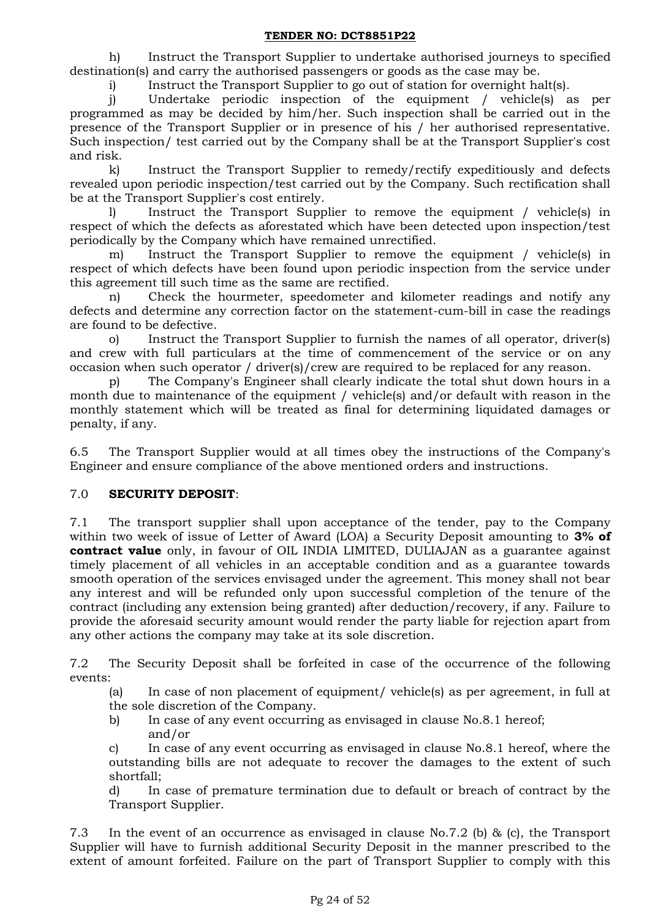h) Instruct the Transport Supplier to undertake authorised journeys to specified destination(s) and carry the authorised passengers or goods as the case may be.

i) Instruct the Transport Supplier to go out of station for overnight halt(s).

j) Undertake periodic inspection of the equipment / vehicle(s) as per programmed as may be decided by him/her. Such inspection shall be carried out in the presence of the Transport Supplier or in presence of his / her authorised representative. Such inspection/ test carried out by the Company shall be at the Transport Supplier's cost and risk.

k) Instruct the Transport Supplier to remedy/rectify expeditiously and defects revealed upon periodic inspection/test carried out by the Company. Such rectification shall be at the Transport Supplier's cost entirely.

l) Instruct the Transport Supplier to remove the equipment / vehicle(s) in respect of which the defects as aforestated which have been detected upon inspection/test periodically by the Company which have remained unrectified.

m) Instruct the Transport Supplier to remove the equipment / vehicle(s) in respect of which defects have been found upon periodic inspection from the service under this agreement till such time as the same are rectified.

n) Check the hourmeter, speedometer and kilometer readings and notify any defects and determine any correction factor on the statement-cum-bill in case the readings are found to be defective.

o) Instruct the Transport Supplier to furnish the names of all operator, driver(s) and crew with full particulars at the time of commencement of the service or on any occasion when such operator / driver(s)/crew are required to be replaced for any reason.

p) The Company's Engineer shall clearly indicate the total shut down hours in a month due to maintenance of the equipment / vehicle(s) and/or default with reason in the monthly statement which will be treated as final for determining liquidated damages or penalty, if any.

6.5 The Transport Supplier would at all times obey the instructions of the Company's Engineer and ensure compliance of the above mentioned orders and instructions.

## 7.0 **SECURITY DEPOSIT**:

7.1 The transport supplier shall upon acceptance of the tender, pay to the Company within two week of issue of Letter of Award (LOA) a Security Deposit amounting to **3% of contract value** only, in favour of OIL INDIA LIMITED, DULIAJAN as a guarantee against timely placement of all vehicles in an acceptable condition and as a guarantee towards smooth operation of the services envisaged under the agreement. This money shall not bear any interest and will be refunded only upon successful completion of the tenure of the contract (including any extension being granted) after deduction/recovery, if any. Failure to provide the aforesaid security amount would render the party liable for rejection apart from any other actions the company may take at its sole discretion.

7.2 The Security Deposit shall be forfeited in case of the occurrence of the following events:

(a) In case of non placement of equipment/ vehicle(s) as per agreement, in full at the sole discretion of the Company.

b) In case of any event occurring as envisaged in clause No.8.1 hereof; and/or

c) In case of any event occurring as envisaged in clause No.8.1 hereof, where the outstanding bills are not adequate to recover the damages to the extent of such shortfall;

d) In case of premature termination due to default or breach of contract by the Transport Supplier.

7.3 In the event of an occurrence as envisaged in clause No.7.2 (b) & (c), the Transport Supplier will have to furnish additional Security Deposit in the manner prescribed to the extent of amount forfeited. Failure on the part of Transport Supplier to comply with this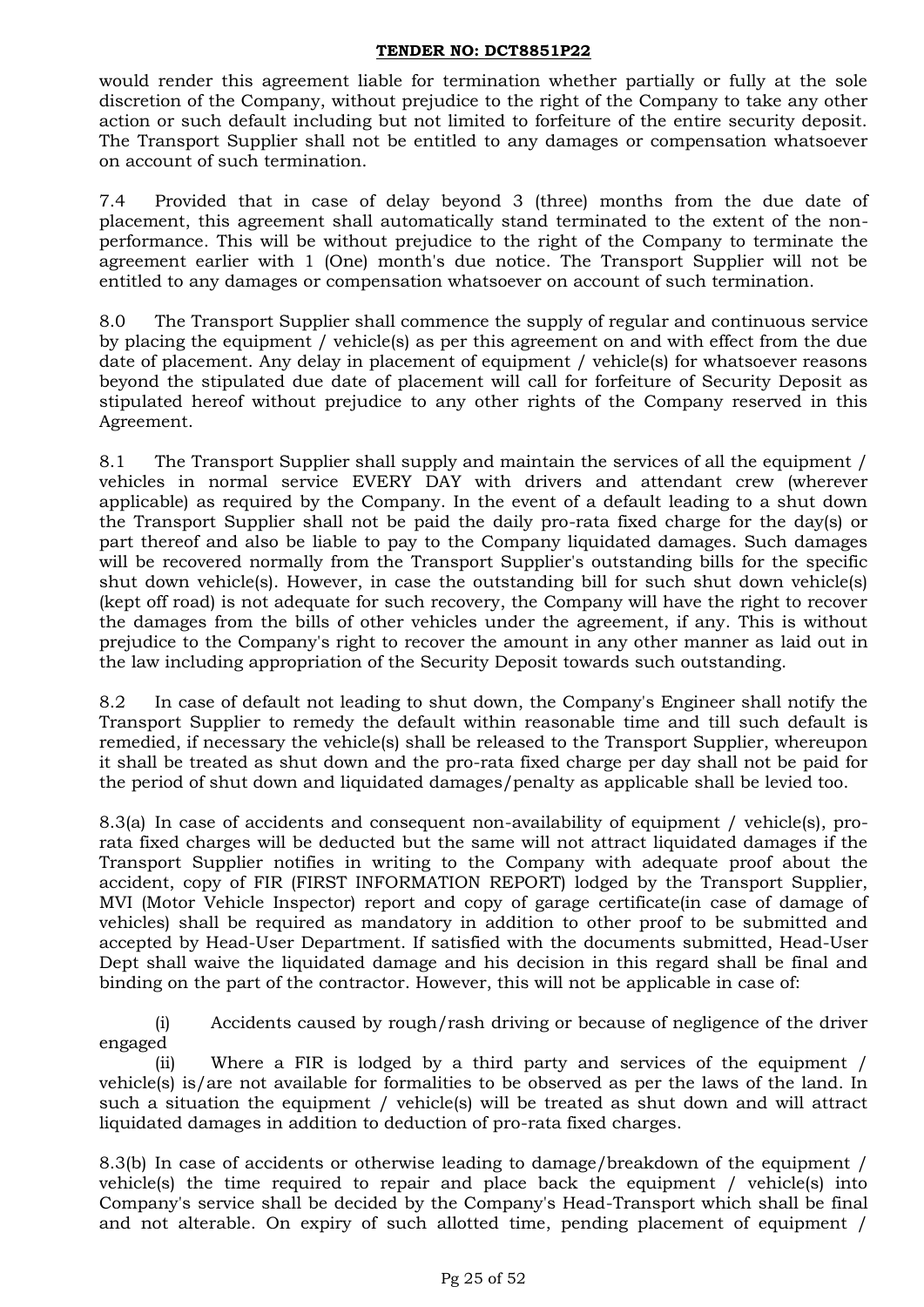would render this agreement liable for termination whether partially or fully at the sole discretion of the Company, without prejudice to the right of the Company to take any other action or such default including but not limited to forfeiture of the entire security deposit. The Transport Supplier shall not be entitled to any damages or compensation whatsoever on account of such termination.

7.4 Provided that in case of delay beyond 3 (three) months from the due date of placement, this agreement shall automatically stand terminated to the extent of the non-performance. This will be without prejudice to the right of the Company to terminate the agreement earlier with 1 (One) month's due notice. The Transport Supplier will not be entitled to any damages or compensation whatsoever on account of such termination.

8.0 The Transport Supplier shall commence the supply of regular and continuous service by placing the equipment / vehicle(s) as per this agreement on and with effect from the due date of placement. Any delay in placement of equipment / vehicle(s) for whatsoever reasons beyond the stipulated due date of placement will call for forfeiture of Security Deposit as stipulated hereof without prejudice to any other rights of the Company reserved in this Agreement.

8.1 The Transport Supplier shall supply and maintain the services of all the equipment / vehicles in normal service EVERY DAY with drivers and attendant crew (wherever applicable) as required by the Company. In the event of a default leading to a shut down the Transport Supplier shall not be paid the daily pro-rata fixed charge for the day(s) or part thereof and also be liable to pay to the Company liquidated damages. Such damages will be recovered normally from the Transport Supplier's outstanding bills for the specific shut down vehicle(s). However, in case the outstanding bill for such shut down vehicle(s) (kept off road) is not adequate for such recovery, the Company will have the right to recover the damages from the bills of other vehicles under the agreement, if any. This is without prejudice to the Company's right to recover the amount in any other manner as laid out in the law including appropriation of the Security Deposit towards such outstanding.

8.2 In case of default not leading to shut down, the Company's Engineer shall notify the Transport Supplier to remedy the default within reasonable time and till such default is remedied, if necessary the vehicle(s) shall be released to the Transport Supplier, whereupon it shall be treated as shut down and the pro-rata fixed charge per day shall not be paid for the period of shut down and liquidated damages/penalty as applicable shall be levied too.

8.3(a) In case of accidents and consequent non-availability of equipment / vehicle(s), pro-rata fixed charges will be deducted but the same will not attract liquidated damages if the Transport Supplier notifies in writing to the Company with adequate proof about the accident, copy of FIR (FIRST INFORMATION REPORT) lodged by the Transport Supplier, MVI (Motor Vehicle Inspector) report and copy of garage certificate(in case of damage of vehicles) shall be required as mandatory in addition to other proof to be submitted and accepted by Head-User Department. If satisfied with the documents submitted, Head-User Dept shall waive the liquidated damage and his decision in this regard shall be final and binding on the part of the contractor. However, this will not be applicable in case of:

(i) Accidents caused by rough/rash driving or because of negligence of the driver engaged

(ii) Where a FIR is lodged by a third party and services of the equipment / vehicle(s) is/are not available for formalities to be observed as per the laws of the land. In such a situation the equipment / vehicle(s) will be treated as shut down and will attract liquidated damages in addition to deduction of pro-rata fixed charges.

8.3(b) In case of accidents or otherwise leading to damage/breakdown of the equipment / vehicle(s) the time required to repair and place back the equipment / vehicle(s) into Company's service shall be decided by the Company's Head-Transport which shall be final and not alterable. On expiry of such allotted time, pending placement of equipment /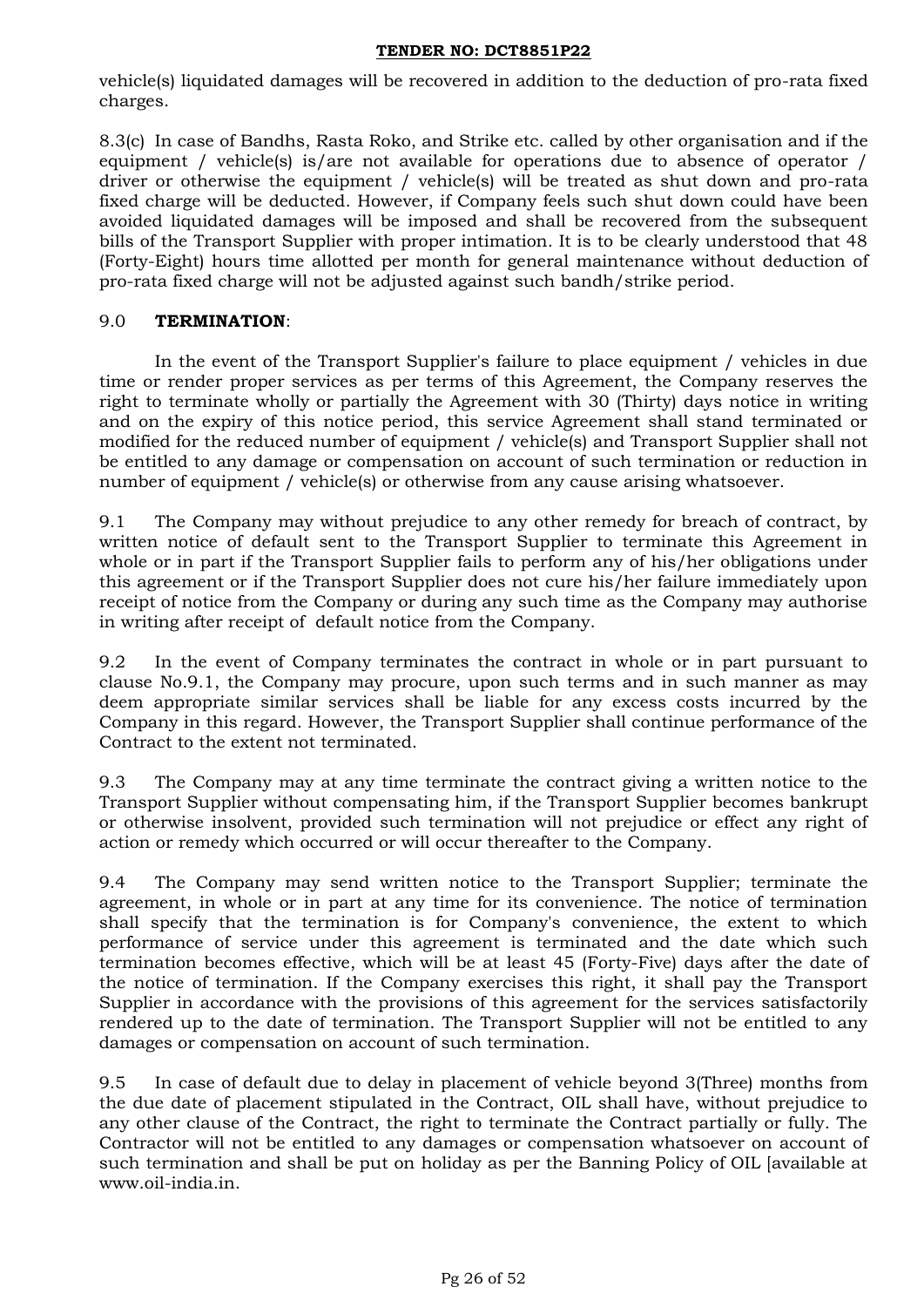vehicle(s) liquidated damages will be recovered in addition to the deduction of pro-rata fixed charges.

8.3(c) In case of Bandhs, Rasta Roko, and Strike etc. called by other organisation and if the equipment / vehicle(s) is/are not available for operations due to absence of operator / driver or otherwise the equipment / vehicle(s) will be treated as shut down and pro-rata fixed charge will be deducted. However, if Company feels such shut down could have been avoided liquidated damages will be imposed and shall be recovered from the subsequent bills of the Transport Supplier with proper intimation. It is to be clearly understood that 48 (Forty-Eight) hours time allotted per month for general maintenance without deduction of pro-rata fixed charge will not be adjusted against such bandh/strike period.

## 9.0 **TERMINATION**:

In the event of the Transport Supplier's failure to place equipment / vehicles in due time or render proper services as per terms of this Agreement, the Company reserves the right to terminate wholly or partially the Agreement with 30 (Thirty) days notice in writing and on the expiry of this notice period, this service Agreement shall stand terminated or modified for the reduced number of equipment / vehicle(s) and Transport Supplier shall not be entitled to any damage or compensation on account of such termination or reduction in number of equipment / vehicle(s) or otherwise from any cause arising whatsoever.

9.1 The Company may without prejudice to any other remedy for breach of contract, by written notice of default sent to the Transport Supplier to terminate this Agreement in whole or in part if the Transport Supplier fails to perform any of his/her obligations under this agreement or if the Transport Supplier does not cure his/her failure immediately upon receipt of notice from the Company or during any such time as the Company may authorise in writing after receipt of default notice from the Company.

9.2 In the event of Company terminates the contract in whole or in part pursuant to clause No.9.1, the Company may procure, upon such terms and in such manner as may deem appropriate similar services shall be liable for any excess costs incurred by the Company in this regard. However, the Transport Supplier shall continue performance of the Contract to the extent not terminated.

9.3 The Company may at any time terminate the contract giving a written notice to the Transport Supplier without compensating him, if the Transport Supplier becomes bankrupt or otherwise insolvent, provided such termination will not prejudice or effect any right of action or remedy which occurred or will occur thereafter to the Company.

9.4 The Company may send written notice to the Transport Supplier; terminate the agreement, in whole or in part at any time for its convenience. The notice of termination shall specify that the termination is for Company's convenience, the extent to which performance of service under this agreement is terminated and the date which such termination becomes effective, which will be at least 45 (Forty-Five) days after the date of the notice of termination. If the Company exercises this right, it shall pay the Transport Supplier in accordance with the provisions of this agreement for the services satisfactorily rendered up to the date of termination. The Transport Supplier will not be entitled to any damages or compensation on account of such termination.

9.5 In case of default due to delay in placement of vehicle beyond 3(Three) months from the due date of placement stipulated in the Contract, OIL shall have, without prejudice to any other clause of the Contract, the right to terminate the Contract partially or fully. The Contractor will not be entitled to any damages or compensation whatsoever on account of such termination and shall be put on holiday as per the Banning Policy of OIL [available at www.oil-india.in.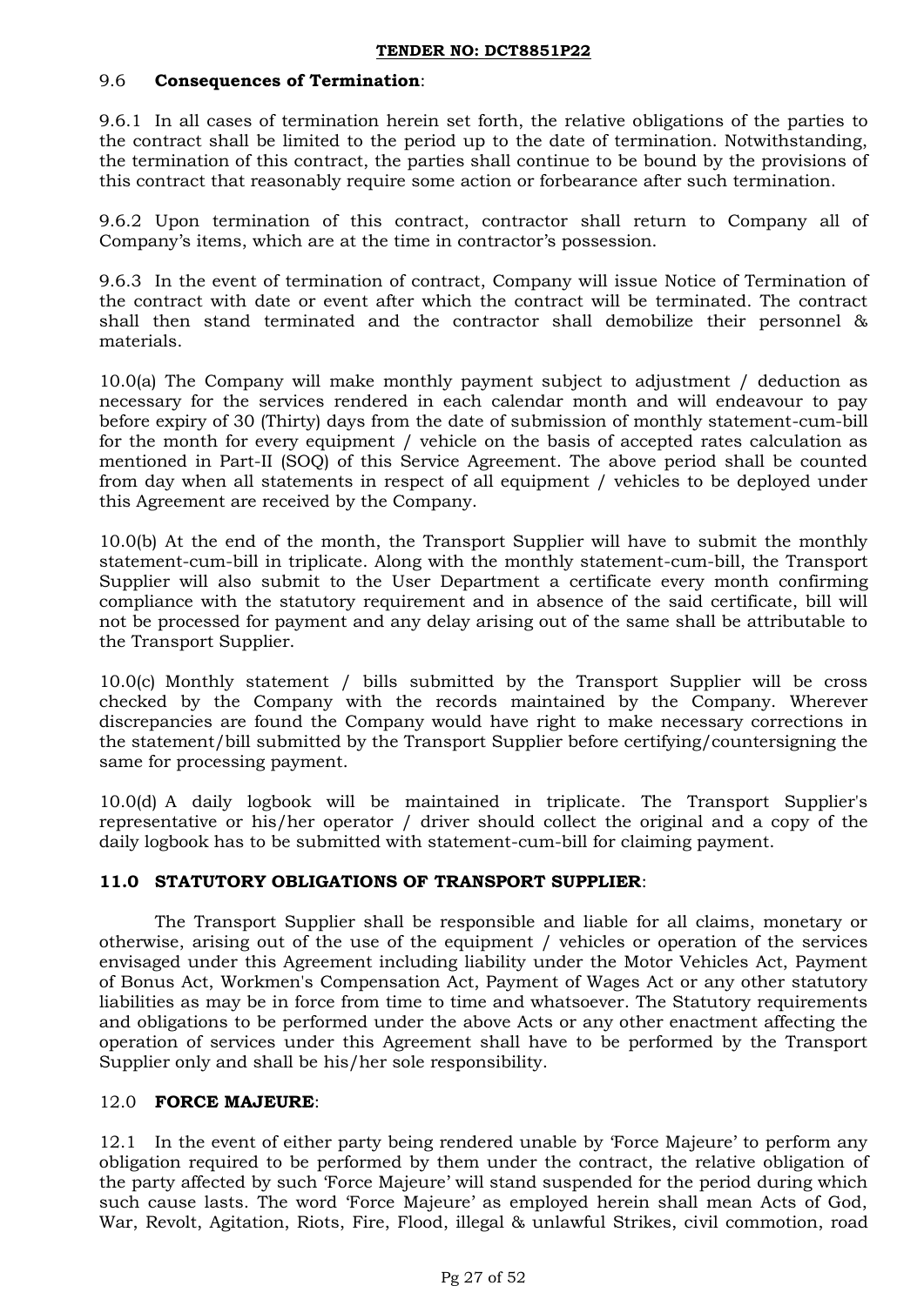### 9.6 **Consequences of Termination**:

9.6.1 In all cases of termination herein set forth, the relative obligations of the parties to the contract shall be limited to the period up to the date of termination. Notwithstanding, the termination of this contract, the parties shall continue to be bound by the provisions of this contract that reasonably require some action or forbearance after such termination.

9.6.2 Upon termination of this contract, contractor shall return to Company all of Company's items, which are at the time in contractor's possession.

9.6.3 In the event of termination of contract, Company will issue Notice of Termination of the contract with date or event after which the contract will be terminated. The contract shall then stand terminated and the contractor shall demobilize their personnel & materials.

10.0(a) The Company will make monthly payment subject to adjustment / deduction as necessary for the services rendered in each calendar month and will endeavour to pay before expiry of 30 (Thirty) days from the date of submission of monthly statement-cum-bill for the month for every equipment / vehicle on the basis of accepted rates calculation as mentioned in Part-II (SOQ) of this Service Agreement. The above period shall be counted from day when all statements in respect of all equipment / vehicles to be deployed under this Agreement are received by the Company.

10.0(b) At the end of the month, the Transport Supplier will have to submit the monthly statement-cum-bill in triplicate. Along with the monthly statement-cum-bill, the Transport Supplier will also submit to the User Department a certificate every month confirming compliance with the statutory requirement and in absence of the said certificate, bill will not be processed for payment and any delay arising out of the same shall be attributable to the Transport Supplier.

10.0(c) Monthly statement / bills submitted by the Transport Supplier will be cross checked by the Company with the records maintained by the Company. Wherever discrepancies are found the Company would have right to make necessary corrections in the statement/bill submitted by the Transport Supplier before certifying/countersigning the same for processing payment.

10.0(d) A daily logbook will be maintained in triplicate. The Transport Supplier's representative or his/her operator / driver should collect the original and a copy of the daily logbook has to be submitted with statement-cum-bill for claiming payment.

## 11.0 STATUTORY OBLIGATIONS OF TRANSPORT SUPPLIER:

The Transport Supplier shall be responsible and liable for all claims, monetary or otherwise, arising out of the use of the equipment / vehicles or operation of the services envisaged under this Agreement including liability under the Motor Vehicles Act, Payment of Bonus Act, Workmen's Compensation Act, Payment of Wages Act or any other statutory liabilities as may be in force from time to time and whatsoever. The Statutory requirements and obligations to be performed under the above Acts or any other enactment affecting the operation of services under this Agreement shall have to be performed by the Transport Supplier only and shall be his/her sole responsibility.

## 12.0 **FORCE MAJEURE**:

12.1 In the event of either party being rendered unable by 'Force Majeure' to perform any obligation required to be performed by them under the contract, the relative obligation of the party affected by such 'Force Majeure' will stand suspended for the period during which such cause lasts. The word 'Force Majeure' as employed herein shall mean Acts of God, War, Revolt, Agitation, Riots, Fire, Flood, illegal & unlawful Strikes, civil commotion, road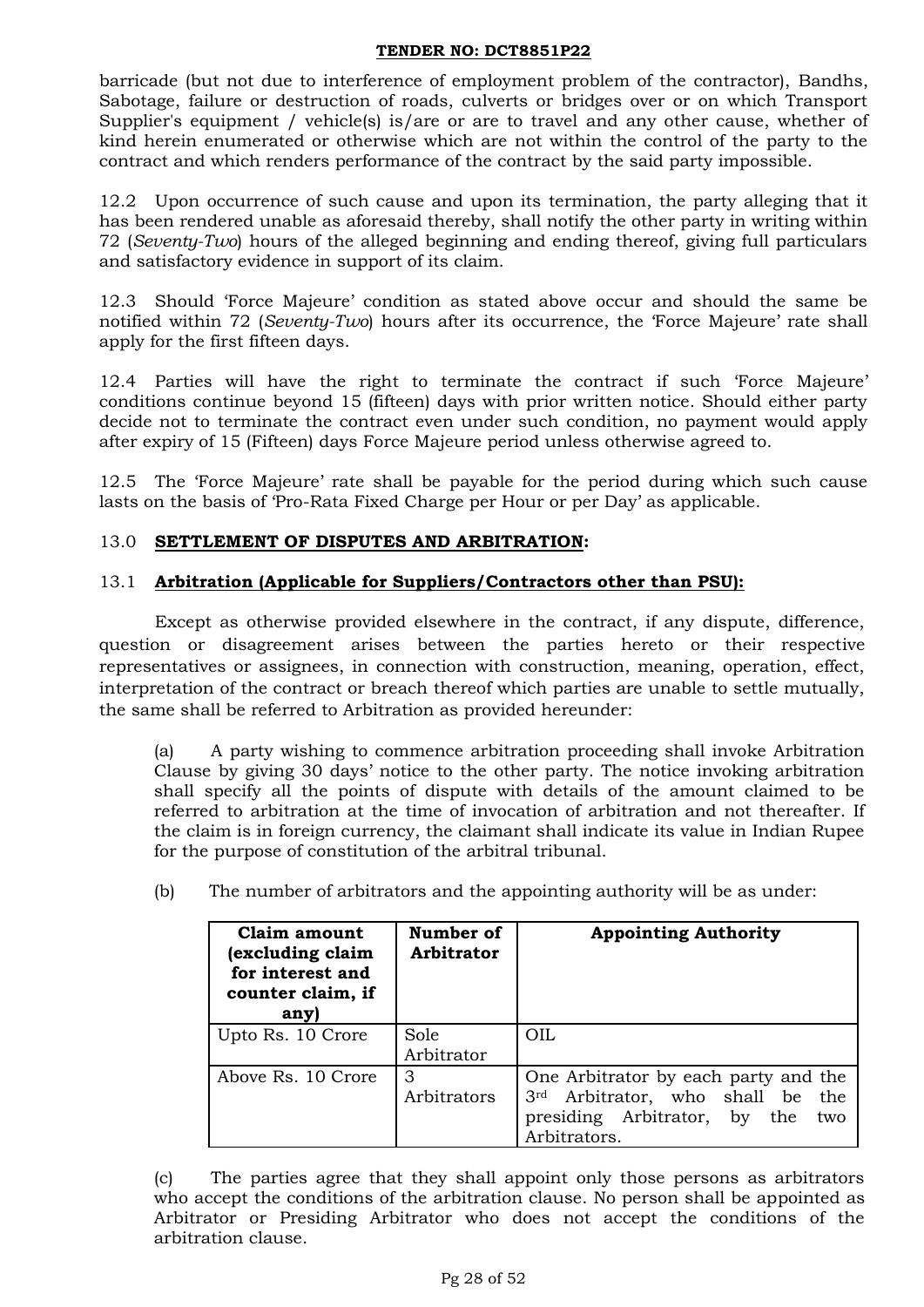barricade (but not due to interference of employment problem of the contractor), Bandhs, Sabotage, failure or destruction of roads, culverts or bridges over or on which Transport Supplier's equipment / vehicle(s) is/are or are to travel and any other cause, whether of kind herein enumerated or otherwise which are not within the control of the party to the contract and which renders performance of the contract by the said party impossible.

12.2 Upon occurrence of such cause and upon its termination, the party alleging that it has been rendered unable as aforesaid thereby, shall notify the other party in writing within 72 (*Seventy-Two*) hours of the alleged beginning and ending thereof, giving full particulars and satisfactory evidence in support of its claim.

12.3 Should 'Force Majeure' condition as stated above occur and should the same be notified within 72 (*Seventy-Two*) hours after its occurrence, the 'Force Majeure' rate shall apply for the first fifteen days.

12.4 Parties will have the right to terminate the contract if such 'Force Majeure' conditions continue beyond 15 (fifteen) days with prior written notice. Should either party decide not to terminate the contract even under such condition, no payment would apply after expiry of 15 (Fifteen) days Force Majeure period unless otherwise agreed to.

12.5 The 'Force Majeure' rate shall be payable for the period during which such cause lasts on the basis of 'Pro-Rata Fixed Charge per Hour or per Day' as applicable.

## 13.0 <u>SETTLEMENT OF DISPUTES AND ARBITRATION</u>:

### 13.1 <u>Arbitration (Applicable for Suppliers/Contractors other than PSU):</u>

Except as otherwise provided elsewhere in the contract, if any dispute, difference, question or disagreement arises between the parties hereto or their respective representatives or assignees, in connection with construction, meaning, operation, effect, interpretation of the contract or breach thereof which parties are unable to settle mutually, the same shall be referred to Arbitration as provided hereunder:

(a) A party wishing to commence arbitration proceeding shall invoke Arbitration Clause by giving 30 days' notice to the other party. The notice invoking arbitration shall specify all the points of dispute with details of the amount claimed to be referred to arbitration at the time of invocation of arbitration and not thereafter. If the claim is in foreign currency, the claimant shall indicate its value in Indian Rupee for the purpose of constitution of the arbitral tribunal.

(b) The number of arbitrators and the appointing authority will be as under:

| Claim amount (excluding claim for interest and counter claim, if any) | Number of Arbitrator | Appointing Authority |
|---|---|---|
| Upto Rs. 10 Crore | Sole Arbitrator | OIL |
| Above Rs. 10 Crore | 3 Arbitrators | One Arbitrator by each party and the 3rd Arbitrator, who shall be the presiding Arbitrator, by the two Arbitrators. |

(c) The parties agree that they shall appoint only those persons as arbitrators who accept the conditions of the arbitration clause. No person shall be appointed as Arbitrator or Presiding Arbitrator who does not accept the conditions of the arbitration clause.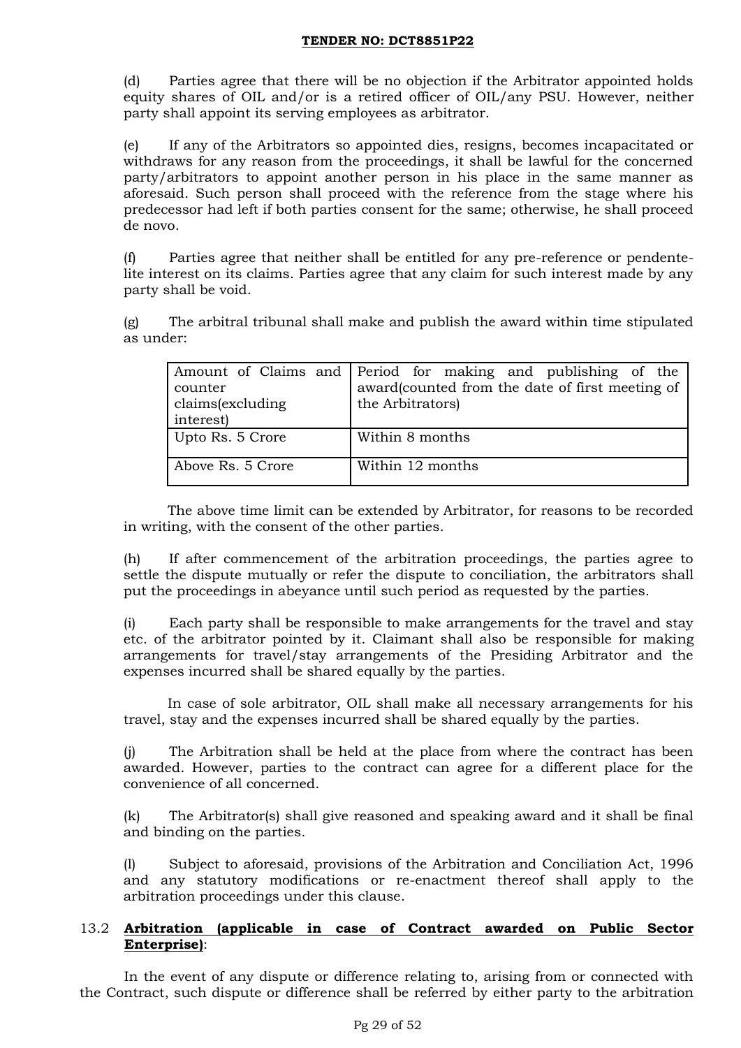(d) Parties agree that there will be no objection if the Arbitrator appointed holds equity shares of OIL and/or is a retired officer of OIL/any PSU. However, neither party shall appoint its serving employees as arbitrator.

(e) If any of the Arbitrators so appointed dies, resigns, becomes incapacitated or withdraws for any reason from the proceedings, it shall be lawful for the concerned party/arbitrators to appoint another person in his place in the same manner as aforesaid. Such person shall proceed with the reference from the stage where his predecessor had left if both parties consent for the same; otherwise, he shall proceed de novo.

(f) Parties agree that neither shall be entitled for any pre-reference or pendente-lite interest on its claims. Parties agree that any claim for such interest made by any party shall be void.

(g) The arbitral tribunal shall make and publish the award within time stipulated as under:

| Amount of Claims and counter claims(excluding interest) | Period for making and publishing of the award(counted from the date of first meeting of the Arbitrators) |
|---|---|
| Upto Rs. 5 Crore | Within 8 months |
| Above Rs. 5 Crore | Within 12 months |

The above time limit can be extended by Arbitrator, for reasons to be recorded in writing, with the consent of the other parties.

(h) If after commencement of the arbitration proceedings, the parties agree to settle the dispute mutually or refer the dispute to conciliation, the arbitrators shall put the proceedings in abeyance until such period as requested by the parties.

(i) Each party shall be responsible to make arrangements for the travel and stay etc. of the arbitrator pointed by it. Claimant shall also be responsible for making arrangements for travel/stay arrangements of the Presiding Arbitrator and the expenses incurred shall be shared equally by the parties.

In case of sole arbitrator, OIL shall make all necessary arrangements for his travel, stay and the expenses incurred shall be shared equally by the parties.

(j) The Arbitration shall be held at the place from where the contract has been awarded. However, parties to the contract can agree for a different place for the convenience of all concerned.

(k) The Arbitrator(s) shall give reasoned and speaking award and it shall be final and binding on the parties.

(l) Subject to aforesaid, provisions of the Arbitration and Conciliation Act, 1996 and any statutory modifications or re-enactment thereof shall apply to the arbitration proceedings under this clause.

13.2 **Arbitration (applicable in case of Contract awarded on Public Sector Enterprise)**:

In the event of any dispute or difference relating to, arising from or connected with the Contract, such dispute or difference shall be referred by either party to the arbitration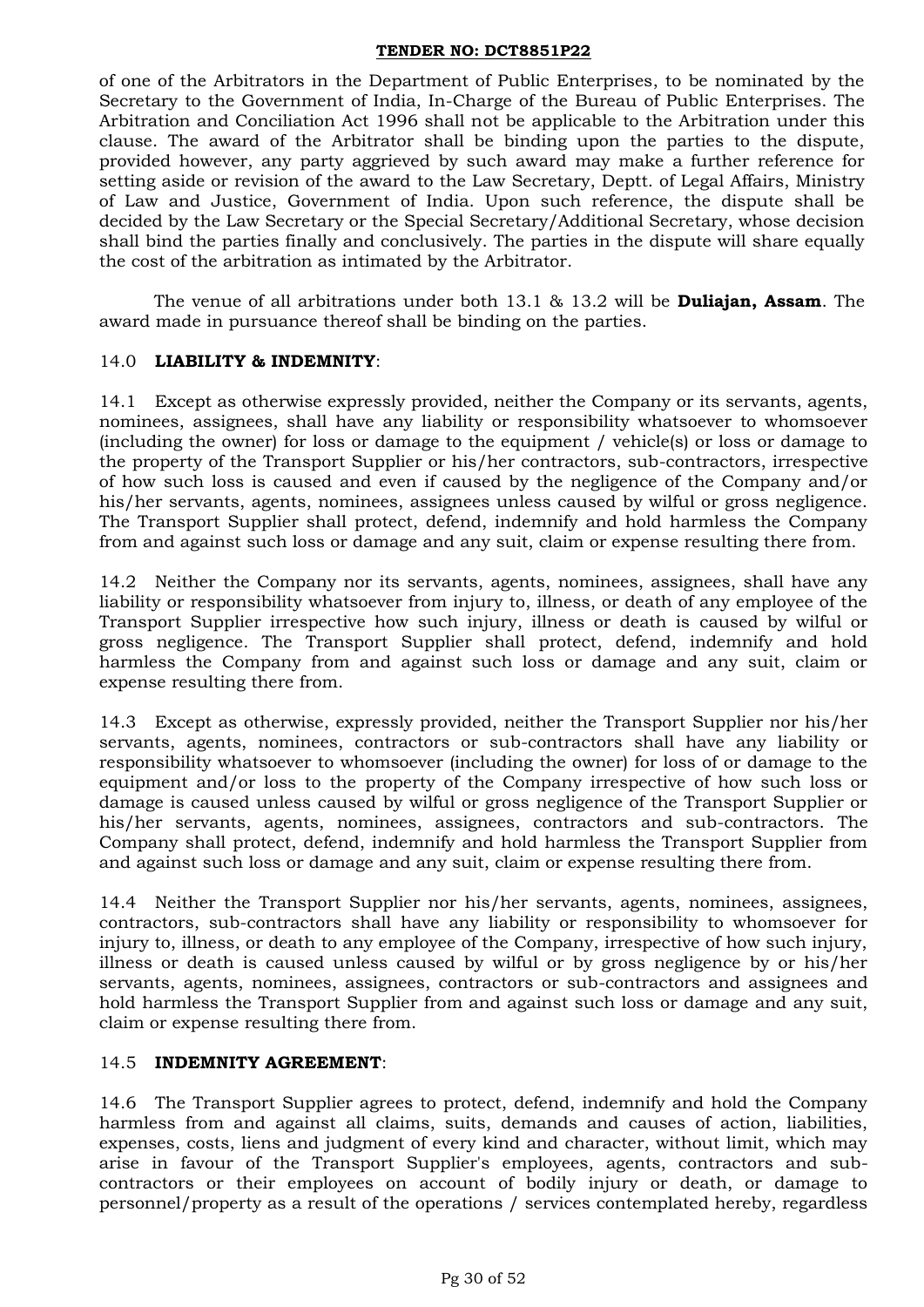of one of the Arbitrators in the Department of Public Enterprises, to be nominated by the Secretary to the Government of India, In-Charge of the Bureau of Public Enterprises. The Arbitration and Conciliation Act 1996 shall not be applicable to the Arbitration under this clause. The award of the Arbitrator shall be binding upon the parties to the dispute, provided however, any party aggrieved by such award may make a further reference for setting aside or revision of the award to the Law Secretary, Deptt. of Legal Affairs, Ministry of Law and Justice, Government of India. Upon such reference, the dispute shall be decided by the Law Secretary or the Special Secretary/Additional Secretary, whose decision shall bind the parties finally and conclusively. The parties in the dispute will share equally the cost of the arbitration as intimated by the Arbitrator.

The venue of all arbitrations under both 13.1 & 13.2 will be **Duliajan, Assam**. The award made in pursuance thereof shall be binding on the parties.

14.0 **LIABILITY & INDEMNITY**:

14.1 Except as otherwise expressly provided, neither the Company or its servants, agents, nominees, assignees, shall have any liability or responsibility whatsoever to whomsoever (including the owner) for loss or damage to the equipment / vehicle(s) or loss or damage to the property of the Transport Supplier or his/her contractors, sub-contractors, irrespective of how such loss is caused and even if caused by the negligence of the Company and/or his/her servants, agents, nominees, assignees unless caused by wilful or gross negligence. The Transport Supplier shall protect, defend, indemnify and hold harmless the Company from and against such loss or damage and any suit, claim or expense resulting there from.

14.2 Neither the Company nor its servants, agents, nominees, assignees, shall have any liability or responsibility whatsoever from injury to, illness, or death of any employee of the Transport Supplier irrespective how such injury, illness or death is caused by wilful or gross negligence. The Transport Supplier shall protect, defend, indemnify and hold harmless the Company from and against such loss or damage and any suit, claim or expense resulting there from.

14.3 Except as otherwise, expressly provided, neither the Transport Supplier nor his/her servants, agents, nominees, contractors or sub-contractors shall have any liability or responsibility whatsoever to whomsoever (including the owner) for loss of or damage to the equipment and/or loss to the property of the Company irrespective of how such loss or damage is caused unless caused by wilful or gross negligence of the Transport Supplier or his/her servants, agents, nominees, assignees, contractors and sub-contractors. The Company shall protect, defend, indemnify and hold harmless the Transport Supplier from and against such loss or damage and any suit, claim or expense resulting there from.

14.4 Neither the Transport Supplier nor his/her servants, agents, nominees, assignees, contractors, sub-contractors shall have any liability or responsibility to whomsoever for injury to, illness, or death to any employee of the Company, irrespective of how such injury, illness or death is caused unless caused by wilful or by gross negligence by or his/her servants, agents, nominees, assignees, contractors or sub-contractors and assignees and hold harmless the Transport Supplier from and against such loss or damage and any suit, claim or expense resulting there from.

14.5 **INDEMNITY AGREEMENT**:

14.6 The Transport Supplier agrees to protect, defend, indemnify and hold the Company harmless from and against all claims, suits, demands and causes of action, liabilities, expenses, costs, liens and judgment of every kind and character, without limit, which may arise in favour of the Transport Supplier's employees, agents, contractors and sub-contractors or their employees on account of bodily injury or death, or damage to personnel/property as a result of the operations / services contemplated hereby, regardless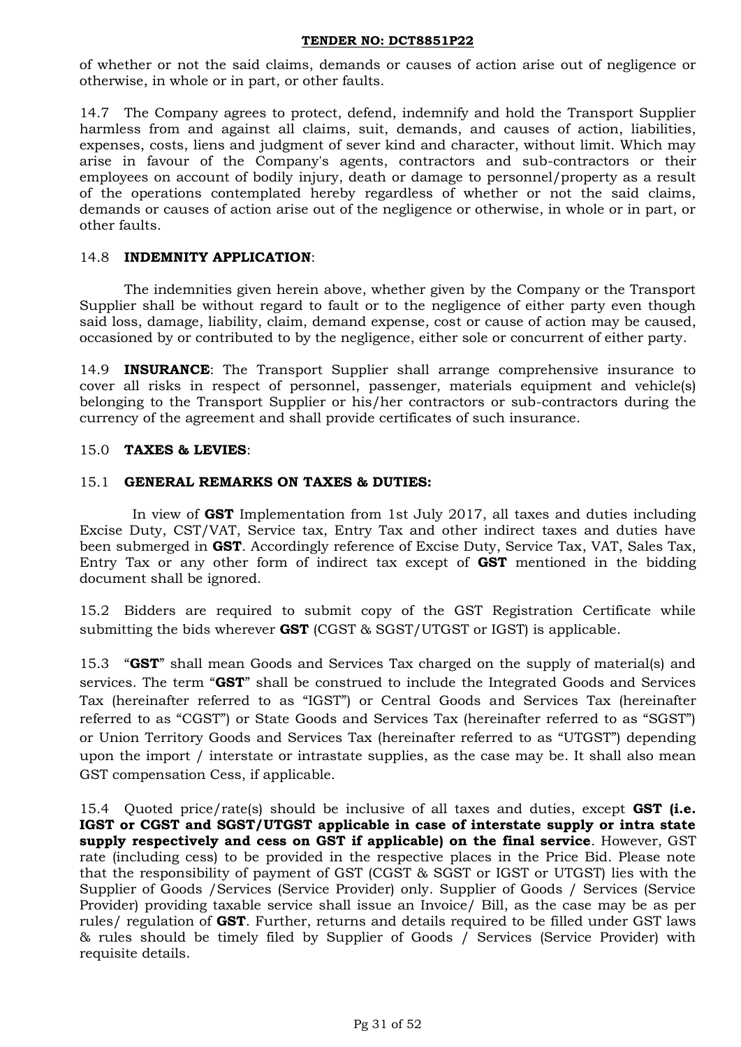of whether or not the said claims, demands or causes of action arise out of negligence or otherwise, in whole or in part, or other faults.

14.7 The Company agrees to protect, defend, indemnify and hold the Transport Supplier harmless from and against all claims, suit, demands, and causes of action, liabilities, expenses, costs, liens and judgment of sever kind and character, without limit. Which may arise in favour of the Company's agents, contractors and sub-contractors or their employees on account of bodily injury, death or damage to personnel/property as a result of the operations contemplated hereby regardless of whether or not the said claims, demands or causes of action arise out of the negligence or otherwise, in whole or in part, or other faults.

14.8 **INDEMNITY APPLICATION**:

The indemnities given herein above, whether given by the Company or the Transport Supplier shall be without regard to fault or to the negligence of either party even though said loss, damage, liability, claim, demand expense, cost or cause of action may be caused, occasioned by or contributed to by the negligence, either sole or concurrent of either party.

14.9 **INSURANCE**: The Transport Supplier shall arrange comprehensive insurance to cover all risks in respect of personnel, passenger, materials equipment and vehicle(s) belonging to the Transport Supplier or his/her contractors or sub-contractors during the currency of the agreement and shall provide certificates of such insurance.

15.0 **TAXES & LEVIES**:

15.1 **GENERAL REMARKS ON TAXES & DUTIES:**

In view of **GST** Implementation from 1st July 2017, all taxes and duties including Excise Duty, CST/VAT, Service tax, Entry Tax and other indirect taxes and duties have been submerged in **GST**. Accordingly reference of Excise Duty, Service Tax, VAT, Sales Tax, Entry Tax or any other form of indirect tax except of **GST** mentioned in the bidding document shall be ignored.

15.2 Bidders are required to submit copy of the GST Registration Certificate while submitting the bids wherever **GST** (CGST & SGST/UTGST or IGST) is applicable.

15.3 "**GST**" shall mean Goods and Services Tax charged on the supply of material(s) and services. The term "**GST**" shall be construed to include the Integrated Goods and Services Tax (hereinafter referred to as "IGST") or Central Goods and Services Tax (hereinafter referred to as "CGST") or State Goods and Services Tax (hereinafter referred to as "SGST") or Union Territory Goods and Services Tax (hereinafter referred to as "UTGST") depending upon the import / interstate or intrastate supplies, as the case may be. It shall also mean GST compensation Cess, if applicable.

15.4 Quoted price/rate(s) should be inclusive of all taxes and duties, except **GST (i.e. IGST or CGST and SGST/UTGST applicable in case of interstate supply or intra state supply respectively and cess on GST if applicable) on the final service**. However, GST rate (including cess) to be provided in the respective places in the Price Bid. Please note that the responsibility of payment of GST (CGST & SGST or IGST or UTGST) lies with the Supplier of Goods /Services (Service Provider) only. Supplier of Goods / Services (Service Provider) providing taxable service shall issue an Invoice/ Bill, as the case may be as per rules/ regulation of **GST**. Further, returns and details required to be filled under GST laws & rules should be timely filed by Supplier of Goods / Services (Service Provider) with requisite details.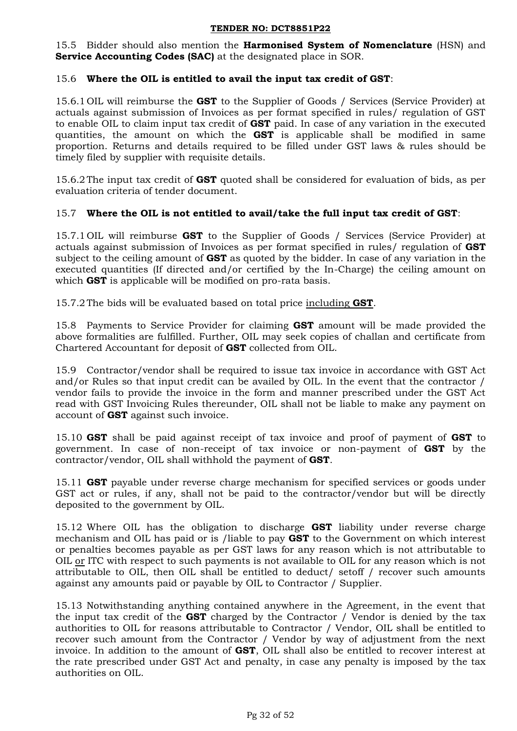15.5 Bidder should also mention the **Harmonised System of Nomenclature** (HSN) and **Service Accounting Codes (SAC)** at the designated place in SOR.

15.6 **Where the OIL is entitled to avail the input tax credit of GST**:

15.6.1 OIL will reimburse the **GST** to the Supplier of Goods / Services (Service Provider) at actuals against submission of Invoices as per format specified in rules/ regulation of GST to enable OIL to claim input tax credit of **GST** paid. In case of any variation in the executed quantities, the amount on which the **GST** is applicable shall be modified in same proportion. Returns and details required to be filled under GST laws & rules should be timely filed by supplier with requisite details.

15.6.2 The input tax credit of **GST** quoted shall be considered for evaluation of bids, as per evaluation criteria of tender document.

15.7 **Where the OIL is not entitled to avail/take the full input tax credit of GST**:

15.7.1 OIL will reimburse **GST** to the Supplier of Goods / Services (Service Provider) at actuals against submission of Invoices as per format specified in rules/ regulation of **GST** subject to the ceiling amount of **GST** as quoted by the bidder. In case of any variation in the executed quantities (If directed and/or certified by the In-Charge) the ceiling amount on which **GST** is applicable will be modified on pro-rata basis.

15.7.2 The bids will be evaluated based on total price including **GST**.

15.8 Payments to Service Provider for claiming **GST** amount will be made provided the above formalities are fulfilled. Further, OIL may seek copies of challan and certificate from Chartered Accountant for deposit of **GST** collected from OIL.

15.9 Contractor/vendor shall be required to issue tax invoice in accordance with GST Act and/or Rules so that input credit can be availed by OIL. In the event that the contractor / vendor fails to provide the invoice in the form and manner prescribed under the GST Act read with GST Invoicing Rules thereunder, OIL shall not be liable to make any payment on account of **GST** against such invoice.

15.10 **GST** shall be paid against receipt of tax invoice and proof of payment of **GST** to government. In case of non-receipt of tax invoice or non-payment of **GST** by the contractor/vendor, OIL shall withhold the payment of **GST**.

15.11 **GST** payable under reverse charge mechanism for specified services or goods under GST act or rules, if any, shall not be paid to the contractor/vendor but will be directly deposited to the government by OIL.

15.12 Where OIL has the obligation to discharge **GST** liability under reverse charge mechanism and OIL has paid or is /liable to pay **GST** to the Government on which interest or penalties becomes payable as per GST laws for any reason which is not attributable to OIL or ITC with respect to such payments is not available to OIL for any reason which is not attributable to OIL, then OIL shall be entitled to deduct/ setoff / recover such amounts against any amounts paid or payable by OIL to Contractor / Supplier.

15.13 Notwithstanding anything contained anywhere in the Agreement, in the event that the input tax credit of the **GST** charged by the Contractor / Vendor is denied by the tax authorities to OIL for reasons attributable to Contractor / Vendor, OIL shall be entitled to recover such amount from the Contractor / Vendor by way of adjustment from the next invoice. In addition to the amount of **GST**, OIL shall also be entitled to recover interest at the rate prescribed under GST Act and penalty, in case any penalty is imposed by the tax authorities on OIL.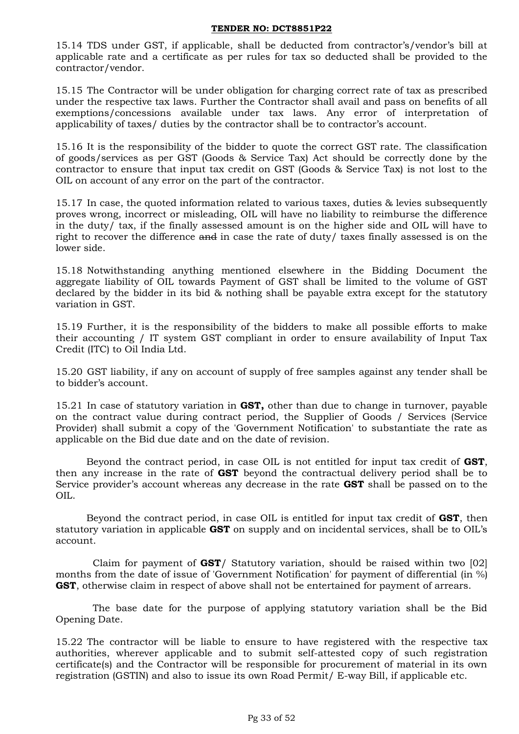15.14 TDS under GST, if applicable, shall be deducted from contractor's/vendor's bill at applicable rate and a certificate as per rules for tax so deducted shall be provided to the contractor/vendor.

15.15 The Contractor will be under obligation for charging correct rate of tax as prescribed under the respective tax laws. Further the Contractor shall avail and pass on benefits of all exemptions/concessions available under tax laws. Any error of interpretation of applicability of taxes/ duties by the contractor shall be to contractor's account.

15.16 It is the responsibility of the bidder to quote the correct GST rate. The classification of goods/services as per GST (Goods & Service Tax) Act should be correctly done by the contractor to ensure that input tax credit on GST (Goods & Service Tax) is not lost to the OIL on account of any error on the part of the contractor.

15.17 In case, the quoted information related to various taxes, duties & levies subsequently proves wrong, incorrect or misleading, OIL will have no liability to reimburse the difference in the duty/ tax, if the finally assessed amount is on the higher side and OIL will have to right to recover the difference ~~and~~ in case the rate of duty/ taxes finally assessed is on the lower side.

15.18 Notwithstanding anything mentioned elsewhere in the Bidding Document the aggregate liability of OIL towards Payment of GST shall be limited to the volume of GST declared by the bidder in its bid & nothing shall be payable extra except for the statutory variation in GST.

15.19 Further, it is the responsibility of the bidders to make all possible efforts to make their accounting / IT system GST compliant in order to ensure availability of Input Tax Credit (ITC) to Oil India Ltd.

15.20 GST liability, if any on account of supply of free samples against any tender shall be to bidder's account.

15.21 In case of statutory variation in **GST,** other than due to change in turnover, payable on the contract value during contract period, the Supplier of Goods / Services (Service Provider) shall submit a copy of the 'Government Notification' to substantiate the rate as applicable on the Bid due date and on the date of revision.

Beyond the contract period, in case OIL is not entitled for input tax credit of **GST**, then any increase in the rate of **GST** beyond the contractual delivery period shall be to Service provider's account whereas any decrease in the rate **GST** shall be passed on to the OIL.

Beyond the contract period, in case OIL is entitled for input tax credit of **GST**, then statutory variation in applicable **GST** on supply and on incidental services, shall be to OIL's account.

Claim for payment of **GST**/ Statutory variation, should be raised within two [02] months from the date of issue of 'Government Notification' for payment of differential (in %) **GST**, otherwise claim in respect of above shall not be entertained for payment of arrears.

The base date for the purpose of applying statutory variation shall be the Bid Opening Date.

15.22 The contractor will be liable to ensure to have registered with the respective tax authorities, wherever applicable and to submit self-attested copy of such registration certificate(s) and the Contractor will be responsible for procurement of material in its own registration (GSTIN) and also to issue its own Road Permit/ E-way Bill, if applicable etc.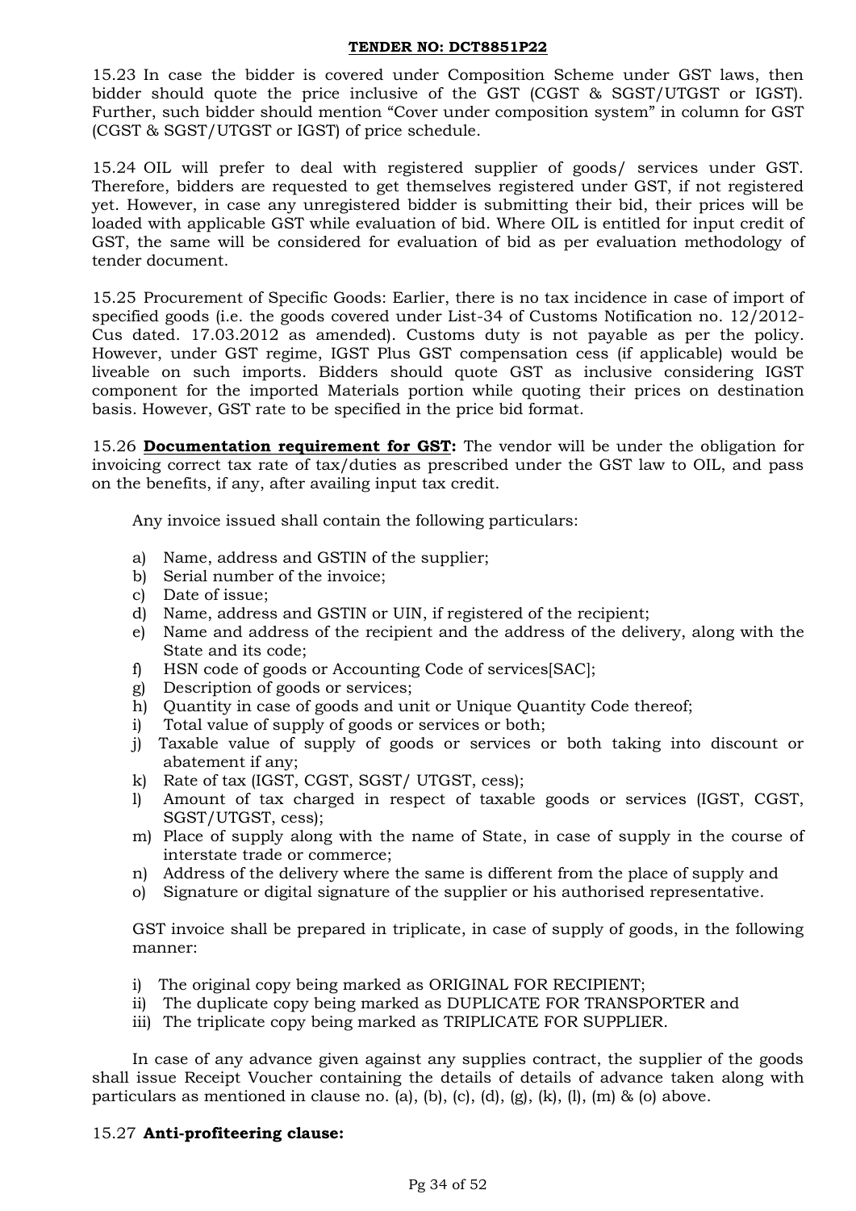15.23 In case the bidder is covered under Composition Scheme under GST laws, then bidder should quote the price inclusive of the GST (CGST & SGST/UTGST or IGST). Further, such bidder should mention "Cover under composition system" in column for GST (CGST & SGST/UTGST or IGST) of price schedule.

15.24 OIL will prefer to deal with registered supplier of goods/ services under GST. Therefore, bidders are requested to get themselves registered under GST, if not registered yet. However, in case any unregistered bidder is submitting their bid, their prices will be loaded with applicable GST while evaluation of bid. Where OIL is entitled for input credit of GST, the same will be considered for evaluation of bid as per evaluation methodology of tender document.

15.25 Procurement of Specific Goods: Earlier, there is no tax incidence in case of import of specified goods (i.e. the goods covered under List-34 of Customs Notification no. 12/2012-Cus dated. 17.03.2012 as amended). Customs duty is not payable as per the policy. However, under GST regime, IGST Plus GST compensation cess (if applicable) would be liveable on such imports. Bidders should quote GST as inclusive considering IGST component for the imported Materials portion while quoting their prices on destination basis. However, GST rate to be specified in the price bid format.

15.26 **Documentation requirement for GST:** The vendor will be under the obligation for invoicing correct tax rate of tax/duties as prescribed under the GST law to OIL, and pass on the benefits, if any, after availing input tax credit.

Any invoice issued shall contain the following particulars:

a) Name, address and GSTIN of the supplier;
b) Serial number of the invoice;
c) Date of issue;
d) Name, address and GSTIN or UIN, if registered of the recipient;
e) Name and address of the recipient and the address of the delivery, along with the State and its code;
f) HSN code of goods or Accounting Code of services[SAC];
g) Description of goods or services;
h) Quantity in case of goods and unit or Unique Quantity Code thereof;
i) Total value of supply of goods or services or both;
j) Taxable value of supply of goods or services or both taking into discount or abatement if any;
k) Rate of tax (IGST, CGST, SGST/ UTGST, cess);
l) Amount of tax charged in respect of taxable goods or services (IGST, CGST, SGST/UTGST, cess);
m) Place of supply along with the name of State, in case of supply in the course of interstate trade or commerce;
n) Address of the delivery where the same is different from the place of supply and
o) Signature or digital signature of the supplier or his authorised representative.

GST invoice shall be prepared in triplicate, in case of supply of goods, in the following manner:

i) The original copy being marked as ORIGINAL FOR RECIPIENT;
ii) The duplicate copy being marked as DUPLICATE FOR TRANSPORTER and
iii) The triplicate copy being marked as TRIPLICATE FOR SUPPLIER.

In case of any advance given against any supplies contract, the supplier of the goods shall issue Receipt Voucher containing the details of details of advance taken along with particulars as mentioned in clause no. (a), (b), (c), (d), (g), (k), (l), (m) & (o) above.

15.27 **Anti-profiteering clause:**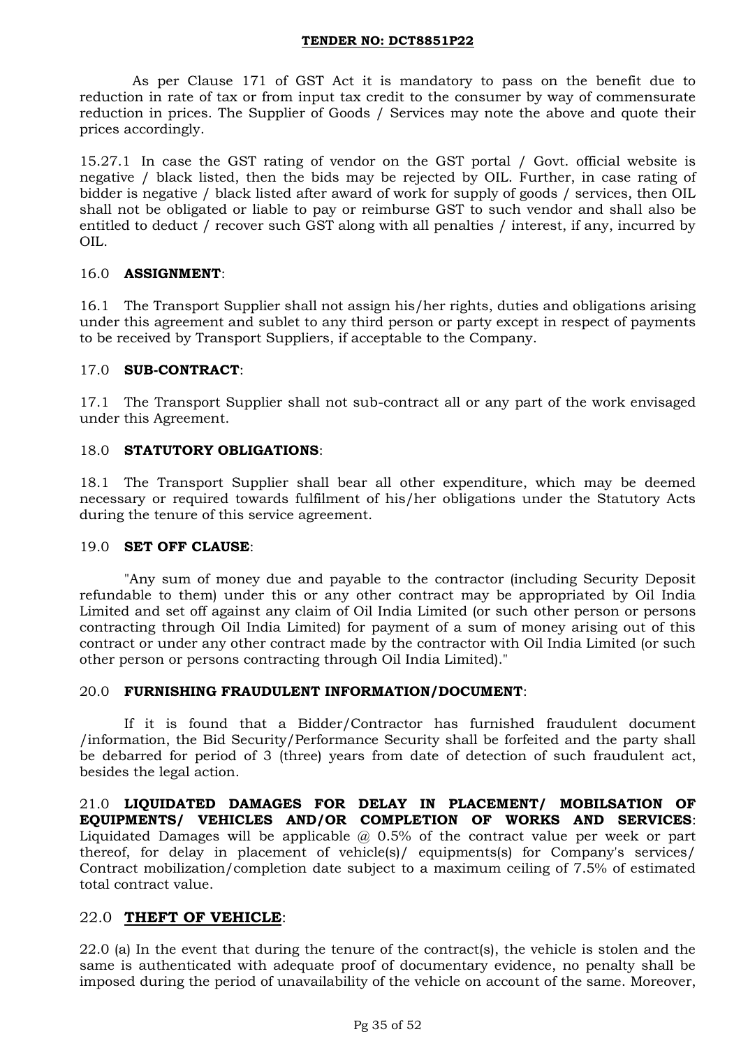As per Clause 171 of GST Act it is mandatory to pass on the benefit due to reduction in rate of tax or from input tax credit to the consumer by way of commensurate reduction in prices. The Supplier of Goods / Services may note the above and quote their prices accordingly.

15.27.1 In case the GST rating of vendor on the GST portal / Govt. official website is negative / black listed, then the bids may be rejected by OIL. Further, in case rating of bidder is negative / black listed after award of work for supply of goods / services, then OIL shall not be obligated or liable to pay or reimburse GST to such vendor and shall also be entitled to deduct / recover such GST along with all penalties / interest, if any, incurred by OIL.

16.0 **ASSIGNMENT**:

16.1 The Transport Supplier shall not assign his/her rights, duties and obligations arising under this agreement and sublet to any third person or party except in respect of payments to be received by Transport Suppliers, if acceptable to the Company.

17.0 **SUB-CONTRACT**:

17.1 The Transport Supplier shall not sub-contract all or any part of the work envisaged under this Agreement.

18.0 **STATUTORY OBLIGATIONS**:

18.1 The Transport Supplier shall bear all other expenditure, which may be deemed necessary or required towards fulfilment of his/her obligations under the Statutory Acts during the tenure of this service agreement.

19.0 **SET OFF CLAUSE**:

"Any sum of money due and payable to the contractor (including Security Deposit refundable to them) under this or any other contract may be appropriated by Oil India Limited and set off against any claim of Oil India Limited (or such other person or persons contracting through Oil India Limited) for payment of a sum of money arising out of this contract or under any other contract made by the contractor with Oil India Limited (or such other person or persons contracting through Oil India Limited)."

20.0 **FURNISHING FRAUDULENT INFORMATION/DOCUMENT**:

If it is found that a Bidder/Contractor has furnished fraudulent document /information, the Bid Security/Performance Security shall be forfeited and the party shall be debarred for period of 3 (three) years from date of detection of such fraudulent act, besides the legal action.

21.0 **LIQUIDATED DAMAGES FOR DELAY IN PLACEMENT/ MOBILSATION OF EQUIPMENTS/ VEHICLES AND/OR COMPLETION OF WORKS AND SERVICES**: Liquidated Damages will be applicable @ 0.5% of the contract value per week or part thereof, for delay in placement of vehicle(s)/ equipments(s) for Company's services/ Contract mobilization/completion date subject to a maximum ceiling of 7.5% of estimated total contract value.

## 22.0 **THEFT OF VEHICLE**:

22.0 (a) In the event that during the tenure of the contract(s), the vehicle is stolen and the same is authenticated with adequate proof of documentary evidence, no penalty shall be imposed during the period of unavailability of the vehicle on account of the same. Moreover,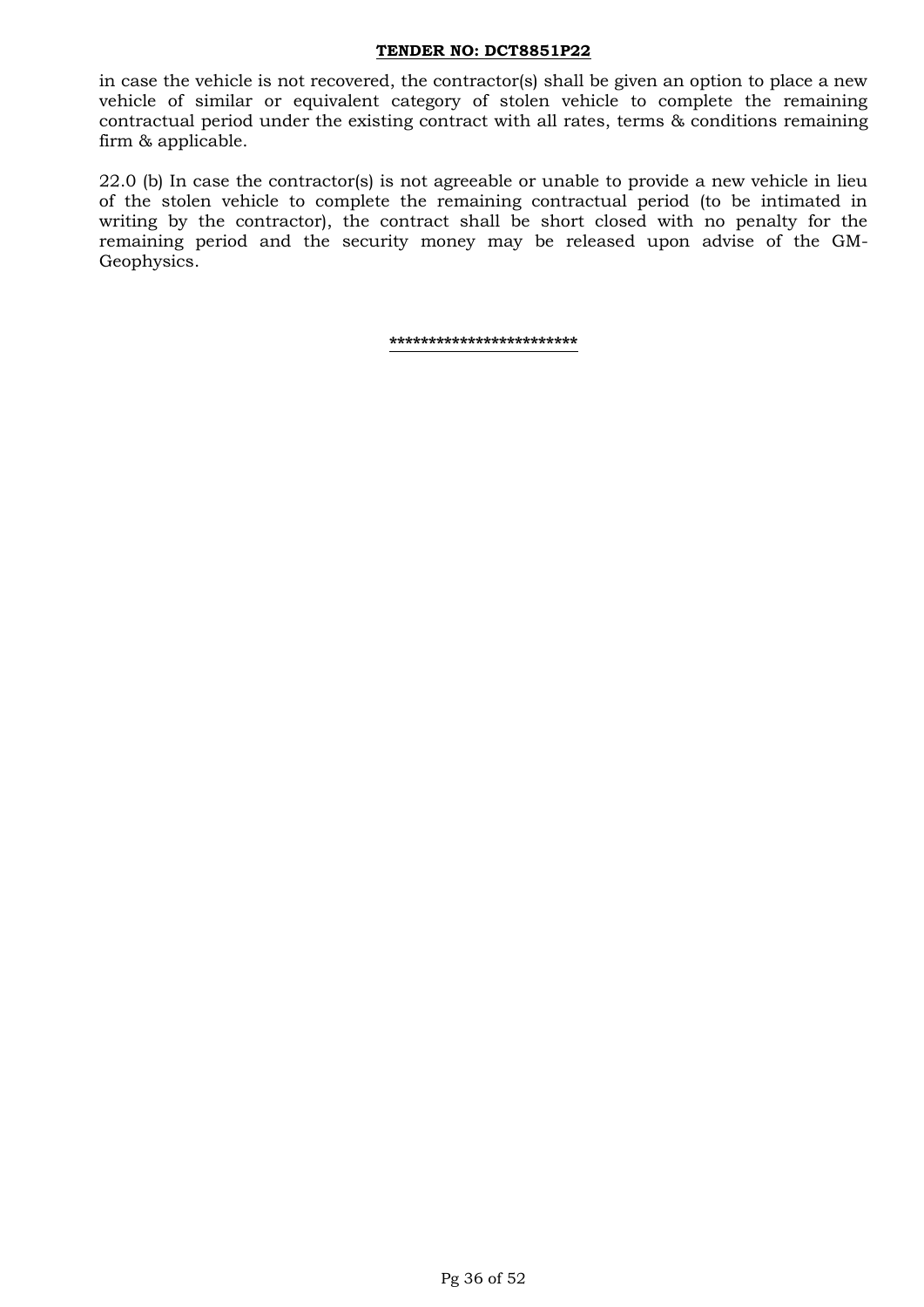in case the vehicle is not recovered, the contractor(s) shall be given an option to place a new vehicle of similar or equivalent category of stolen vehicle to complete the remaining contractual period under the existing contract with all rates, terms & conditions remaining firm & applicable.

22.0 (b) In case the contractor(s) is not agreeable or unable to provide a new vehicle in lieu of the stolen vehicle to complete the remaining contractual period (to be intimated in writing by the contractor), the contract shall be short closed with no penalty for the remaining period and the security money may be released upon advise of the GM-Geophysics.

************************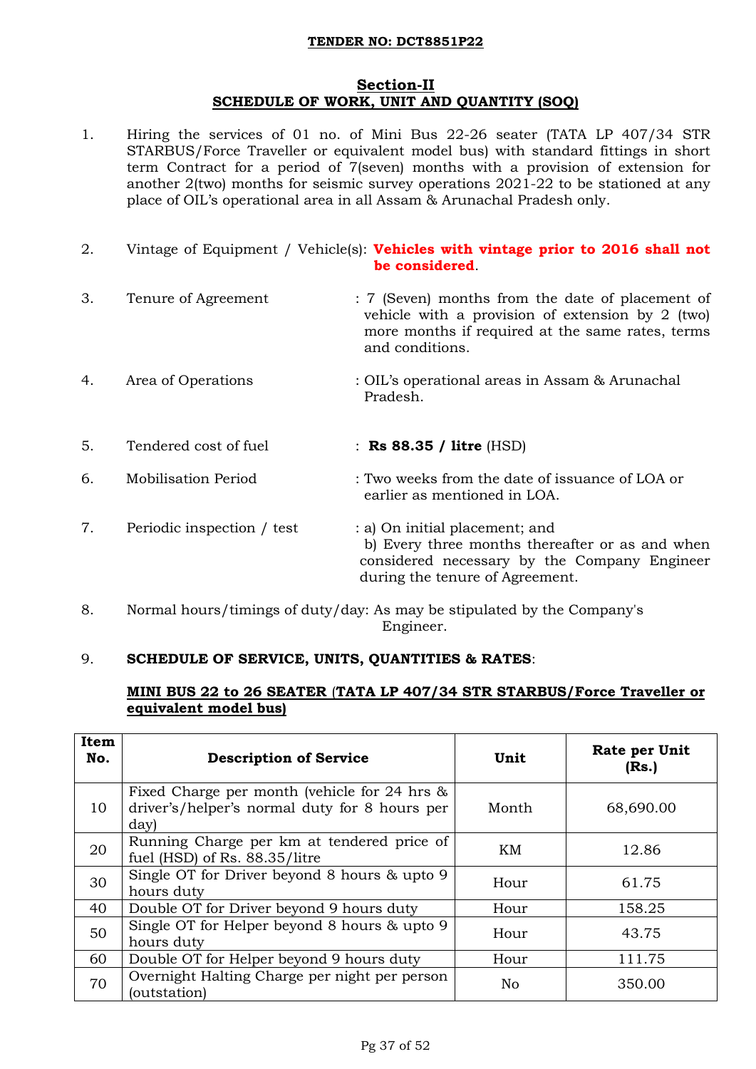**TENDER NO: DCT8851P22**

## Section-II
## SCHEDULE OF WORK, UNIT AND QUANTITY (SOQ)

1. Hiring the services of 01 no. of Mini Bus 22-26 seater (TATA LP 407/34 STR STARBUS/Force Traveller or equivalent model bus) with standard fittings in short term Contract for a period of 7(seven) months with a provision of extension for another 2(two) months for seismic survey operations 2021-22 to be stationed at any place of OIL's operational area in all Assam & Arunachal Pradesh only.

2. Vintage of Equipment / Vehicle(s): **Vehicles with vintage prior to 2016 shall not be considered**.

3. Tenure of Agreement : 7 (Seven) months from the date of placement of vehicle with a provision of extension by 2 (two) more months if required at the same rates, terms and conditions.

4. Area of Operations : OIL's operational areas in Assam & Arunachal Pradesh.

5. Tendered cost of fuel : **Rs 88.35 / litre** (HSD)

6. Mobilisation Period : Two weeks from the date of issuance of LOA or earlier as mentioned in LOA.

7. Periodic inspection / test : a) On initial placement; and
   b) Every three months thereafter or as and when considered necessary by the Company Engineer during the tenure of Agreement.

8. Normal hours/timings of duty/day: As may be stipulated by the Company's Engineer.

9. **SCHEDULE OF SERVICE, UNITS, QUANTITIES & RATES**:

**MINI BUS 22 to 26 SEATER (TATA LP 407/34 STR STARBUS/Force Traveller or equivalent model bus)**

| Item No. | Description of Service | Unit | Rate per Unit (Rs.) |
|---|---|---|---|
| 10 | Fixed Charge per month (vehicle for 24 hrs & driver's/helper's normal duty for 8 hours per day) | Month | 68,690.00 |
| 20 | Running Charge per km at tendered price of fuel (HSD) of Rs. 88.35/litre | KM | 12.86 |
| 30 | Single OT for Driver beyond 8 hours & upto 9 hours duty | Hour | 61.75 |
| 40 | Double OT for Driver beyond 9 hours duty | Hour | 158.25 |
| 50 | Single OT for Helper beyond 8 hours & upto 9 hours duty | Hour | 43.75 |
| 60 | Double OT for Helper beyond 9 hours duty | Hour | 111.75 |
| 70 | Overnight Halting Charge per night per person (outstation) | No | 350.00 |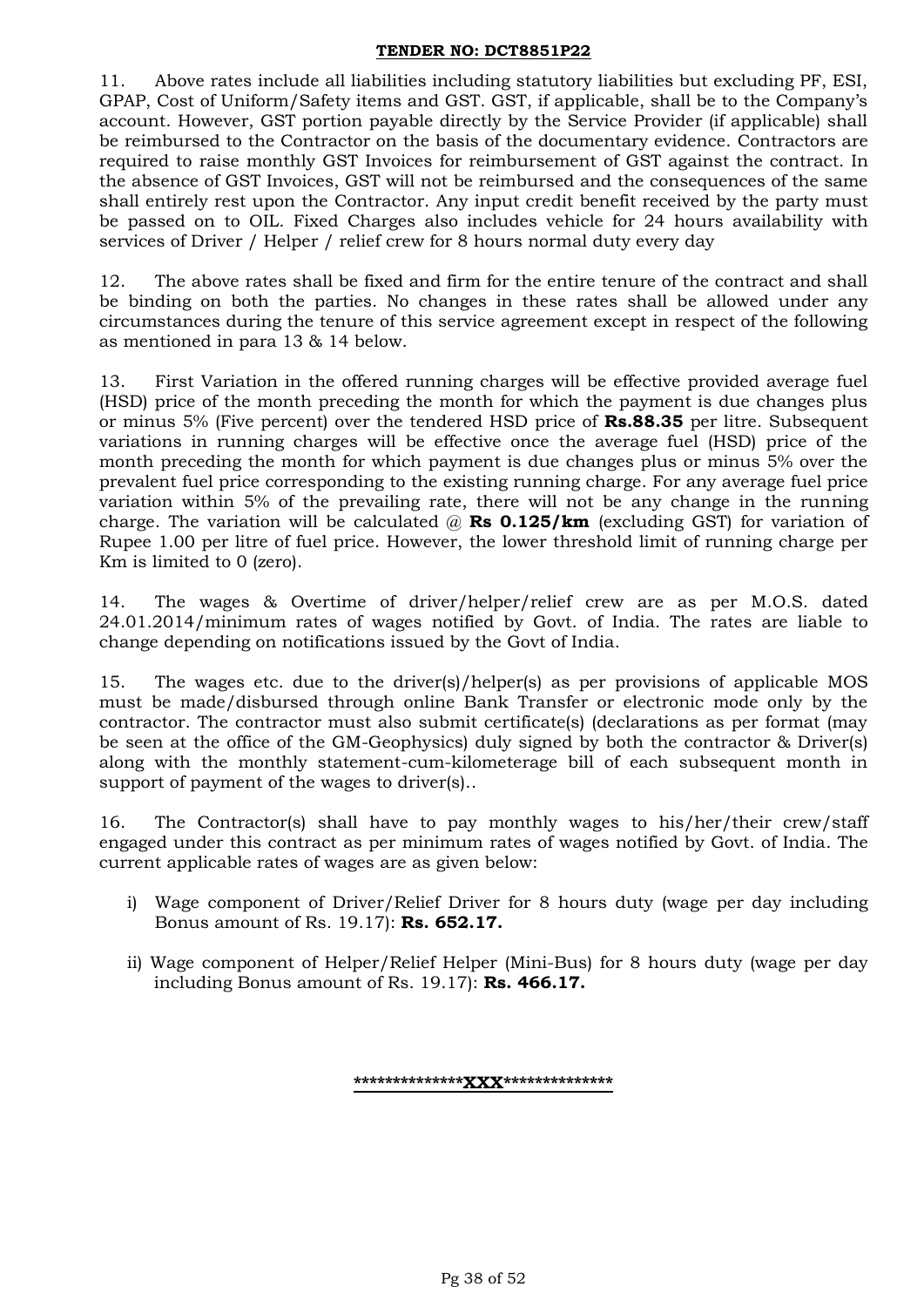**TENDER NO: DCT8851P22**

11. Above rates include all liabilities including statutory liabilities but excluding PF, ESI, GPAP, Cost of Uniform/Safety items and GST. GST, if applicable, shall be to the Company's account. However, GST portion payable directly by the Service Provider (if applicable) shall be reimbursed to the Contractor on the basis of the documentary evidence. Contractors are required to raise monthly GST Invoices for reimbursement of GST against the contract. In the absence of GST Invoices, GST will not be reimbursed and the consequences of the same shall entirely rest upon the Contractor. Any input credit benefit received by the party must be passed on to OIL. Fixed Charges also includes vehicle for 24 hours availability with services of Driver / Helper / relief crew for 8 hours normal duty every day

12. The above rates shall be fixed and firm for the entire tenure of the contract and shall be binding on both the parties. No changes in these rates shall be allowed under any circumstances during the tenure of this service agreement except in respect of the following as mentioned in para 13 & 14 below.

13. First Variation in the offered running charges will be effective provided average fuel (HSD) price of the month preceding the month for which the payment is due changes plus or minus 5% (Five percent) over the tendered HSD price of **Rs.88.35** per litre. Subsequent variations in running charges will be effective once the average fuel (HSD) price of the month preceding the month for which payment is due changes plus or minus 5% over the prevalent fuel price corresponding to the existing running charge. For any average fuel price variation within 5% of the prevailing rate, there will not be any change in the running charge. The variation will be calculated @ **Rs 0.125/km** (excluding GST) for variation of Rupee 1.00 per litre of fuel price. However, the lower threshold limit of running charge per Km is limited to 0 (zero).

14. The wages & Overtime of driver/helper/relief crew are as per M.O.S. dated 24.01.2014/minimum rates of wages notified by Govt. of India. The rates are liable to change depending on notifications issued by the Govt of India.

15. The wages etc. due to the driver(s)/helper(s) as per provisions of applicable MOS must be made/disbursed through online Bank Transfer or electronic mode only by the contractor. The contractor must also submit certificate(s) (declarations as per format (may be seen at the office of the GM-Geophysics) duly signed by both the contractor & Driver(s) along with the monthly statement-cum-kilometerage bill of each subsequent month in support of payment of the wages to driver(s)..

16. The Contractor(s) shall have to pay monthly wages to his/her/their crew/staff engaged under this contract as per minimum rates of wages notified by Govt. of India. The current applicable rates of wages are as given below:

i) Wage component of Driver/Relief Driver for 8 hours duty (wage per day including Bonus amount of Rs. 19.17): **Rs. 652.17.**

ii) Wage component of Helper/Relief Helper (Mini-Bus) for 8 hours duty (wage per day including Bonus amount of Rs. 19.17): **Rs. 466.17.**

**\*\*\*\*\*\*\*\*\*\*\*\*\*\*XXX\*\*\*\*\*\*\*\*\*\*\*\*\*\***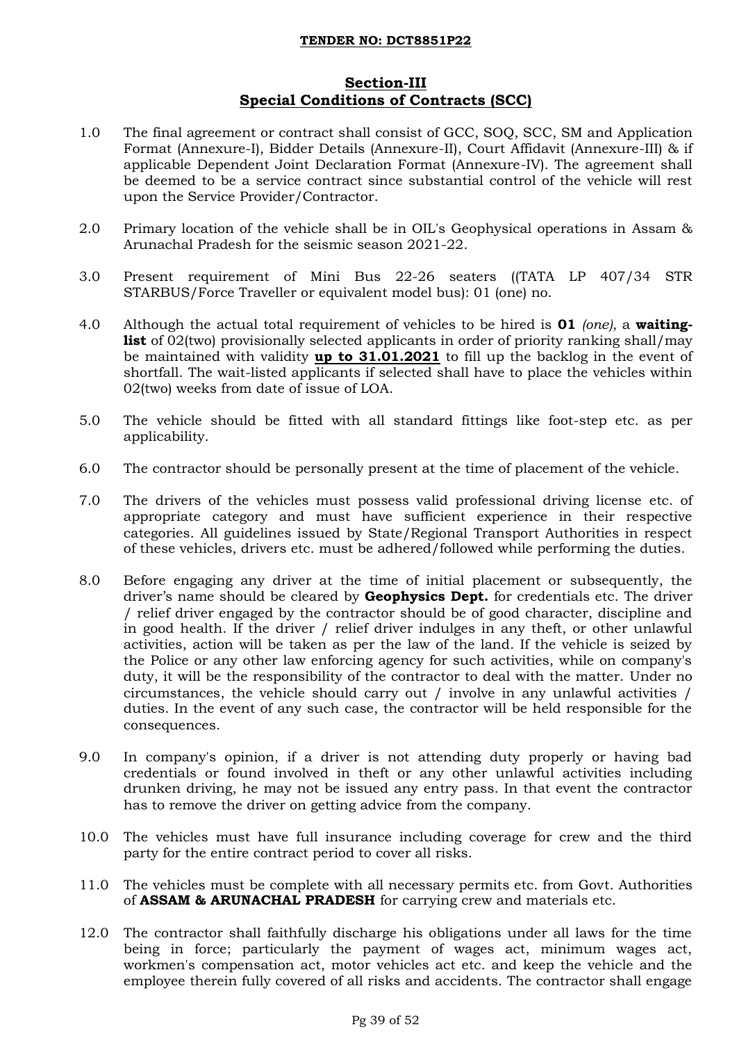## Section-III
## Special Conditions of Contracts (SCC)

1.0 The final agreement or contract shall consist of GCC, SOQ, SCC, SM and Application Format (Annexure-I), Bidder Details (Annexure-II), Court Affidavit (Annexure-III) & if applicable Dependent Joint Declaration Format (Annexure-IV). The agreement shall be deemed to be a service contract since substantial control of the vehicle will rest upon the Service Provider/Contractor.

2.0 Primary location of the vehicle shall be in OIL's Geophysical operations in Assam & Arunachal Pradesh for the seismic season 2021-22.

3.0 Present requirement of Mini Bus 22-26 seaters ((TATA LP 407/34 STR STARBUS/Force Traveller or equivalent model bus): 01 (one) no.

4.0 Although the actual total requirement of vehicles to be hired is **01** *(one)*, a **waiting-list** of 02(two) provisionally selected applicants in order of priority ranking shall/may be maintained with validity **up to 31.01.2021** to fill up the backlog in the event of shortfall. The wait-listed applicants if selected shall have to place the vehicles within 02(two) weeks from date of issue of LOA.

5.0 The vehicle should be fitted with all standard fittings like foot-step etc. as per applicability.

6.0 The contractor should be personally present at the time of placement of the vehicle.

7.0 The drivers of the vehicles must possess valid professional driving license etc. of appropriate category and must have sufficient experience in their respective categories. All guidelines issued by State/Regional Transport Authorities in respect of these vehicles, drivers etc. must be adhered/followed while performing the duties.

8.0 Before engaging any driver at the time of initial placement or subsequently, the driver's name should be cleared by **Geophysics Dept.** for credentials etc. The driver / relief driver engaged by the contractor should be of good character, discipline and in good health. If the driver / relief driver indulges in any theft, or other unlawful activities, action will be taken as per the law of the land. If the vehicle is seized by the Police or any other law enforcing agency for such activities, while on company's duty, it will be the responsibility of the contractor to deal with the matter. Under no circumstances, the vehicle should carry out / involve in any unlawful activities / duties. In the event of any such case, the contractor will be held responsible for the consequences.

9.0 In company's opinion, if a driver is not attending duty properly or having bad credentials or found involved in theft or any other unlawful activities including drunken driving, he may not be issued any entry pass. In that event the contractor has to remove the driver on getting advice from the company.

10.0 The vehicles must have full insurance including coverage for crew and the third party for the entire contract period to cover all risks.

11.0 The vehicles must be complete with all necessary permits etc. from Govt. Authorities of **ASSAM & ARUNACHAL PRADESH** for carrying crew and materials etc.

12.0 The contractor shall faithfully discharge his obligations under all laws for the time being in force; particularly the payment of wages act, minimum wages act, workmen's compensation act, motor vehicles act etc. and keep the vehicle and the employee therein fully covered of all risks and accidents. The contractor shall engage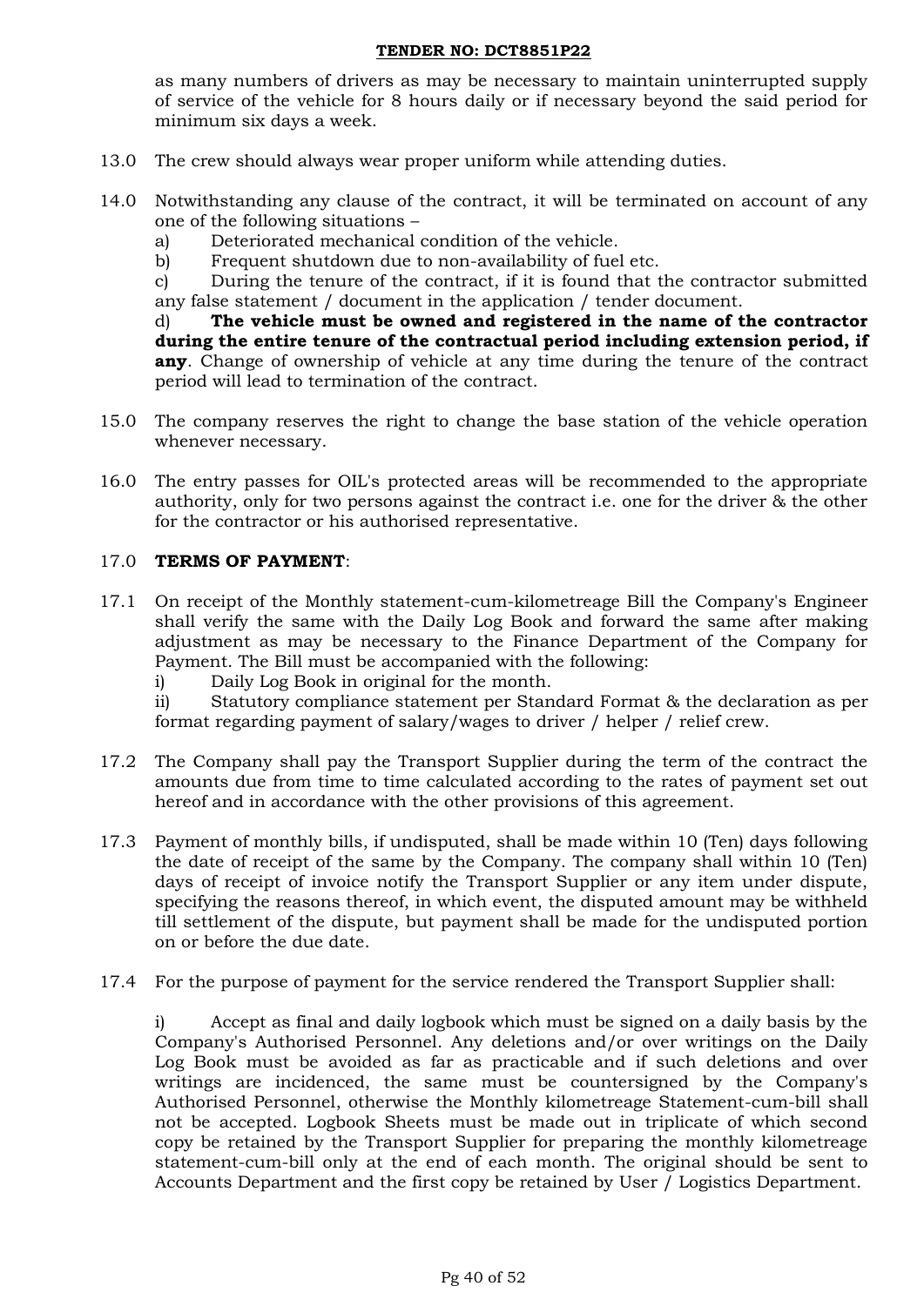as many numbers of drivers as may be necessary to maintain uninterrupted supply of service of the vehicle for 8 hours daily or if necessary beyond the said period for minimum six days a week.

13.0 The crew should always wear proper uniform while attending duties.

14.0 Notwithstanding any clause of the contract, it will be terminated on account of any one of the following situations –

a) Deteriorated mechanical condition of the vehicle.

b) Frequent shutdown due to non-availability of fuel etc.

c) During the tenure of the contract, if it is found that the contractor submitted any false statement / document in the application / tender document.

d) **The vehicle must be owned and registered in the name of the contractor during the entire tenure of the contractual period including extension period, if any**. Change of ownership of vehicle at any time during the tenure of the contract period will lead to termination of the contract.

15.0 The company reserves the right to change the base station of the vehicle operation whenever necessary.

16.0 The entry passes for OIL's protected areas will be recommended to the appropriate authority, only for two persons against the contract i.e. one for the driver & the other for the contractor or his authorised representative.

17.0 **TERMS OF PAYMENT**:

17.1 On receipt of the Monthly statement-cum-kilometreage Bill the Company's Engineer shall verify the same with the Daily Log Book and forward the same after making adjustment as may be necessary to the Finance Department of the Company for Payment. The Bill must be accompanied with the following:

i) Daily Log Book in original for the month.

ii) Statutory compliance statement per Standard Format & the declaration as per format regarding payment of salary/wages to driver / helper / relief crew.

17.2 The Company shall pay the Transport Supplier during the term of the contract the amounts due from time to time calculated according to the rates of payment set out hereof and in accordance with the other provisions of this agreement.

17.3 Payment of monthly bills, if undisputed, shall be made within 10 (Ten) days following the date of receipt of the same by the Company. The company shall within 10 (Ten) days of receipt of invoice notify the Transport Supplier or any item under dispute, specifying the reasons thereof, in which event, the disputed amount may be withheld till settlement of the dispute, but payment shall be made for the undisputed portion on or before the due date.

17.4 For the purpose of payment for the service rendered the Transport Supplier shall:

i) Accept as final and daily logbook which must be signed on a daily basis by the Company's Authorised Personnel. Any deletions and/or over writings on the Daily Log Book must be avoided as far as practicable and if such deletions and over writings are incidenced, the same must be countersigned by the Company's Authorised Personnel, otherwise the Monthly kilometreage Statement-cum-bill shall not be accepted. Logbook Sheets must be made out in triplicate of which second copy be retained by the Transport Supplier for preparing the monthly kilometreage statement-cum-bill only at the end of each month. The original should be sent to Accounts Department and the first copy be retained by User / Logistics Department.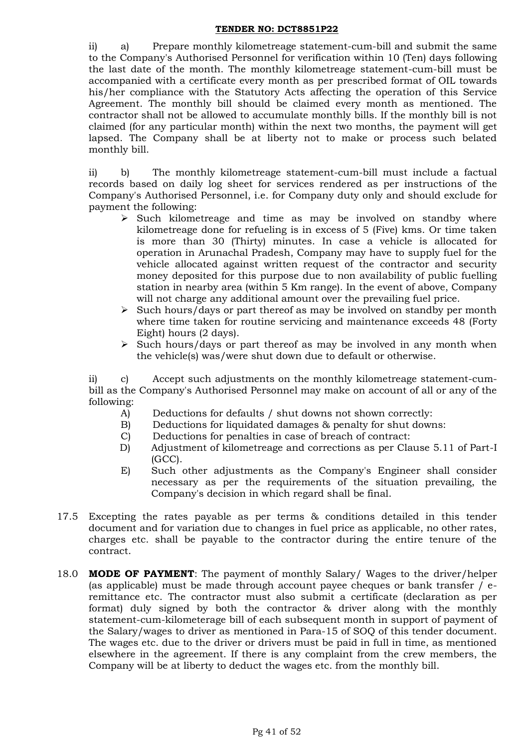ii) a) Prepare monthly kilometreage statement-cum-bill and submit the same to the Company's Authorised Personnel for verification within 10 (Ten) days following the last date of the month. The monthly kilometreage statement-cum-bill must be accompanied with a certificate every month as per prescribed format of OIL towards his/her compliance with the Statutory Acts affecting the operation of this Service Agreement. The monthly bill should be claimed every month as mentioned. The contractor shall not be allowed to accumulate monthly bills. If the monthly bill is not claimed (for any particular month) within the next two months, the payment will get lapsed. The Company shall be at liberty not to make or process such belated monthly bill.

ii) b) The monthly kilometreage statement-cum-bill must include a factual records based on daily log sheet for services rendered as per instructions of the Company's Authorised Personnel, i.e. for Company duty only and should exclude for payment the following:

- Such kilometreage and time as may be involved on standby where kilometreage done for refueling is in excess of 5 (Five) kms. Or time taken is more than 30 (Thirty) minutes. In case a vehicle is allocated for operation in Arunachal Pradesh, Company may have to supply fuel for the vehicle allocated against written request of the contractor and security money deposited for this purpose due to non availability of public fuelling station in nearby area (within 5 Km range). In the event of above, Company will not charge any additional amount over the prevailing fuel price.
- Such hours/days or part thereof as may be involved on standby per month where time taken for routine servicing and maintenance exceeds 48 (Forty Eight) hours (2 days).
- Such hours/days or part thereof as may be involved in any month when the vehicle(s) was/were shut down due to default or otherwise.

ii) c) Accept such adjustments on the monthly kilometreage statement-cum-bill as the Company's Authorised Personnel may make on account of all or any of the following:

A) Deductions for defaults / shut downs not shown correctly:
B) Deductions for liquidated damages & penalty for shut downs:
C) Deductions for penalties in case of breach of contract:
D) Adjustment of kilometreage and corrections as per Clause 5.11 of Part-I (GCC).
E) Such other adjustments as the Company's Engineer shall consider necessary as per the requirements of the situation prevailing, the Company's decision in which regard shall be final.

17.5 Excepting the rates payable as per terms & conditions detailed in this tender document and for variation due to changes in fuel price as applicable, no other rates, charges etc. shall be payable to the contractor during the entire tenure of the contract.

18.0 **MODE OF PAYMENT**: The payment of monthly Salary/ Wages to the driver/helper (as applicable) must be made through account payee cheques or bank transfer / e-remittance etc. The contractor must also submit a certificate (declaration as per format) duly signed by both the contractor & driver along with the monthly statement-cum-kilometerage bill of each subsequent month in support of payment of the Salary/wages to driver as mentioned in Para-15 of SOQ of this tender document. The wages etc. due to the driver or drivers must be paid in full in time, as mentioned elsewhere in the agreement. If there is any complaint from the crew members, the Company will be at liberty to deduct the wages etc. from the monthly bill.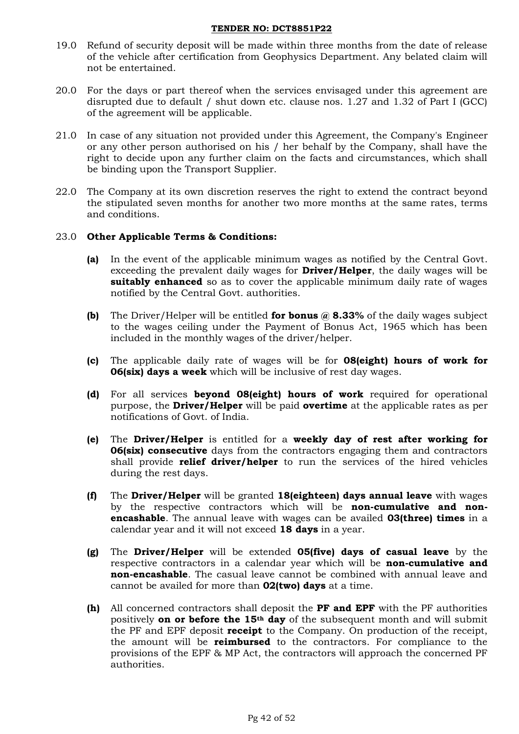19.0 Refund of security deposit will be made within three months from the date of release of the vehicle after certification from Geophysics Department. Any belated claim will not be entertained.

20.0 For the days or part thereof when the services envisaged under this agreement are disrupted due to default / shut down etc. clause nos. 1.27 and 1.32 of Part I (GCC) of the agreement will be applicable.

21.0 In case of any situation not provided under this Agreement, the Company's Engineer or any other person authorised on his / her behalf by the Company, shall have the right to decide upon any further claim on the facts and circumstances, which shall be binding upon the Transport Supplier.

22.0 The Company at its own discretion reserves the right to extend the contract beyond the stipulated seven months for another two more months at the same rates, terms and conditions.

23.0 **Other Applicable Terms & Conditions:**

**(a)** In the event of the applicable minimum wages as notified by the Central Govt. exceeding the prevalent daily wages for **Driver/Helper**, the daily wages will be **suitably enhanced** so as to cover the applicable minimum daily rate of wages notified by the Central Govt. authorities.

**(b)** The Driver/Helper will be entitled **for bonus @ 8.33%** of the daily wages subject to the wages ceiling under the Payment of Bonus Act, 1965 which has been included in the monthly wages of the driver/helper.

**(c)** The applicable daily rate of wages will be for **08(eight) hours of work for 06(six) days a week** which will be inclusive of rest day wages.

**(d)** For all services **beyond 08(eight) hours of work** required for operational purpose, the **Driver/Helper** will be paid **overtime** at the applicable rates as per notifications of Govt. of India.

**(e)** The **Driver/Helper** is entitled for a **weekly day of rest after working for 06(six) consecutive** days from the contractors engaging them and contractors shall provide **relief driver/helper** to run the services of the hired vehicles during the rest days.

**(f)** The **Driver/Helper** will be granted **18(eighteen) days annual leave** with wages by the respective contractors which will be **non-cumulative and non-encashable**. The annual leave with wages can be availed **03(three) times** in a calendar year and it will not exceed **18 days** in a year.

**(g)** The **Driver/Helper** will be extended **05(five) days of casual leave** by the respective contractors in a calendar year which will be **non-cumulative and non-encashable**. The casual leave cannot be combined with annual leave and cannot be availed for more than **02(two) days** at a time.

**(h)** All concerned contractors shall deposit the **PF and EPF** with the PF authorities positively **on or before the 15th day** of the subsequent month and will submit the PF and EPF deposit **receipt** to the Company. On production of the receipt, the amount will be **reimbursed** to the contractors. For compliance to the provisions of the EPF & MP Act, the contractors will approach the concerned PF authorities.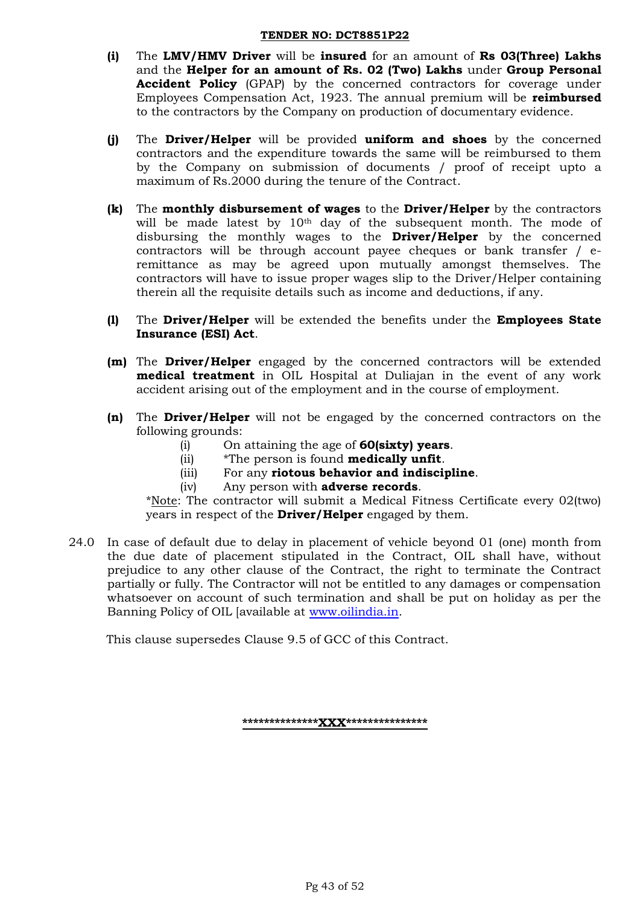- **(i)** The **LMV/HMV Driver** will be **insured** for an amount of **Rs 03(Three) Lakhs** and the **Helper for an amount of Rs. 02 (Two) Lakhs** under **Group Personal Accident Policy** (GPAP) by the concerned contractors for coverage under Employees Compensation Act, 1923. The annual premium will be **reimbursed** to the contractors by the Company on production of documentary evidence.

- **(j)** The **Driver/Helper** will be provided **uniform and shoes** by the concerned contractors and the expenditure towards the same will be reimbursed to them by the Company on submission of documents / proof of receipt upto a maximum of Rs.2000 during the tenure of the Contract.

- **(k)** The **monthly disbursement of wages** to the **Driver/Helper** by the contractors will be made latest by 10th day of the subsequent month. The mode of disbursing the monthly wages to the **Driver/Helper** by the concerned contractors will be through account payee cheques or bank transfer / e-remittance as may be agreed upon mutually amongst themselves. The contractors will have to issue proper wages slip to the Driver/Helper containing therein all the requisite details such as income and deductions, if any.

- **(l)** The **Driver/Helper** will be extended the benefits under the **Employees State Insurance (ESI) Act**.

- **(m)** The **Driver/Helper** engaged by the concerned contractors will be extended **medical treatment** in OIL Hospital at Duliajan in the event of any work accident arising out of the employment and in the course of employment.

- **(n)** The **Driver/Helper** will not be engaged by the concerned contractors on the following grounds:
  - (i) On attaining the age of **60(sixty) years**.
  - (ii) *The person is found **medically unfit**.
  - (iii) For any **riotous behavior and indiscipline**.
  - (iv) Any person with **adverse records**.

  *Note: The contractor will submit a Medical Fitness Certificate every 02(two) years in respect of the **Driver/Helper** engaged by them.

24.0 In case of default due to delay in placement of vehicle beyond 01 (one) month from the due date of placement stipulated in the Contract, OIL shall have, without prejudice to any other clause of the Contract, the right to terminate the Contract partially or fully. The Contractor will not be entitled to any damages or compensation whatsoever on account of such termination and shall be put on holiday as per the Banning Policy of OIL [available at www.oilindia.in.

This clause supersedes Clause 9.5 of GCC of this Contract.

**************XXX***************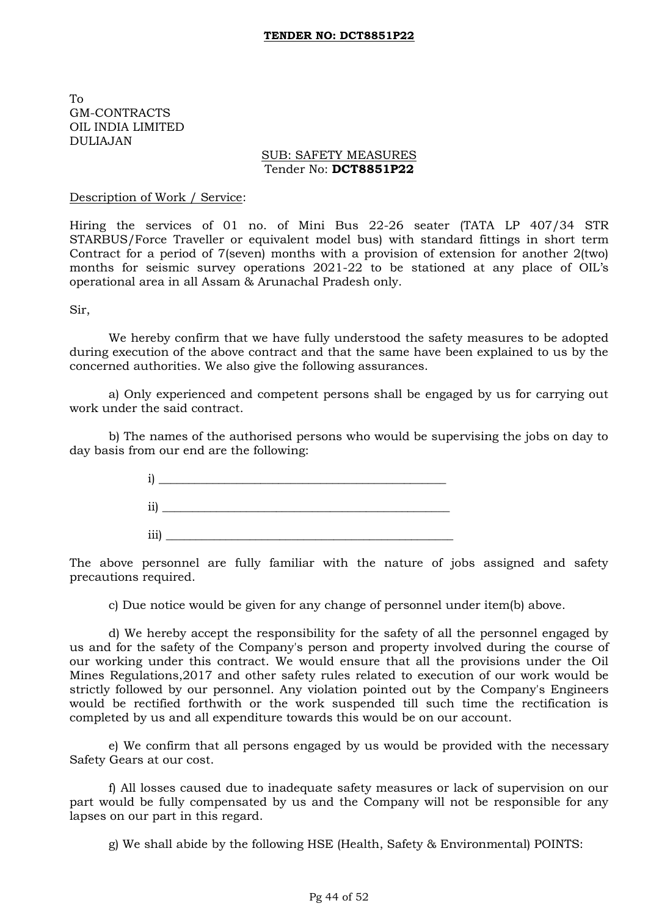To
GM-CONTRACTS
OIL INDIA LIMITED
DULIAJAN

SUB: SAFETY MEASURES
Tender No: **DCT8851P22**

Description of Work / Service:

Hiring the services of 01 no. of Mini Bus 22-26 seater (TATA LP 407/34 STR STARBUS/Force Traveller or equivalent model bus) with standard fittings in short term Contract for a period of 7(seven) months with a provision of extension for another 2(two) months for seismic survey operations 2021-22 to be stationed at any place of OIL's operational area in all Assam & Arunachal Pradesh only.

Sir,

We hereby confirm that we have fully understood the safety measures to be adopted during execution of the above contract and that the same have been explained to us by the concerned authorities. We also give the following assurances.

a) Only experienced and competent persons shall be engaged by us for carrying out work under the said contract.

b) The names of the authorised persons who would be supervising the jobs on day to day basis from our end are the following:

i) ________________________________________________

ii) ________________________________________________

iii) ________________________________________________

The above personnel are fully familiar with the nature of jobs assigned and safety precautions required.

c) Due notice would be given for any change of personnel under item(b) above.

d) We hereby accept the responsibility for the safety of all the personnel engaged by us and for the safety of the Company's person and property involved during the course of our working under this contract. We would ensure that all the provisions under the Oil Mines Regulations,2017 and other safety rules related to execution of our work would be strictly followed by our personnel. Any violation pointed out by the Company's Engineers would be rectified forthwith or the work suspended till such time the rectification is completed by us and all expenditure towards this would be on our account.

e) We confirm that all persons engaged by us would be provided with the necessary Safety Gears at our cost.

f) All losses caused due to inadequate safety measures or lack of supervision on our part would be fully compensated by us and the Company will not be responsible for any lapses on our part in this regard.

g) We shall abide by the following HSE (Health, Safety & Environmental) POINTS: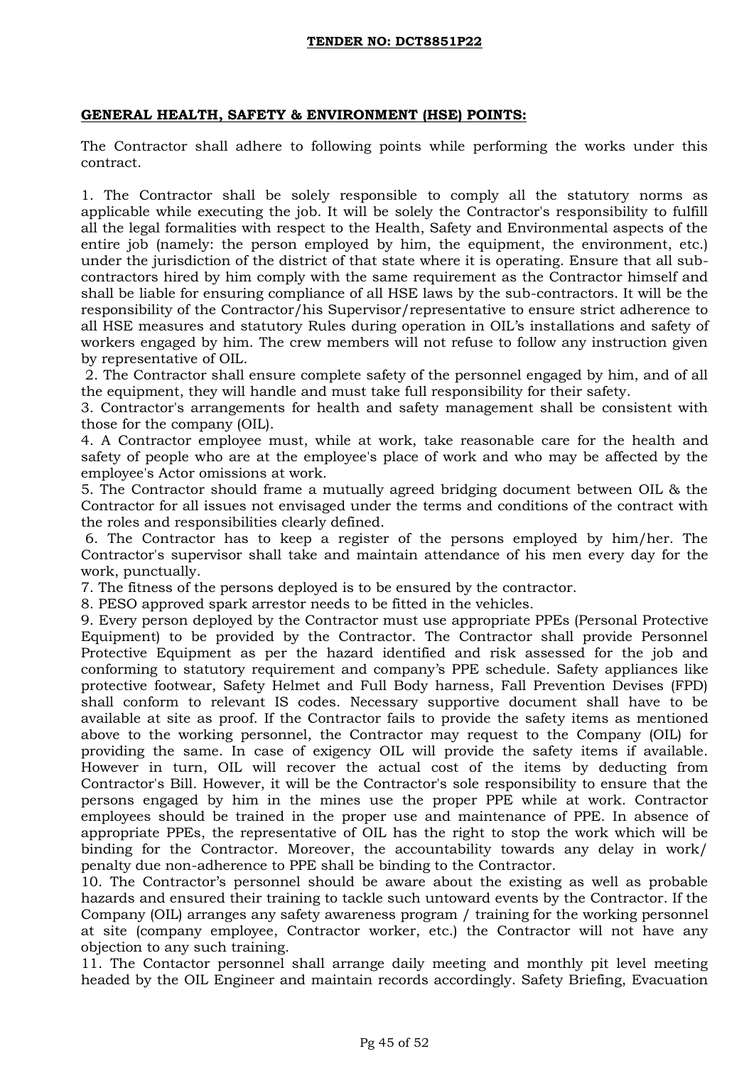**TENDER NO: DCT8851P22**

## GENERAL HEALTH, SAFETY & ENVIRONMENT (HSE) POINTS:

The Contractor shall adhere to following points while performing the works under this contract.

1. The Contractor shall be solely responsible to comply all the statutory norms as applicable while executing the job. It will be solely the Contractor's responsibility to fulfill all the legal formalities with respect to the Health, Safety and Environmental aspects of the entire job (namely: the person employed by him, the equipment, the environment, etc.) under the jurisdiction of the district of that state where it is operating. Ensure that all sub-contractors hired by him comply with the same requirement as the Contractor himself and shall be liable for ensuring compliance of all HSE laws by the sub-contractors. It will be the responsibility of the Contractor/his Supervisor/representative to ensure strict adherence to all HSE measures and statutory Rules during operation in OIL's installations and safety of workers engaged by him. The crew members will not refuse to follow any instruction given by representative of OIL.

2. The Contractor shall ensure complete safety of the personnel engaged by him, and of all the equipment, they will handle and must take full responsibility for their safety.

3. Contractor's arrangements for health and safety management shall be consistent with those for the company (OIL).

4. A Contractor employee must, while at work, take reasonable care for the health and safety of people who are at the employee's place of work and who may be affected by the employee's Actor omissions at work.

5. The Contractor should frame a mutually agreed bridging document between OIL & the Contractor for all issues not envisaged under the terms and conditions of the contract with the roles and responsibilities clearly defined.

6. The Contractor has to keep a register of the persons employed by him/her. The Contractor's supervisor shall take and maintain attendance of his men every day for the work, punctually.

7. The fitness of the persons deployed is to be ensured by the contractor.

8. PESO approved spark arrestor needs to be fitted in the vehicles.

9. Every person deployed by the Contractor must use appropriate PPEs (Personal Protective Equipment) to be provided by the Contractor. The Contractor shall provide Personnel Protective Equipment as per the hazard identified and risk assessed for the job and conforming to statutory requirement and company's PPE schedule. Safety appliances like protective footwear, Safety Helmet and Full Body harness, Fall Prevention Devises (FPD) shall conform to relevant IS codes. Necessary supportive document shall have to be available at site as proof. If the Contractor fails to provide the safety items as mentioned above to the working personnel, the Contractor may request to the Company (OIL) for providing the same. In case of exigency OIL will provide the safety items if available. However in turn, OIL will recover the actual cost of the items by deducting from Contractor's Bill. However, it will be the Contractor's sole responsibility to ensure that the persons engaged by him in the mines use the proper PPE while at work. Contractor employees should be trained in the proper use and maintenance of PPE. In absence of appropriate PPEs, the representative of OIL has the right to stop the work which will be binding for the Contractor. Moreover, the accountability towards any delay in work/ penalty due non-adherence to PPE shall be binding to the Contractor.

10. The Contractor's personnel should be aware about the existing as well as probable hazards and ensured their training to tackle such untoward events by the Contractor. If the Company (OIL) arranges any safety awareness program / training for the working personnel at site (company employee, Contractor worker, etc.) the Contractor will not have any objection to any such training.

11. The Contactor personnel shall arrange daily meeting and monthly pit level meeting headed by the OIL Engineer and maintain records accordingly. Safety Briefing, Evacuation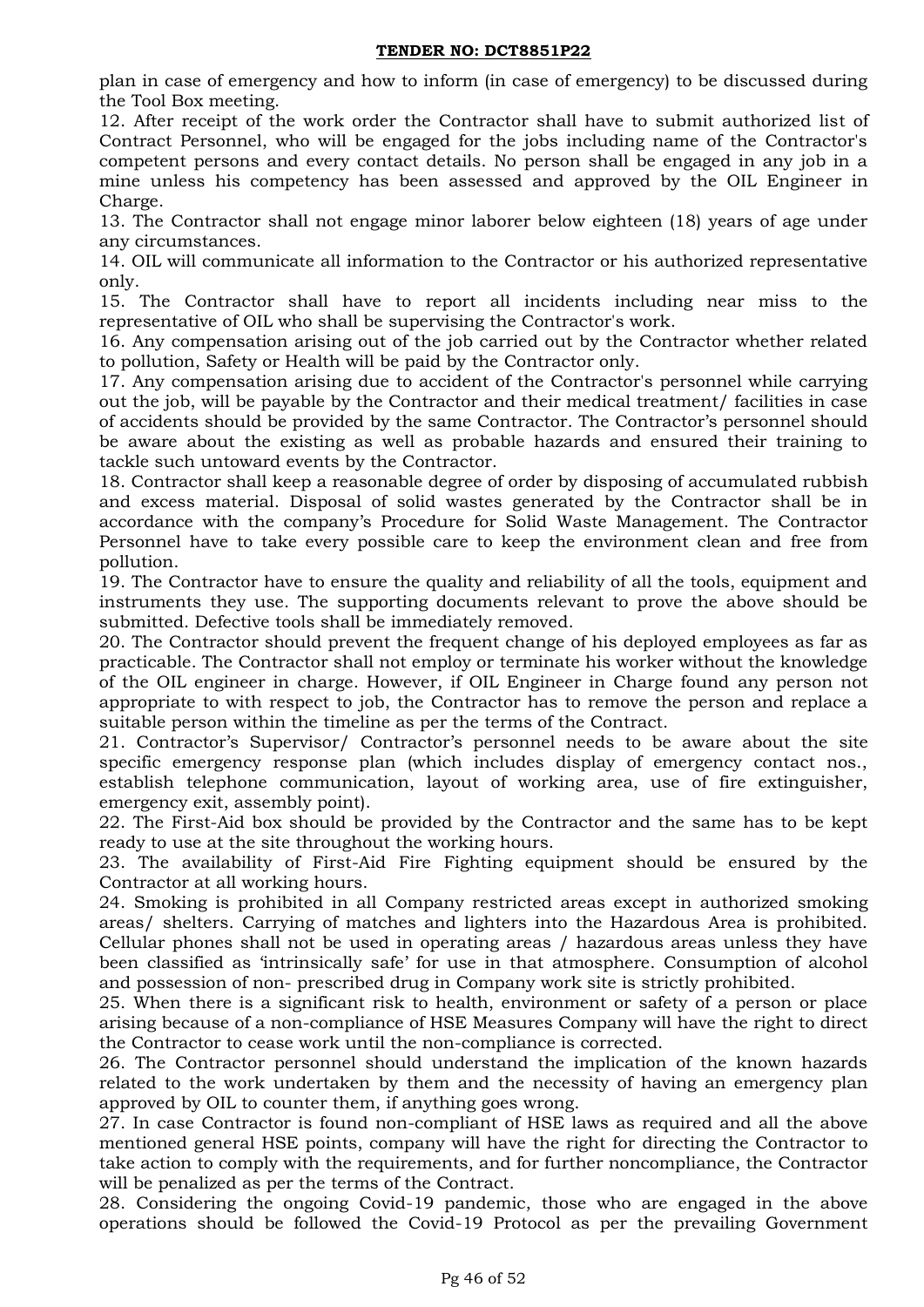plan in case of emergency and how to inform (in case of emergency) to be discussed during the Tool Box meeting.

12. After receipt of the work order the Contractor shall have to submit authorized list of Contract Personnel, who will be engaged for the jobs including name of the Contractor's competent persons and every contact details. No person shall be engaged in any job in a mine unless his competency has been assessed and approved by the OIL Engineer in Charge.

13. The Contractor shall not engage minor laborer below eighteen (18) years of age under any circumstances.

14. OIL will communicate all information to the Contractor or his authorized representative only.

15. The Contractor shall have to report all incidents including near miss to the representative of OIL who shall be supervising the Contractor's work.

16. Any compensation arising out of the job carried out by the Contractor whether related to pollution, Safety or Health will be paid by the Contractor only.

17. Any compensation arising due to accident of the Contractor's personnel while carrying out the job, will be payable by the Contractor and their medical treatment/ facilities in case of accidents should be provided by the same Contractor. The Contractor's personnel should be aware about the existing as well as probable hazards and ensured their training to tackle such untoward events by the Contractor.

18. Contractor shall keep a reasonable degree of order by disposing of accumulated rubbish and excess material. Disposal of solid wastes generated by the Contractor shall be in accordance with the company's Procedure for Solid Waste Management. The Contractor Personnel have to take every possible care to keep the environment clean and free from pollution.

19. The Contractor have to ensure the quality and reliability of all the tools, equipment and instruments they use. The supporting documents relevant to prove the above should be submitted. Defective tools shall be immediately removed.

20. The Contractor should prevent the frequent change of his deployed employees as far as practicable. The Contractor shall not employ or terminate his worker without the knowledge of the OIL engineer in charge. However, if OIL Engineer in Charge found any person not appropriate to with respect to job, the Contractor has to remove the person and replace a suitable person within the timeline as per the terms of the Contract.

21. Contractor's Supervisor/ Contractor's personnel needs to be aware about the site specific emergency response plan (which includes display of emergency contact nos., establish telephone communication, layout of working area, use of fire extinguisher, emergency exit, assembly point).

22. The First-Aid box should be provided by the Contractor and the same has to be kept ready to use at the site throughout the working hours.

23. The availability of First-Aid Fire Fighting equipment should be ensured by the Contractor at all working hours.

24. Smoking is prohibited in all Company restricted areas except in authorized smoking areas/ shelters. Carrying of matches and lighters into the Hazardous Area is prohibited. Cellular phones shall not be used in operating areas / hazardous areas unless they have been classified as 'intrinsically safe' for use in that atmosphere. Consumption of alcohol and possession of non- prescribed drug in Company work site is strictly prohibited.

25. When there is a significant risk to health, environment or safety of a person or place arising because of a non-compliance of HSE Measures Company will have the right to direct the Contractor to cease work until the non-compliance is corrected.

26. The Contractor personnel should understand the implication of the known hazards related to the work undertaken by them and the necessity of having an emergency plan approved by OIL to counter them, if anything goes wrong.

27. In case Contractor is found non-compliant of HSE laws as required and all the above mentioned general HSE points, company will have the right for directing the Contractor to take action to comply with the requirements, and for further noncompliance, the Contractor will be penalized as per the terms of the Contract.

28. Considering the ongoing Covid-19 pandemic, those who are engaged in the above operations should be followed the Covid-19 Protocol as per the prevailing Government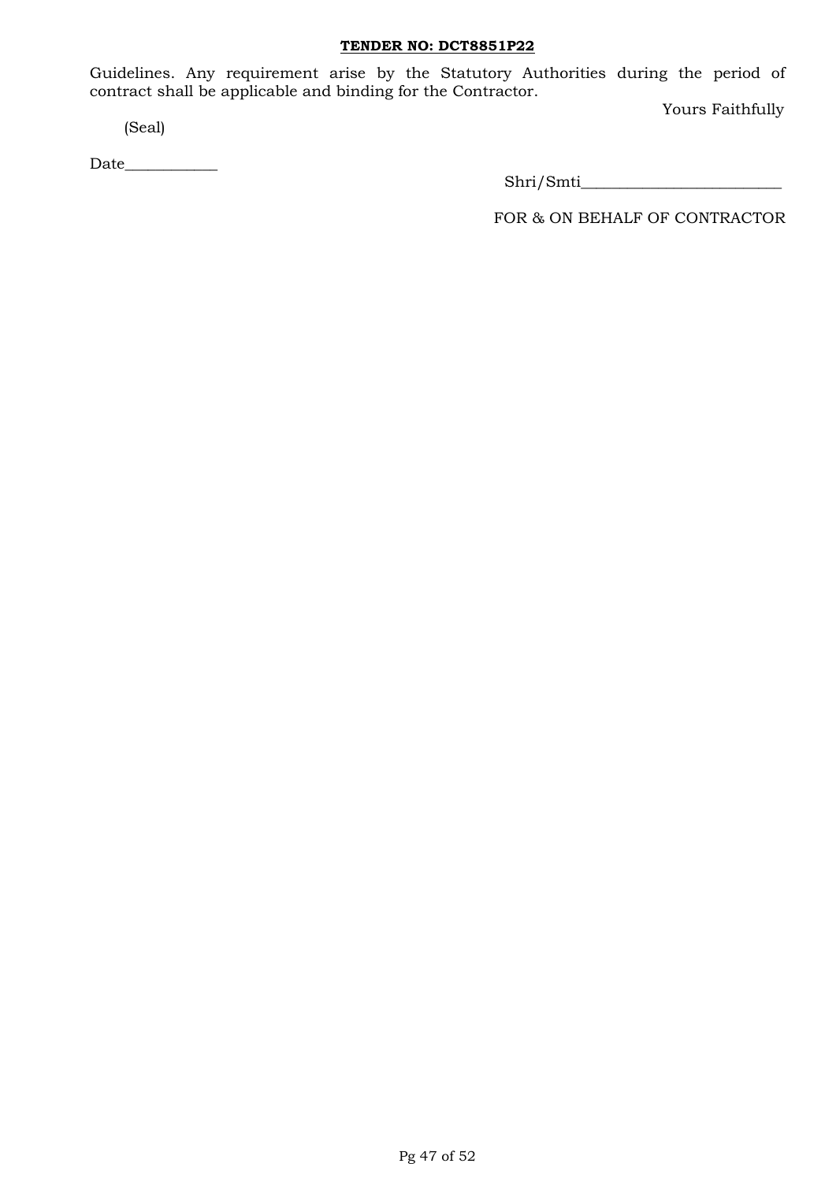Guidelines. Any requirement arise by the Statutory Authorities during the period of contract shall be applicable and binding for the Contractor.

Yours Faithfully

(Seal)

Date____________

Shri/Smti__________________________

FOR & ON BEHALF OF CONTRACTOR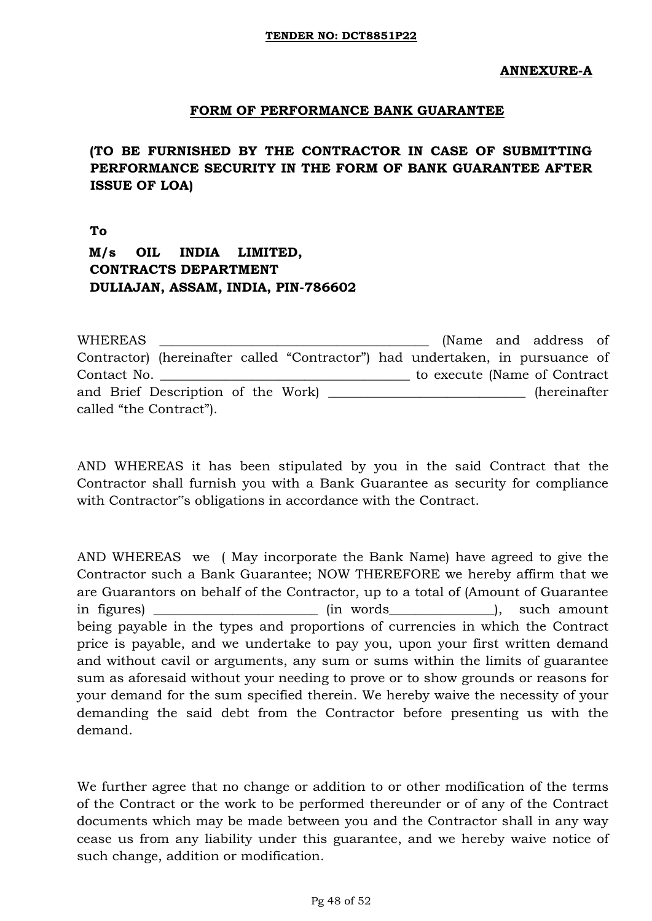**TENDER NO: DCT8851P22**

**ANNEXURE-A**

**FORM OF PERFORMANCE BANK GUARANTEE**

**(TO BE FURNISHED BY THE CONTRACTOR IN CASE OF SUBMITTING PERFORMANCE SECURITY IN THE FORM OF BANK GUARANTEE AFTER ISSUE OF LOA)**

**To**

**M/s OIL INDIA LIMITED,**
**CONTRACTS DEPARTMENT**
**DULIAJAN, ASSAM, INDIA, PIN-786602**

WHEREAS \_\_\_\_\_\_\_\_\_\_\_\_\_\_\_\_\_\_\_\_\_\_\_\_\_\_\_\_\_\_\_\_\_\_\_\_\_\_\_\_ (Name and address of Contractor) (hereinafter called "Contractor") had undertaken, in pursuance of Contact No. \_\_\_\_\_\_\_\_\_\_\_\_\_\_\_\_\_\_\_\_\_\_\_\_\_\_\_\_\_\_\_\_\_\_\_\_\_ to execute (Name of Contract and Brief Description of the Work) \_\_\_\_\_\_\_\_\_\_\_\_\_\_\_\_\_\_\_\_\_\_\_\_\_\_\_\_\_\_ (hereinafter called "the Contract").

AND WHEREAS it has been stipulated by you in the said Contract that the Contractor shall furnish you with a Bank Guarantee as security for compliance with Contractor"s obligations in accordance with the Contract.

AND WHEREAS we ( May incorporate the Bank Name) have agreed to give the Contractor such a Bank Guarantee; NOW THEREFORE we hereby affirm that we are Guarantors on behalf of the Contractor, up to a total of (Amount of Guarantee in figures) \_\_\_\_\_\_\_\_\_\_\_\_\_\_\_\_\_\_\_\_\_\_\_\_ (in words\_\_\_\_\_\_\_\_\_\_\_\_\_\_\_), such amount being payable in the types and proportions of currencies in which the Contract price is payable, and we undertake to pay you, upon your first written demand and without cavil or arguments, any sum or sums within the limits of guarantee sum as aforesaid without your needing to prove or to show grounds or reasons for your demand for the sum specified therein. We hereby waive the necessity of your demanding the said debt from the Contractor before presenting us with the demand.

We further agree that no change or addition to or other modification of the terms of the Contract or the work to be performed thereunder or of any of the Contract documents which may be made between you and the Contractor shall in any way cease us from any liability under this guarantee, and we hereby waive notice of such change, addition or modification.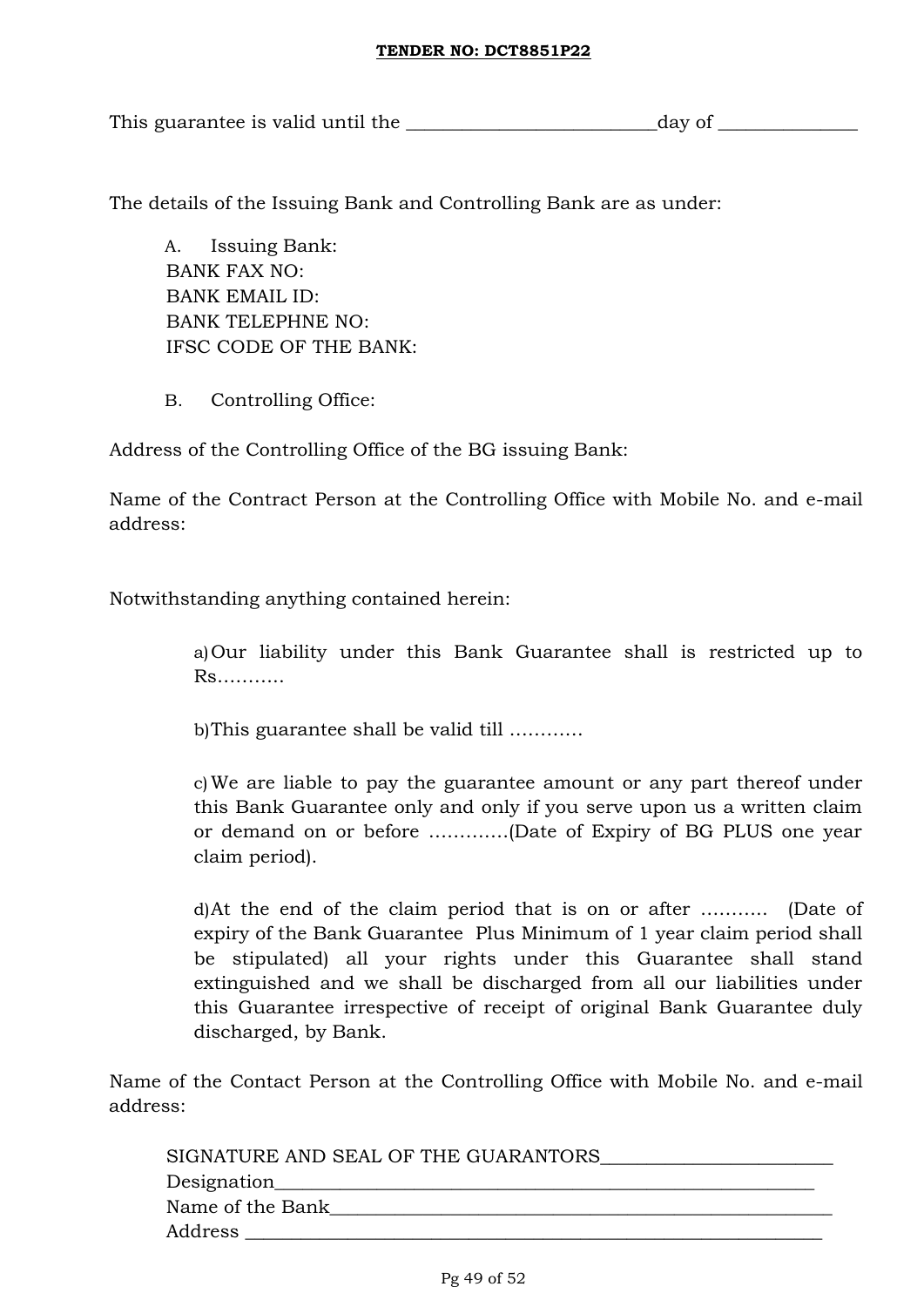This guarantee is valid until the ___________________________day of _______________

The details of the Issuing Bank and Controlling Bank are as under:

A. Issuing Bank:
BANK FAX NO:
BANK EMAIL ID:
BANK TELEPHNE NO:
IFSC CODE OF THE BANK:

B. Controlling Office:

Address of the Controlling Office of the BG issuing Bank:

Name of the Contract Person at the Controlling Office with Mobile No. and e-mail address:

Notwithstanding anything contained herein:

a) Our liability under this Bank Guarantee shall is restricted up to Rs………..

b) This guarantee shall be valid till …………

c) We are liable to pay the guarantee amount or any part thereof under this Bank Guarantee only and only if you serve upon us a written claim or demand on or before ………….(Date of Expiry of BG PLUS one year claim period).

d) At the end of the claim period that is on or after ……….. (Date of expiry of the Bank Guarantee Plus Minimum of 1 year claim period shall be stipulated) all your rights under this Guarantee shall stand extinguished and we shall be discharged from all our liabilities under this Guarantee irrespective of receipt of original Bank Guarantee duly discharged, by Bank.

Name of the Contact Person at the Controlling Office with Mobile No. and e-mail address:

SIGNATURE AND SEAL OF THE GUARANTORS_________________________
Designation____________________________________________________________
Name of the Bank________________________________________________________
Address _______________________________________________________________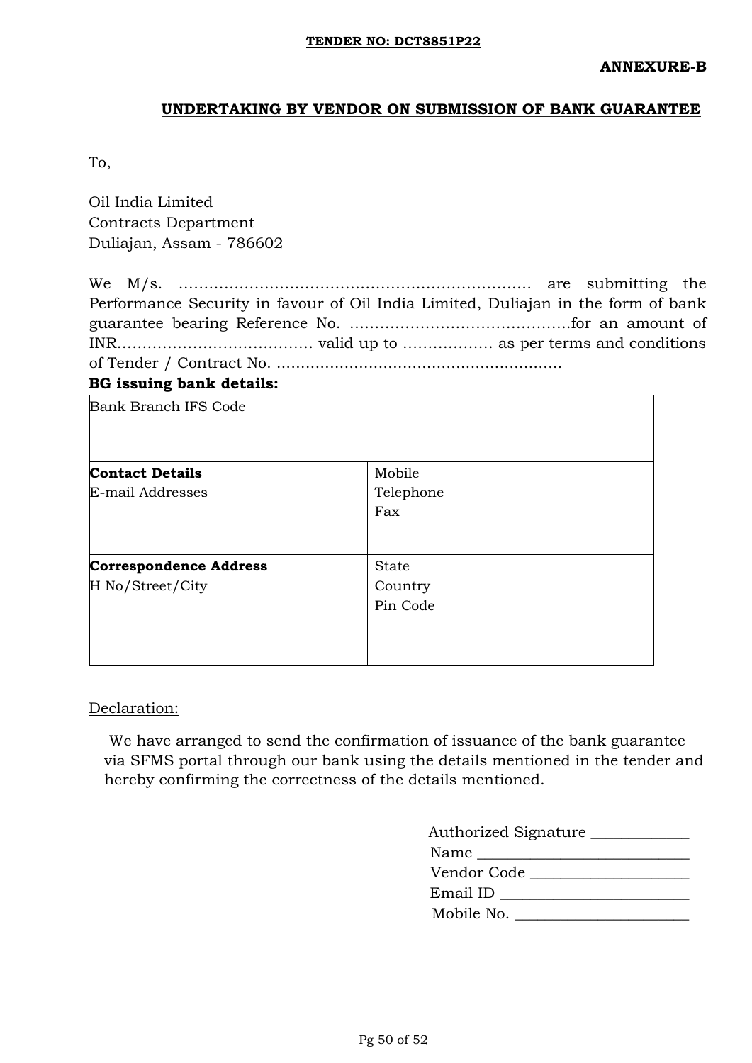**TENDER NO: DCT8851P22**

**ANNEXURE-B**

## UNDERTAKING BY VENDOR ON SUBMISSION OF BANK GUARANTEE

To,

Oil India Limited
Contracts Department
Duliajan, Assam - 786602

We M/s. ……………………………………………………………… are submitting the Performance Security in favour of Oil India Limited, Duliajan in the form of bank guarantee bearing Reference No. ……………………………………for an amount of INR………………………………… valid up to ……………… as per terms and conditions of Tender / Contract No. …………………………………………………

**BG issuing bank details:**

| Bank Branch IFS Code | |
|---|---|
| **Contact Details**<br>E-mail Addresses | Mobile<br>Telephone<br>Fax |
| **Correspondence Address**<br>H No/Street/City | State<br>Country<br>Pin Code |

Declaration:

We have arranged to send the confirmation of issuance of the bank guarantee via SFMS portal through our bank using the details mentioned in the tender and hereby confirming the correctness of the details mentioned.

Authorized Signature ____________
Name ___________________________
Vendor Code ____________________
Email ID ________________________
Mobile No. ______________________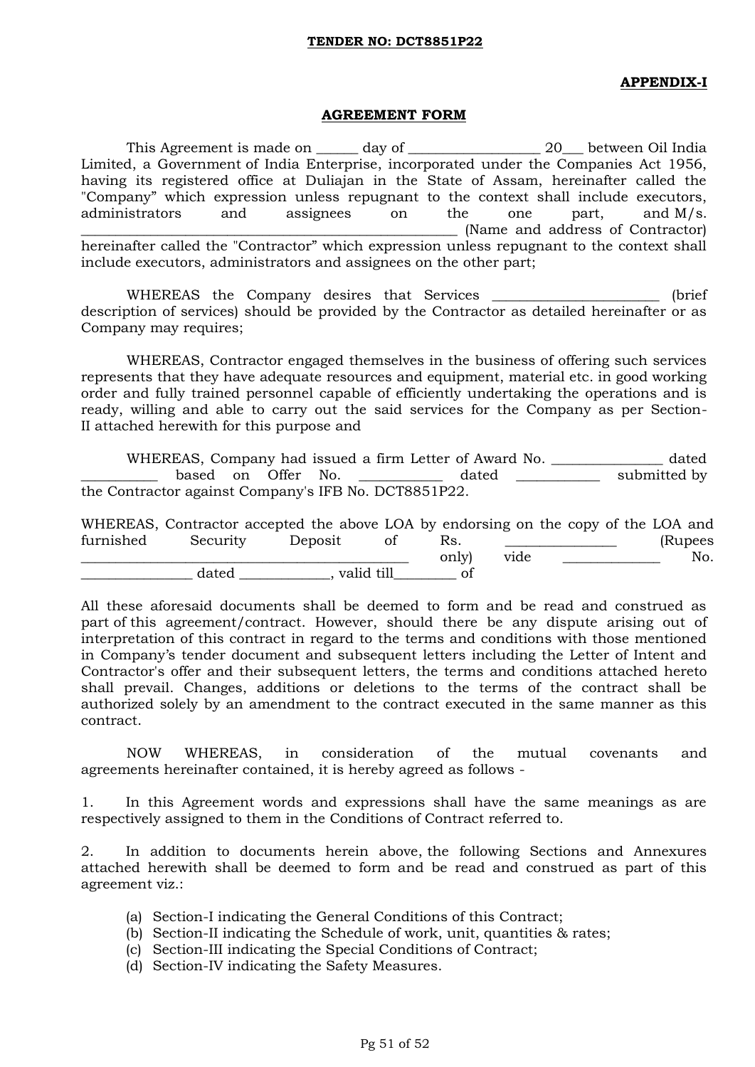**TENDER NO: DCT8851P22**

**APPENDIX-I**

## AGREEMENT FORM

This Agreement is made on ______ day of __________________ 20___ between Oil India Limited, a Government of India Enterprise, incorporated under the Companies Act 1956, having its registered office at Duliajan in the State of Assam, hereinafter called the "Company" which expression unless repugnant to the context shall include executors, administrators and assignees on the one part, and M/s. ____________________________________________________ (Name and address of Contractor) hereinafter called the "Contractor" which expression unless repugnant to the context shall include executors, administrators and assignees on the other part;

WHEREAS the Company desires that Services _______________________ (brief description of services) should be provided by the Contractor as detailed hereinafter or as Company may requires;

WHEREAS, Contractor engaged themselves in the business of offering such services represents that they have adequate resources and equipment, material etc. in good working order and fully trained personnel capable of efficiently undertaking the operations and is ready, willing and able to carry out the said services for the Company as per Section-II attached herewith for this purpose and

WHEREAS, Company had issued a firm Letter of Award No. _______________ dated ___________ based on Offer No. ___________ dated ___________ submitted by the Contractor against Company's IFB No. DCT8851P22.

WHEREAS, Contractor accepted the above LOA by endorsing on the copy of the LOA and furnished Security Deposit of Rs. _______________ (Rupees ____________________________________________ only) vide _____________ No. _______________ dated _____________, valid till________ of

All these aforesaid documents shall be deemed to form and be read and construed as part of this agreement/contract. However, should there be any dispute arising out of interpretation of this contract in regard to the terms and conditions with those mentioned in Company's tender document and subsequent letters including the Letter of Intent and Contractor's offer and their subsequent letters, the terms and conditions attached hereto shall prevail. Changes, additions or deletions to the terms of the contract shall be authorized solely by an amendment to the contract executed in the same manner as this contract.

NOW WHEREAS, in consideration of the mutual covenants and agreements hereinafter contained, it is hereby agreed as follows -

1. In this Agreement words and expressions shall have the same meanings as are respectively assigned to them in the Conditions of Contract referred to.

2. In addition to documents herein above, the following Sections and Annexures attached herewith shall be deemed to form and be read and construed as part of this agreement viz.:

   (a) Section-I indicating the General Conditions of this Contract;
   (b) Section-II indicating the Schedule of work, unit, quantities & rates;
   (c) Section-III indicating the Special Conditions of Contract;
   (d) Section-IV indicating the Safety Measures.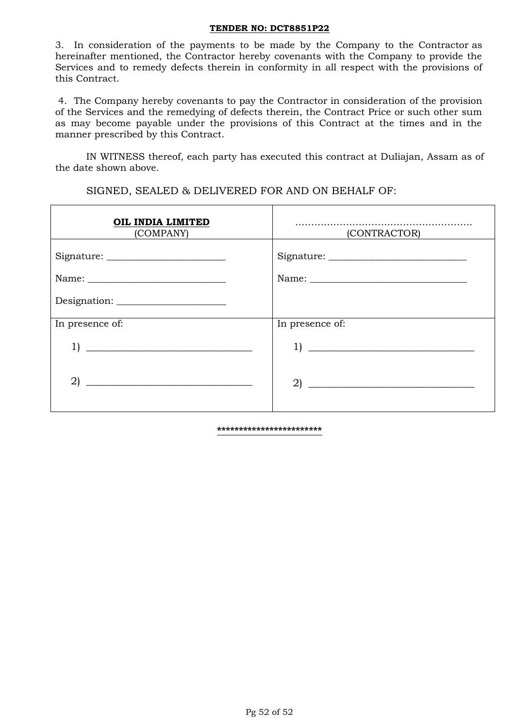**TENDER NO: DCT8851P22**

3. In consideration of the payments to be made by the Company to the Contractor as hereinafter mentioned, the Contractor hereby covenants with the Company to provide the Services and to remedy defects therein in conformity in all respect with the provisions of this Contract.

4. The Company hereby covenants to pay the Contractor in consideration of the provision of the Services and the remedying of defects therein, the Contract Price or such other sum as may become payable under the provisions of this Contract at the times and in the manner prescribed by this Contract.

IN WITNESS thereof, each party has executed this contract at Duliajan, Assam as of the date shown above.

SIGNED, SEALED & DELIVERED FOR AND ON BEHALF OF:

| **OIL INDIA LIMITED** (COMPANY) | ……………………………………………… (CONTRACTOR) |
|---|---|
| Signature: ______________________ <br> Name: ______________________ <br> Designation: ______________________ | Signature: ______________________ <br> Name: ______________________ |
| In presence of: <br> 1) ______________________ <br> 2) ______________________ | In presence of: <br> 1) ______________________ <br> 2) ______________________ |

************************